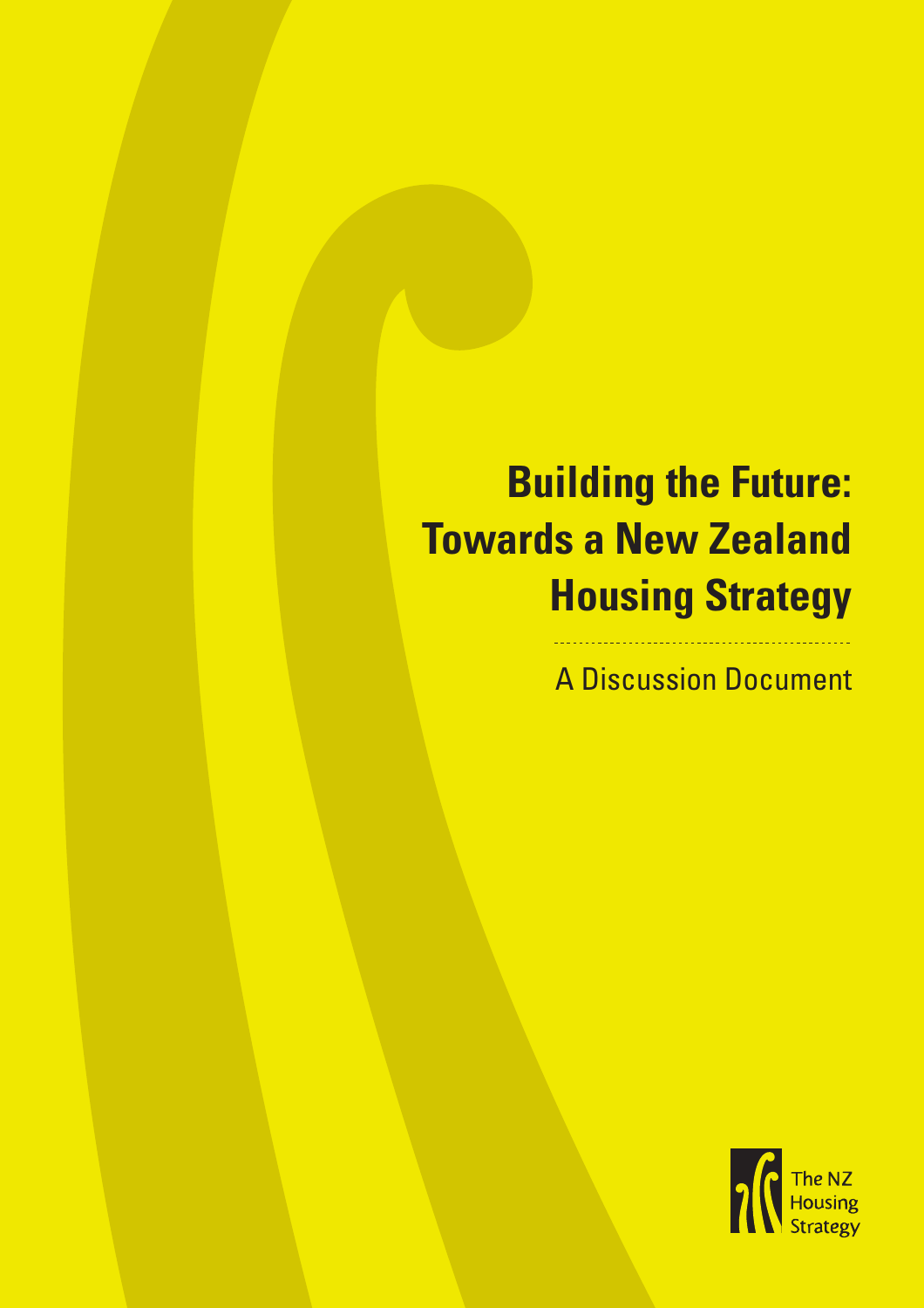# Building the Future: Towards a New Zealand Housing Strategy

A Discussion Document

The NZ Housing Strategy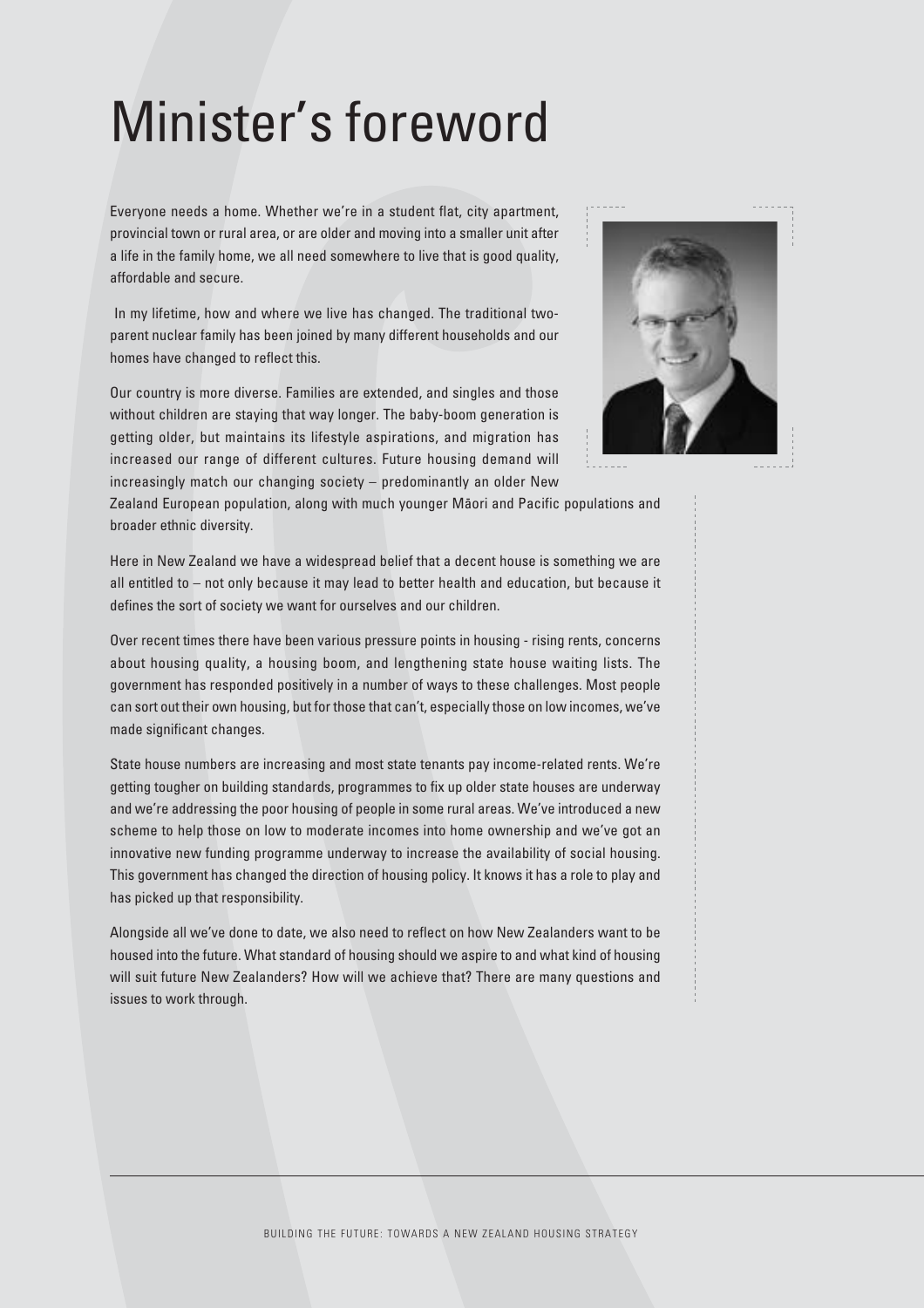# Minister's foreword

Everyone needs a home. Whether we're in a student flat, city apartment, provincial town or rural area, or are older and moving into a smaller unit after a life in the family home, we all need somewhere to live that is good quality, affordable and secure.

In my lifetime, how and where we live has changed. The traditional two-parent nuclear family has been joined by many different households and our homes have changed to reflect this.

Our country is more diverse. Families are extended, and singles and those without children are staying that way longer. The baby-boom generation is getting older, but maintains its lifestyle aspirations, and migration has increased our range of different cultures. Future housing demand will increasingly match our changing society – predominantly an older New Zealand European population, along with much younger Māori and Pacific populations and broader ethnic diversity.

Here in New Zealand we have a widespread belief that a decent house is something we are all entitled to – not only because it may lead to better health and education, but because it defines the sort of society we want for ourselves and our children.

Over recent times there have been various pressure points in housing - rising rents, concerns about housing quality, a housing boom, and lengthening state house waiting lists. The government has responded positively in a number of ways to these challenges. Most people can sort out their own housing, but for those that can't, especially those on low incomes, we've made significant changes.

State house numbers are increasing and most state tenants pay income-related rents. We're getting tougher on building standards, programmes to fix up older state houses are underway and we're addressing the poor housing of people in some rural areas. We've introduced a new scheme to help those on low to moderate incomes into home ownership and we've got an innovative new funding programme underway to increase the availability of social housing. This government has changed the direction of housing policy. It knows it has a role to play and has picked up that responsibility.

Alongside all we've done to date, we also need to reflect on how New Zealanders want to be housed into the future. What standard of housing should we aspire to and what kind of housing will suit future New Zealanders? How will we achieve that? There are many questions and issues to work through.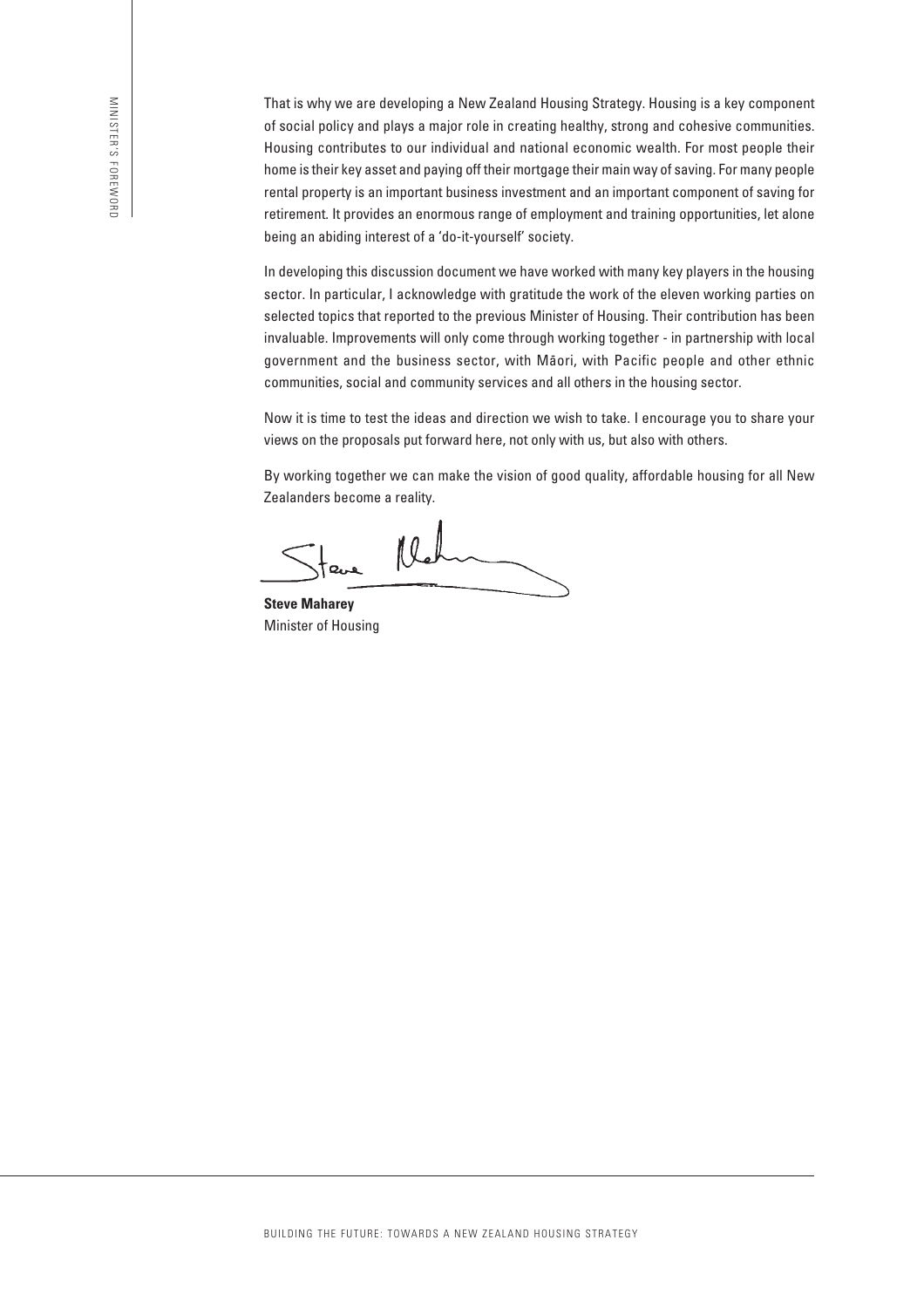That is why we are developing a New Zealand Housing Strategy. Housing is a key component of social policy and plays a major role in creating healthy, strong and cohesive communities. Housing contributes to our individual and national economic wealth. For most people their home is their key asset and paying off their mortgage their main way of saving. For many people rental property is an important business investment and an important component of saving for retirement. It provides an enormous range of employment and training opportunities, let alone being an abiding interest of a 'do-it-yourself' society.

In developing this discussion document we have worked with many key players in the housing sector. In particular, I acknowledge with gratitude the work of the eleven working parties on selected topics that reported to the previous Minister of Housing. Their contribution has been invaluable. Improvements will only come through working together - in partnership with local government and the business sector, with Māori, with Pacific people and other ethnic communities, social and community services and all others in the housing sector.

Now it is time to test the ideas and direction we wish to take. I encourage you to share your views on the proposals put forward here, not only with us, but also with others.

By working together we can make the vision of good quality, affordable housing for all New Zealanders become a reality.

**Steve Maharey**
Minister of Housing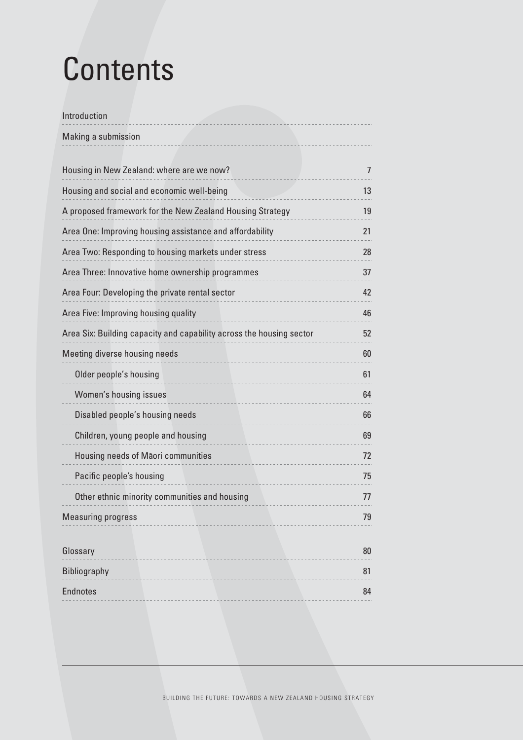# Contents

| | |
|---|---|
| Introduction | |
| Making a submission | |
| Housing in New Zealand: where are we now? | 7 |
| Housing and social and economic well-being | 13 |
| A proposed framework for the New Zealand Housing Strategy | 19 |
| Area One: Improving housing assistance and affordability | 21 |
| Area Two: Responding to housing markets under stress | 28 |
| Area Three: Innovative home ownership programmes | 37 |
| Area Four: Developing the private rental sector | 42 |
| Area Five: Improving housing quality | 46 |
| Area Six: Building capacity and capability across the housing sector | 52 |
| Meeting diverse housing needs | 60 |
| Older people's housing | 61 |
| Women's housing issues | 64 |
| Disabled people's housing needs | 66 |
| Children, young people and housing | 69 |
| Housing needs of Māori communities | 72 |
| Pacific people's housing | 75 |
| Other ethnic minority communities and housing | 77 |
| Measuring progress | 79 |
| Glossary | 80 |
| Bibliography | 81 |
| Endnotes | 84 |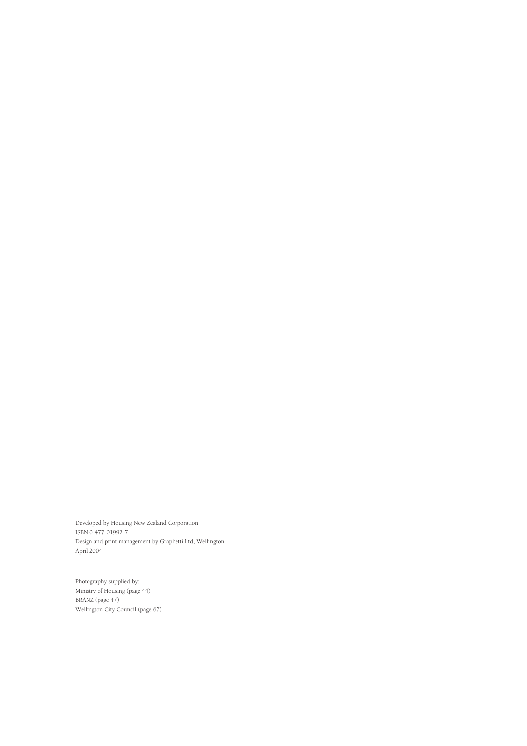Developed by Housing New Zealand Corporation
ISBN 0-477-01992-7
Design and print management by Graphetti Ltd, Wellington
April 2004

Photography supplied by:
Ministry of Housing (page 44)
BRANZ (page 47)
Wellington City Council (page 67)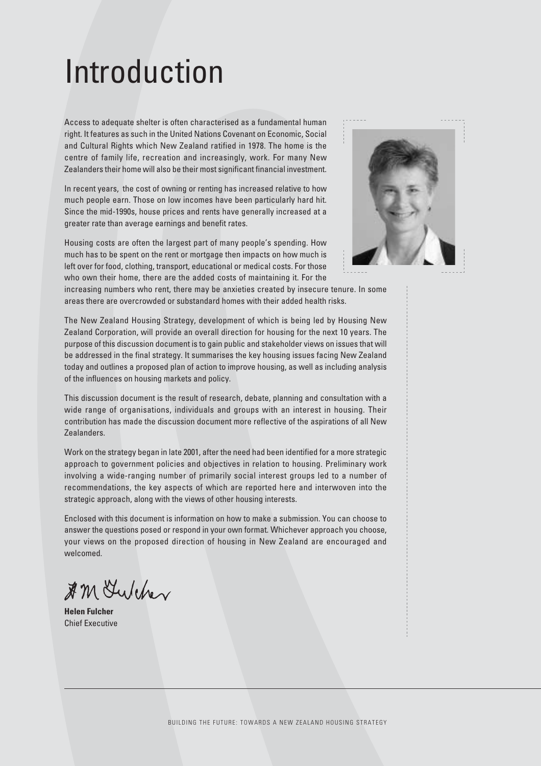# Introduction

Access to adequate shelter is often characterised as a fundamental human right. It features as such in the United Nations Covenant on Economic, Social and Cultural Rights which New Zealand ratified in 1978. The home is the centre of family life, recreation and increasingly, work. For many New Zealanders their home will also be their most significant financial investment.

In recent years, the cost of owning or renting has increased relative to how much people earn. Those on low incomes have been particularly hard hit. Since the mid-1990s, house prices and rents have generally increased at a greater rate than average earnings and benefit rates.

Housing costs are often the largest part of many people's spending. How much has to be spent on the rent or mortgage then impacts on how much is left over for food, clothing, transport, educational or medical costs. For those who own their home, there are the added costs of maintaining it. For the increasing numbers who rent, there may be anxieties created by insecure tenure. In some areas there are overcrowded or substandard homes with their added health risks.

The New Zealand Housing Strategy, development of which is being led by Housing New Zealand Corporation, will provide an overall direction for housing for the next 10 years. The purpose of this discussion document is to gain public and stakeholder views on issues that will be addressed in the final strategy. It summarises the key housing issues facing New Zealand today and outlines a proposed plan of action to improve housing, as well as including analysis of the influences on housing markets and policy.

This discussion document is the result of research, debate, planning and consultation with a wide range of organisations, individuals and groups with an interest in housing. Their contribution has made the discussion document more reflective of the aspirations of all New Zealanders.

Work on the strategy began in late 2001, after the need had been identified for a more strategic approach to government policies and objectives in relation to housing. Preliminary work involving a wide-ranging number of primarily social interest groups led to a number of recommendations, the key aspects of which are reported here and interwoven into the strategic approach, along with the views of other housing interests.

Enclosed with this document is information on how to make a submission. You can choose to answer the questions posed or respond in your own format. Whichever approach you choose, your views on the proposed direction of housing in New Zealand are encouraged and welcomed.

**Helen Fulcher**
Chief Executive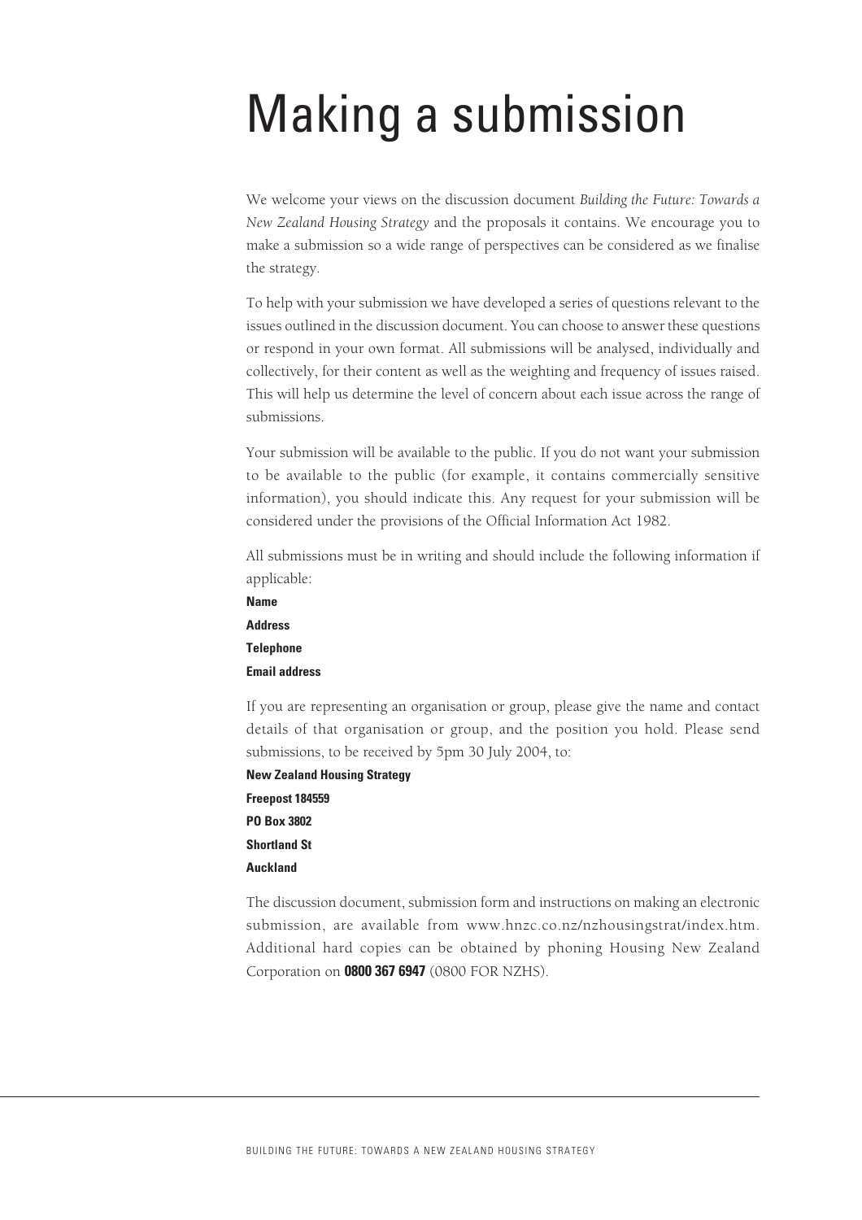# Making a submission

We welcome your views on the discussion document *Building the Future: Towards a New Zealand Housing Strategy* and the proposals it contains. We encourage you to make a submission so a wide range of perspectives can be considered as we finalise the strategy.

To help with your submission we have developed a series of questions relevant to the issues outlined in the discussion document. You can choose to answer these questions or respond in your own format. All submissions will be analysed, individually and collectively, for their content as well as the weighting and frequency of issues raised. This will help us determine the level of concern about each issue across the range of submissions.

Your submission will be available to the public. If you do not want your submission to be available to the public (for example, it contains commercially sensitive information), you should indicate this. Any request for your submission will be considered under the provisions of the Official Information Act 1982.

All submissions must be in writing and should include the following information if applicable:

**Name**
**Address**
**Telephone**
**Email address**

If you are representing an organisation or group, please give the name and contact details of that organisation or group, and the position you hold. Please send submissions, to be received by 5pm 30 July 2004, to:

**New Zealand Housing Strategy**
**Freepost 184559**
**PO Box 3802**
**Shortland St**
**Auckland**

The discussion document, submission form and instructions on making an electronic submission, are available from www.hnzc.co.nz/nzhousingstrat/index.htm. Additional hard copies can be obtained by phoning Housing New Zealand Corporation on **0800 367 6947** (0800 FOR NZHS).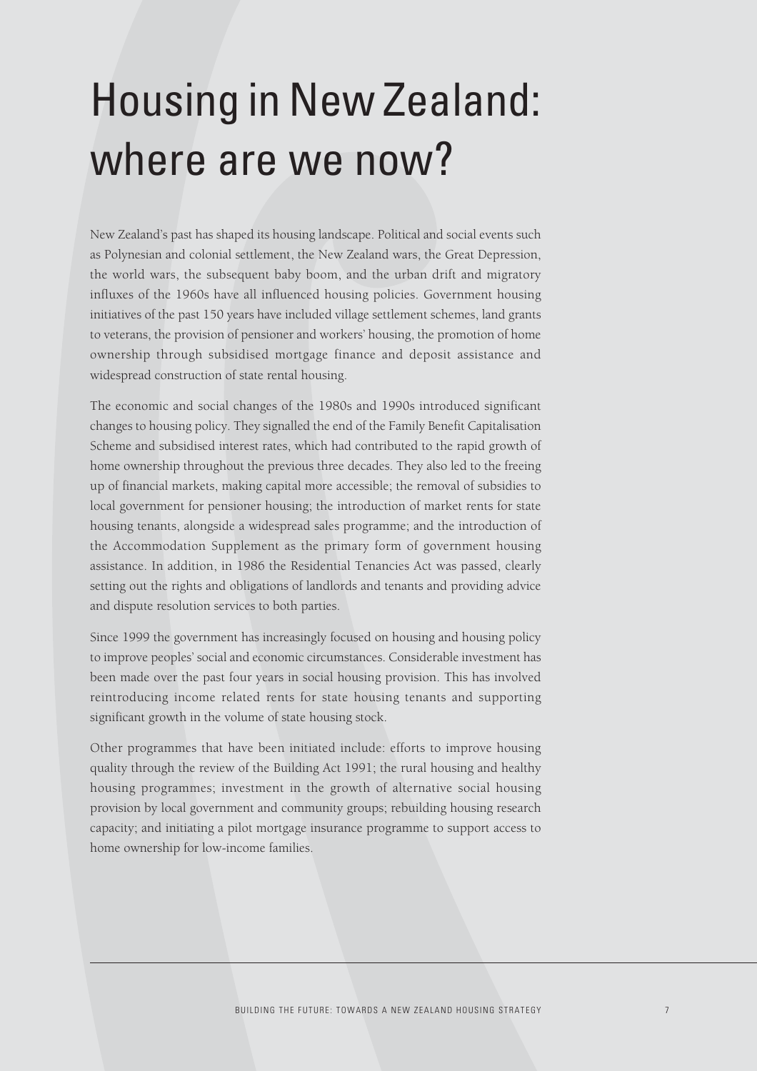# Housing in New Zealand: where are we now?

New Zealand's past has shaped its housing landscape. Political and social events such as Polynesian and colonial settlement, the New Zealand wars, the Great Depression, the world wars, the subsequent baby boom, and the urban drift and migratory influxes of the 1960s have all influenced housing policies. Government housing initiatives of the past 150 years have included village settlement schemes, land grants to veterans, the provision of pensioner and workers' housing, the promotion of home ownership through subsidised mortgage finance and deposit assistance and widespread construction of state rental housing.

The economic and social changes of the 1980s and 1990s introduced significant changes to housing policy. They signalled the end of the Family Benefit Capitalisation Scheme and subsidised interest rates, which had contributed to the rapid growth of home ownership throughout the previous three decades. They also led to the freeing up of financial markets, making capital more accessible; the removal of subsidies to local government for pensioner housing; the introduction of market rents for state housing tenants, alongside a widespread sales programme; and the introduction of the Accommodation Supplement as the primary form of government housing assistance. In addition, in 1986 the Residential Tenancies Act was passed, clearly setting out the rights and obligations of landlords and tenants and providing advice and dispute resolution services to both parties.

Since 1999 the government has increasingly focused on housing and housing policy to improve peoples' social and economic circumstances. Considerable investment has been made over the past four years in social housing provision. This has involved reintroducing income related rents for state housing tenants and supporting significant growth in the volume of state housing stock.

Other programmes that have been initiated include: efforts to improve housing quality through the review of the Building Act 1991; the rural housing and healthy housing programmes; investment in the growth of alternative social housing provision by local government and community groups; rebuilding housing research capacity; and initiating a pilot mortgage insurance programme to support access to home ownership for low-income families.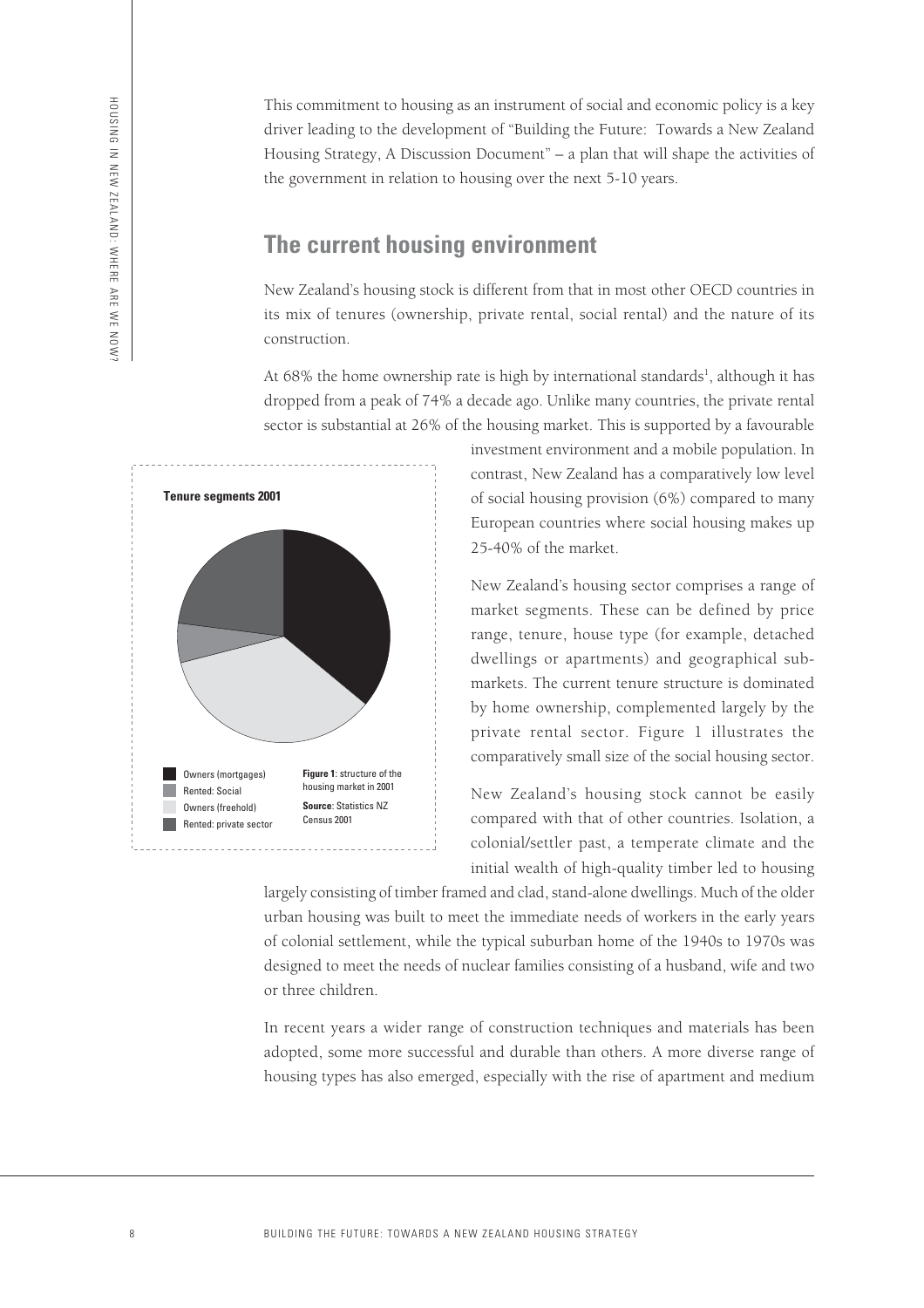This commitment to housing as an instrument of social and economic policy is a key driver leading to the development of "Building the Future: Towards a New Zealand Housing Strategy, A Discussion Document" – a plan that will shape the activities of the government in relation to housing over the next 5-10 years.

## The current housing environment

New Zealand's housing stock is different from that in most other OECD countries in its mix of tenures (ownership, private rental, social rental) and the nature of its construction.

At 68% the home ownership rate is high by international standards[1], although it has dropped from a peak of 74% a decade ago. Unlike many countries, the private rental sector is substantial at 26% of the housing market. This is supported by a favourable investment environment and a mobile population. In contrast, New Zealand has a comparatively low level of social housing provision (6%) compared to many European countries where social housing makes up 25-40% of the market.

**Tenure segments 2001**

- Owners (mortgages)
- Rented: Social
- Owners (freehold)
- Rented: private sector

**Figure 1**: structure of the housing market in 2001
**Source**: Statistics NZ Census 2001

New Zealand's housing sector comprises a range of market segments. These can be defined by price range, tenure, house type (for example, detached dwellings or apartments) and geographical sub-markets. The current tenure structure is dominated by home ownership, complemented largely by the private rental sector. Figure 1 illustrates the comparatively small size of the social housing sector.

New Zealand's housing stock cannot be easily compared with that of other countries. Isolation, a colonial/settler past, a temperate climate and the initial wealth of high-quality timber led to housing largely consisting of timber framed and clad, stand-alone dwellings. Much of the older urban housing was built to meet the immediate needs of workers in the early years of colonial settlement, while the typical suburban home of the 1940s to 1970s was designed to meet the needs of nuclear families consisting of a husband, wife and two or three children.

In recent years a wider range of construction techniques and materials has been adopted, some more successful and durable than others. A more diverse range of housing types has also emerged, especially with the rise of apartment and medium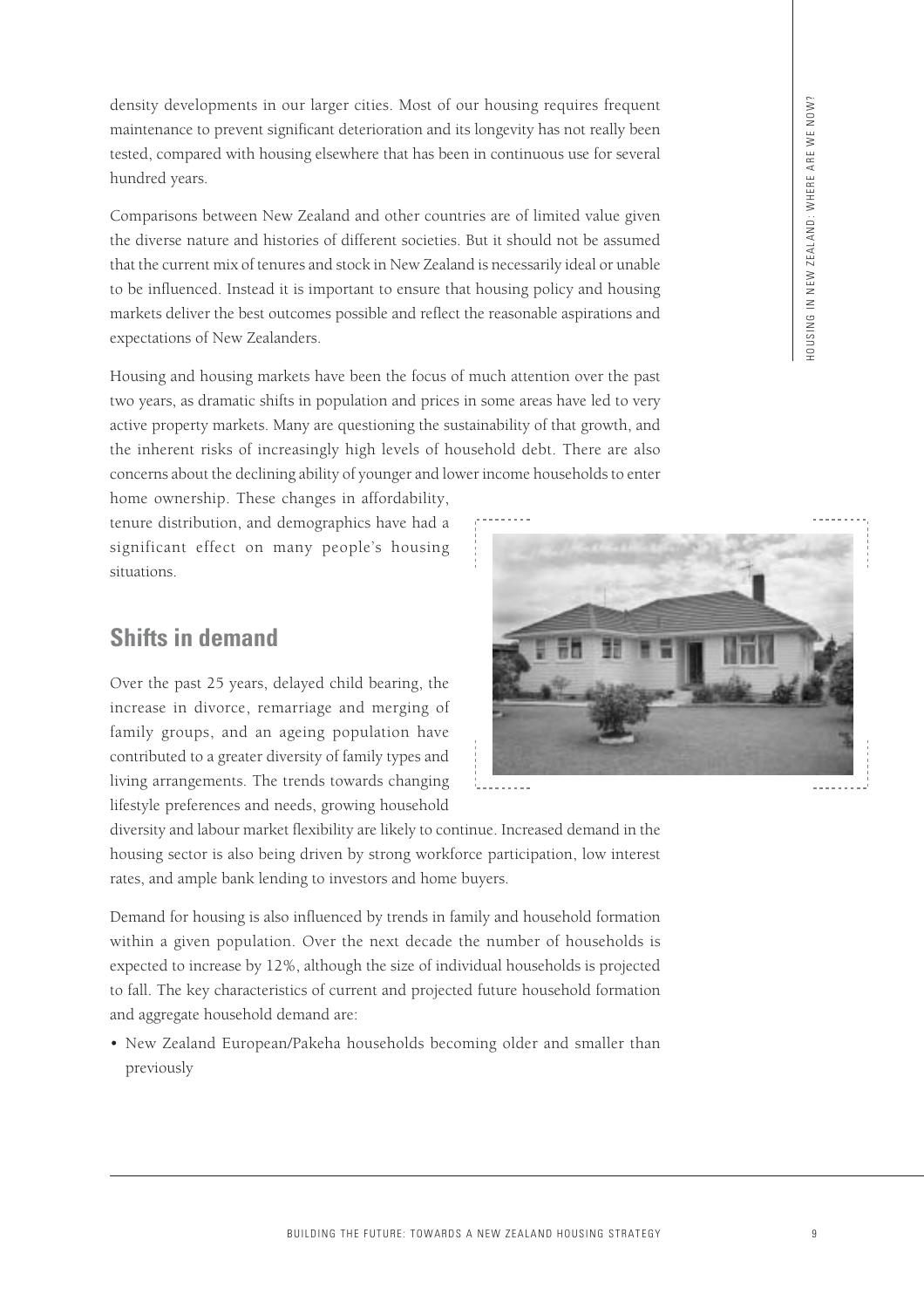density developments in our larger cities. Most of our housing requires frequent maintenance to prevent significant deterioration and its longevity has not really been tested, compared with housing elsewhere that has been in continuous use for several hundred years.

Comparisons between New Zealand and other countries are of limited value given the diverse nature and histories of different societies. But it should not be assumed that the current mix of tenures and stock in New Zealand is necessarily ideal or unable to be influenced. Instead it is important to ensure that housing policy and housing markets deliver the best outcomes possible and reflect the reasonable aspirations and expectations of New Zealanders.

Housing and housing markets have been the focus of much attention over the past two years, as dramatic shifts in population and prices in some areas have led to very active property markets. Many are questioning the sustainability of that growth, and the inherent risks of increasingly high levels of household debt. There are also concerns about the declining ability of younger and lower income households to enter home ownership. These changes in affordability, tenure distribution, and demographics have had a significant effect on many people's housing situations.

## Shifts in demand

Over the past 25 years, delayed child bearing, the increase in divorce, remarriage and merging of family groups, and an ageing population have contributed to a greater diversity of family types and living arrangements. The trends towards changing lifestyle preferences and needs, growing household diversity and labour market flexibility are likely to continue. Increased demand in the housing sector is also being driven by strong workforce participation, low interest rates, and ample bank lending to investors and home buyers.

Demand for housing is also influenced by trends in family and household formation within a given population. Over the next decade the number of households is expected to increase by 12%, although the size of individual households is projected to fall. The key characteristics of current and projected future household formation and aggregate household demand are:

- New Zealand European/Pakeha households becoming older and smaller than previously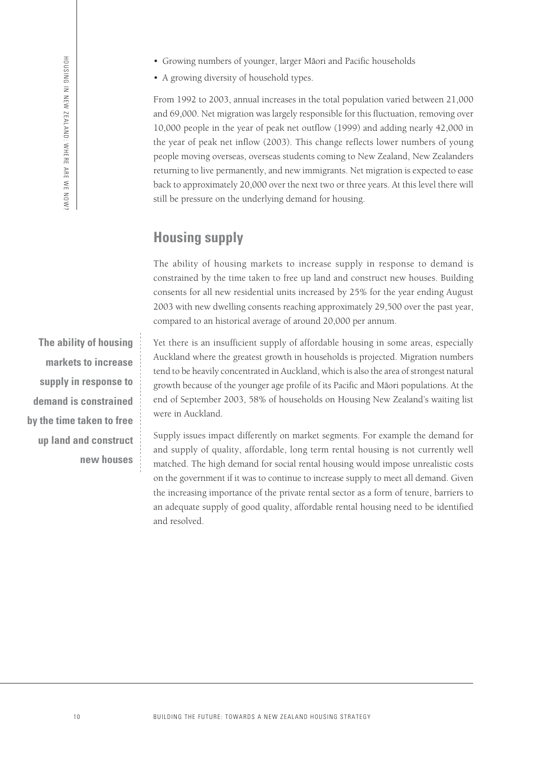- Growing numbers of younger, larger Māori and Pacific households
- A growing diversity of household types.

From 1992 to 2003, annual increases in the total population varied between 21,000 and 69,000. Net migration was largely responsible for this fluctuation, removing over 10,000 people in the year of peak net outflow (1999) and adding nearly 42,000 in the year of peak net inflow (2003). This change reflects lower numbers of young people moving overseas, overseas students coming to New Zealand, New Zealanders returning to live permanently, and new immigrants. Net migration is expected to ease back to approximately 20,000 over the next two or three years. At this level there will still be pressure on the underlying demand for housing.

## Housing supply

The ability of housing markets to increase supply in response to demand is constrained by the time taken to free up land and construct new houses. Building consents for all new residential units increased by 25% for the year ending August 2003 with new dwelling consents reaching approximately 29,500 over the past year, compared to an historical average of around 20,000 per annum.

**The ability of housing markets to increase supply in response to demand is constrained by the time taken to free up land and construct new houses**

Yet there is an insufficient supply of affordable housing in some areas, especially Auckland where the greatest growth in households is projected. Migration numbers tend to be heavily concentrated in Auckland, which is also the area of strongest natural growth because of the younger age profile of its Pacific and Māori populations. At the end of September 2003, 58% of households on Housing New Zealand's waiting list were in Auckland.

Supply issues impact differently on market segments. For example the demand for and supply of quality, affordable, long term rental housing is not currently well matched. The high demand for social rental housing would impose unrealistic costs on the government if it was to continue to increase supply to meet all demand. Given the increasing importance of the private rental sector as a form of tenure, barriers to an adequate supply of good quality, affordable rental housing need to be identified and resolved.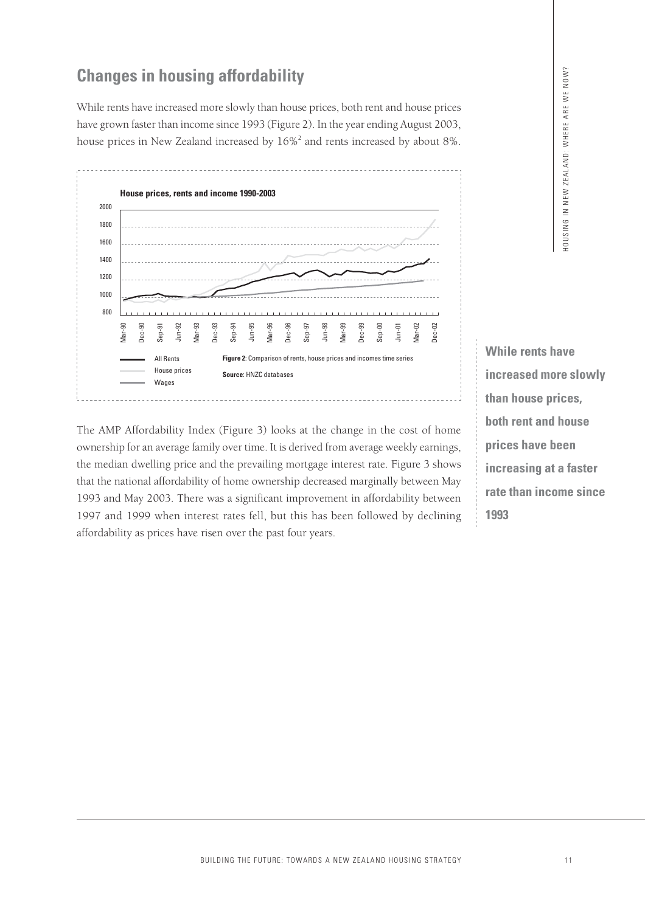## Changes in housing affordability

While rents have increased more slowly than house prices, both rent and house prices have grown faster than income since 1993 (Figure 2). In the year ending August 2003, house prices in New Zealand increased by 16%[2] and rents increased by about 8%.

**Figure 2:** Comparison of rents, house prices and incomes time series

**Source:** HNZC databases

The AMP Affordability Index (Figure 3) looks at the change in the cost of home ownership for an average family over time. It is derived from average weekly earnings, the median dwelling price and the prevailing mortgage interest rate. Figure 3 shows that the national affordability of home ownership decreased marginally between May 1993 and May 2003. There was a significant improvement in affordability between 1997 and 1999 when interest rates fell, but this has been followed by declining affordability as prices have risen over the past four years.

**While rents have increased more slowly than house prices, both rent and house prices have been increasing at a faster rate than income since 1993**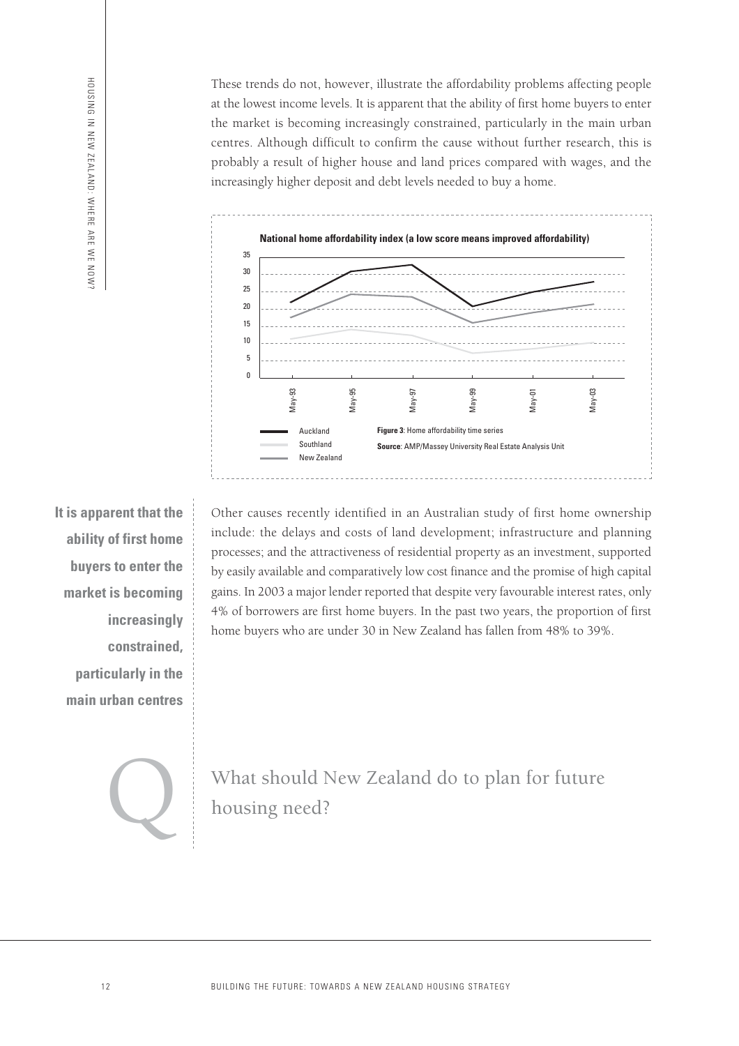These trends do not, however, illustrate the affordability problems affecting people at the lowest income levels. It is apparent that the ability of first home buyers to enter the market is becoming increasingly constrained, particularly in the main urban centres. Although difficult to confirm the cause without further research, this is probably a result of higher house and land prices compared with wages, and the increasingly higher deposit and debt levels needed to buy a home.

**National home affordability index (a low score means improved affordability)**

**Figure 3:** Home affordability time series

**Source**: AMP/Massey University Real Estate Analysis Unit

**It is apparent that the ability of first home buyers to enter the market is becoming increasingly constrained, particularly in the main urban centres**

Other causes recently identified in an Australian study of first home ownership include: the delays and costs of land development; infrastructure and planning processes; and the attractiveness of residential property as an investment, supported by easily available and comparatively low cost finance and the promise of high capital gains. In 2003 a major lender reported that despite very favourable interest rates, only 4% of borrowers are first home buyers. In the past two years, the proportion of first home buyers who are under 30 in New Zealand has fallen from 48% to 39%.

## Q What should New Zealand do to plan for future housing need?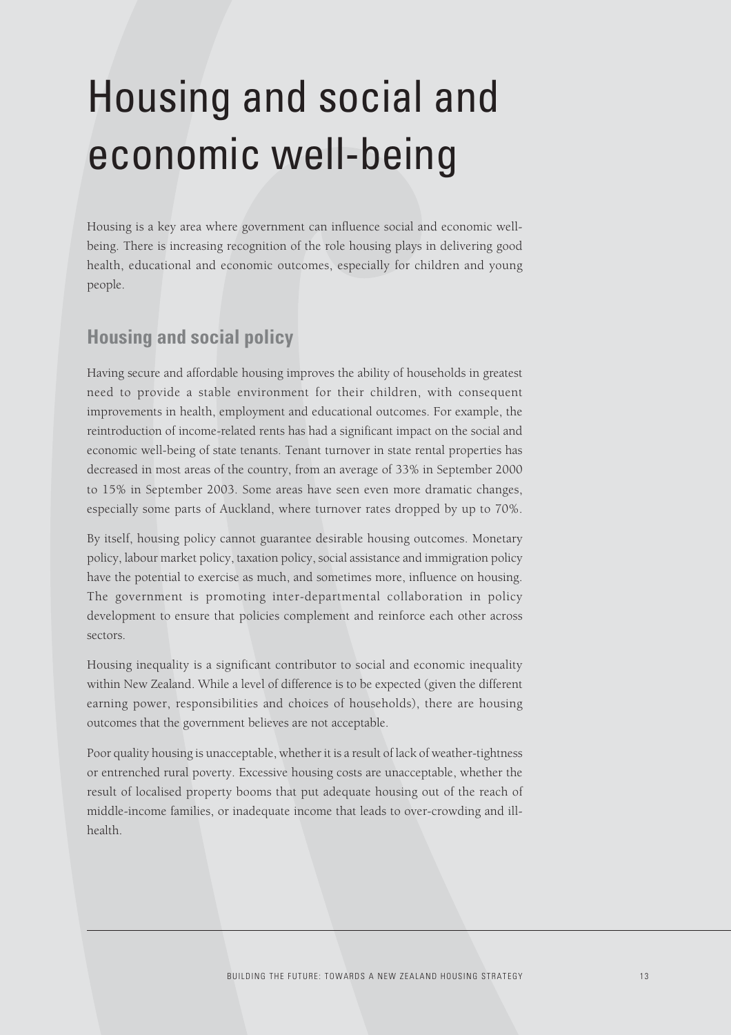# Housing and social and economic well-being

Housing is a key area where government can influence social and economic well-being. There is increasing recognition of the role housing plays in delivering good health, educational and economic outcomes, especially for children and young people.

## Housing and social policy

Having secure and affordable housing improves the ability of households in greatest need to provide a stable environment for their children, with consequent improvements in health, employment and educational outcomes. For example, the reintroduction of income-related rents has had a significant impact on the social and economic well-being of state tenants. Tenant turnover in state rental properties has decreased in most areas of the country, from an average of 33% in September 2000 to 15% in September 2003. Some areas have seen even more dramatic changes, especially some parts of Auckland, where turnover rates dropped by up to 70%.

By itself, housing policy cannot guarantee desirable housing outcomes. Monetary policy, labour market policy, taxation policy, social assistance and immigration policy have the potential to exercise as much, and sometimes more, influence on housing. The government is promoting inter-departmental collaboration in policy development to ensure that policies complement and reinforce each other across sectors.

Housing inequality is a significant contributor to social and economic inequality within New Zealand. While a level of difference is to be expected (given the different earning power, responsibilities and choices of households), there are housing outcomes that the government believes are not acceptable.

Poor quality housing is unacceptable, whether it is a result of lack of weather-tightness or entrenched rural poverty. Excessive housing costs are unacceptable, whether the result of localised property booms that put adequate housing out of the reach of middle-income families, or inadequate income that leads to over-crowding and ill-health.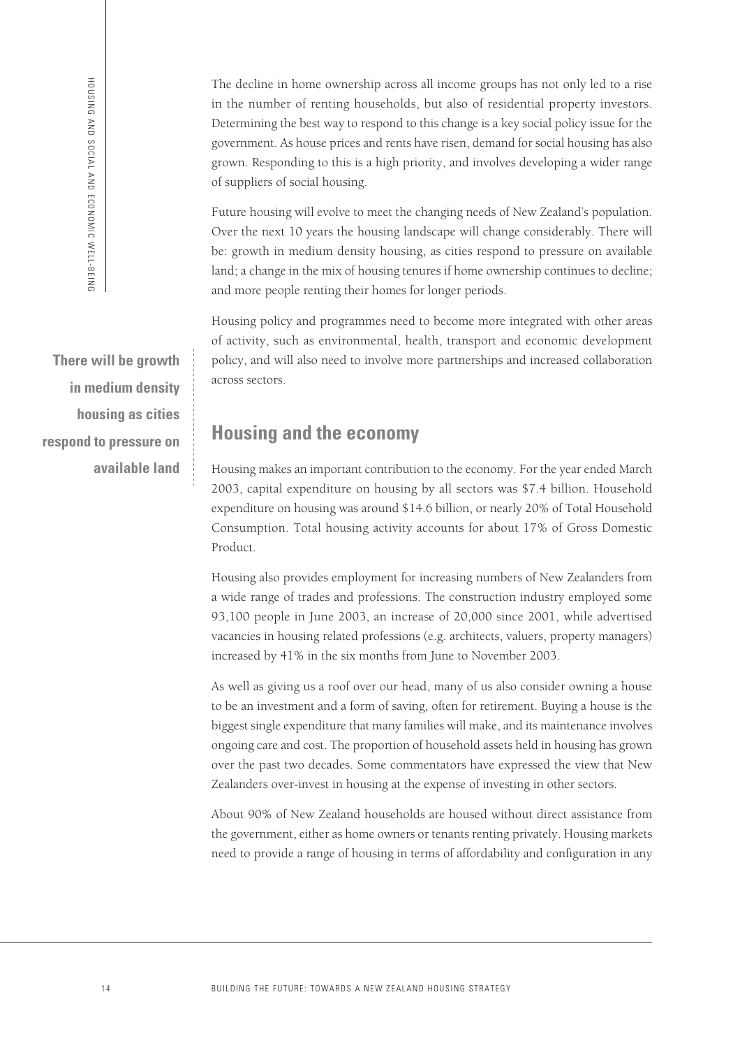The decline in home ownership across all income groups has not only led to a rise in the number of renting households, but also of residential property investors. Determining the best way to respond to this change is a key social policy issue for the government. As house prices and rents have risen, demand for social housing has also grown. Responding to this is a high priority, and involves developing a wider range of suppliers of social housing.

Future housing will evolve to meet the changing needs of New Zealand's population. Over the next 10 years the housing landscape will change considerably. There will be: growth in medium density housing, as cities respond to pressure on available land; a change in the mix of housing tenures if home ownership continues to decline; and more people renting their homes for longer periods.

Housing policy and programmes need to become more integrated with other areas of activity, such as environmental, health, transport and economic development policy, and will also need to involve more partnerships and increased collaboration across sectors.

**There will be growth in medium density housing as cities respond to pressure on available land**

## Housing and the economy

Housing makes an important contribution to the economy. For the year ended March 2003, capital expenditure on housing by all sectors was $7.4 billion. Household expenditure on housing was around $14.6 billion, or nearly 20% of Total Household Consumption. Total housing activity accounts for about 17% of Gross Domestic Product.

Housing also provides employment for increasing numbers of New Zealanders from a wide range of trades and professions. The construction industry employed some 93,100 people in June 2003, an increase of 20,000 since 2001, while advertised vacancies in housing related professions (e.g. architects, valuers, property managers) increased by 41% in the six months from June to November 2003.

As well as giving us a roof over our head, many of us also consider owning a house to be an investment and a form of saving, often for retirement. Buying a house is the biggest single expenditure that many families will make, and its maintenance involves ongoing care and cost. The proportion of household assets held in housing has grown over the past two decades. Some commentators have expressed the view that New Zealanders over-invest in housing at the expense of investing in other sectors.

About 90% of New Zealand households are housed without direct assistance from the government, either as home owners or tenants renting privately. Housing markets need to provide a range of housing in terms of affordability and configuration in any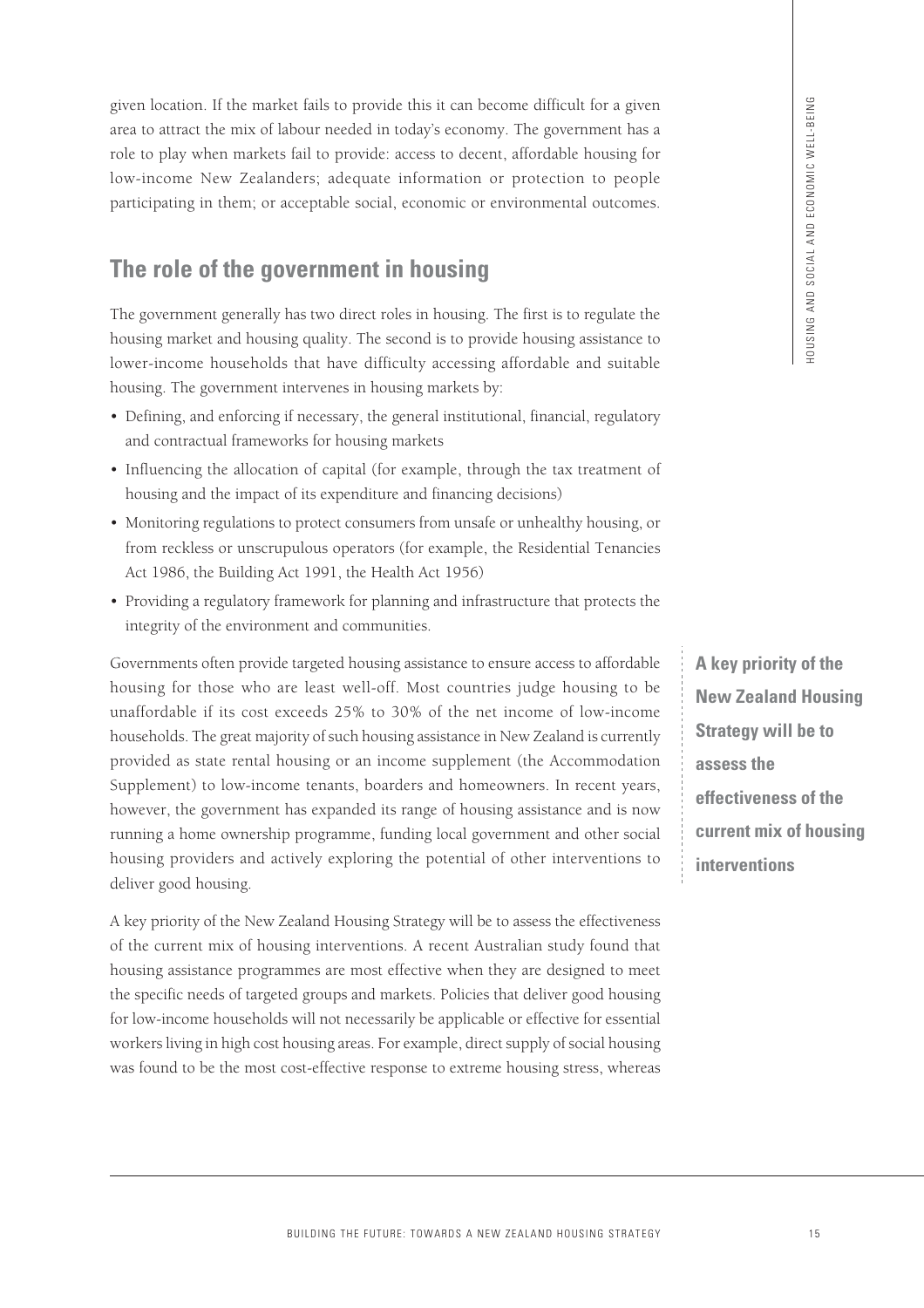given location. If the market fails to provide this it can become difficult for a given area to attract the mix of labour needed in today's economy. The government has a role to play when markets fail to provide: access to decent, affordable housing for low-income New Zealanders; adequate information or protection to people participating in them; or acceptable social, economic or environmental outcomes.

## The role of the government in housing

The government generally has two direct roles in housing. The first is to regulate the housing market and housing quality. The second is to provide housing assistance to lower-income households that have difficulty accessing affordable and suitable housing. The government intervenes in housing markets by:

- Defining, and enforcing if necessary, the general institutional, financial, regulatory and contractual frameworks for housing markets
- Influencing the allocation of capital (for example, through the tax treatment of housing and the impact of its expenditure and financing decisions)
- Monitoring regulations to protect consumers from unsafe or unhealthy housing, or from reckless or unscrupulous operators (for example, the Residential Tenancies Act 1986, the Building Act 1991, the Health Act 1956)
- Providing a regulatory framework for planning and infrastructure that protects the integrity of the environment and communities.

Governments often provide targeted housing assistance to ensure access to affordable housing for those who are least well-off. Most countries judge housing to be unaffordable if its cost exceeds 25% to 30% of the net income of low-income households. The great majority of such housing assistance in New Zealand is currently provided as state rental housing or an income supplement (the Accommodation Supplement) to low-income tenants, boarders and homeowners. In recent years, however, the government has expanded its range of housing assistance and is now running a home ownership programme, funding local government and other social housing providers and actively exploring the potential of other interventions to deliver good housing.

**A key priority of the New Zealand Housing Strategy will be to assess the effectiveness of the current mix of housing interventions**

A key priority of the New Zealand Housing Strategy will be to assess the effectiveness of the current mix of housing interventions. A recent Australian study found that housing assistance programmes are most effective when they are designed to meet the specific needs of targeted groups and markets. Policies that deliver good housing for low-income households will not necessarily be applicable or effective for essential workers living in high cost housing areas. For example, direct supply of social housing was found to be the most cost-effective response to extreme housing stress, whereas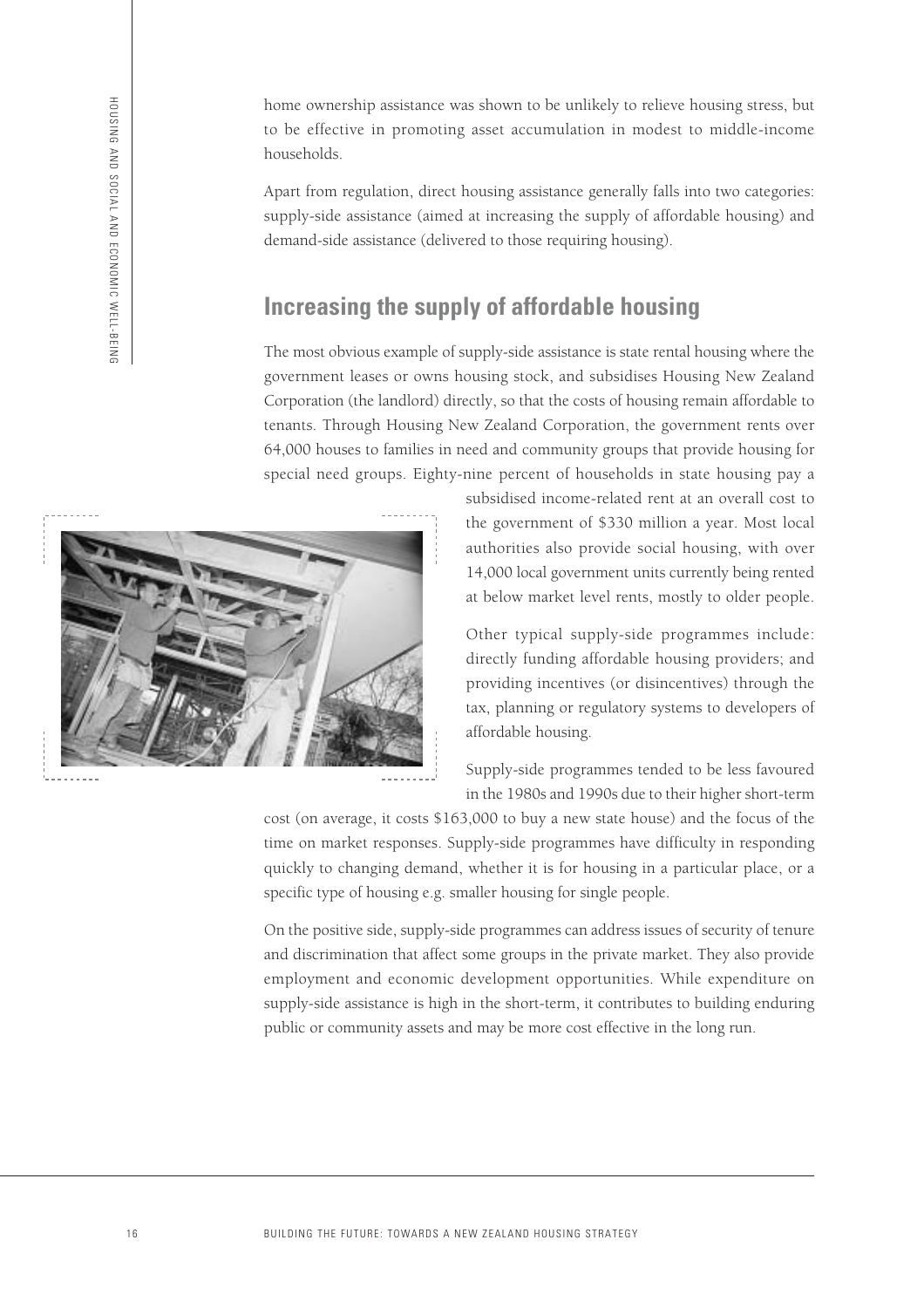home ownership assistance was shown to be unlikely to relieve housing stress, but to be effective in promoting asset accumulation in modest to middle-income households.

Apart from regulation, direct housing assistance generally falls into two categories: supply-side assistance (aimed at increasing the supply of affordable housing) and demand-side assistance (delivered to those requiring housing).

## Increasing the supply of affordable housing

The most obvious example of supply-side assistance is state rental housing where the government leases or owns housing stock, and subsidises Housing New Zealand Corporation (the landlord) directly, so that the costs of housing remain affordable to tenants. Through Housing New Zealand Corporation, the government rents over 64,000 houses to families in need and community groups that provide housing for special need groups. Eighty-nine percent of households in state housing pay a subsidised income-related rent at an overall cost to the government of $330 million a year. Most local authorities also provide social housing, with over 14,000 local government units currently being rented at below market level rents, mostly to older people.

Other typical supply-side programmes include: directly funding affordable housing providers; and providing incentives (or disincentives) through the tax, planning or regulatory systems to developers of affordable housing.

Supply-side programmes tended to be less favoured in the 1980s and 1990s due to their higher short-term cost (on average, it costs $163,000 to buy a new state house) and the focus of the time on market responses. Supply-side programmes have difficulty in responding quickly to changing demand, whether it is for housing in a particular place, or a specific type of housing e.g. smaller housing for single people.

On the positive side, supply-side programmes can address issues of security of tenure and discrimination that affect some groups in the private market. They also provide employment and economic development opportunities. While expenditure on supply-side assistance is high in the short-term, it contributes to building enduring public or community assets and may be more cost effective in the long run.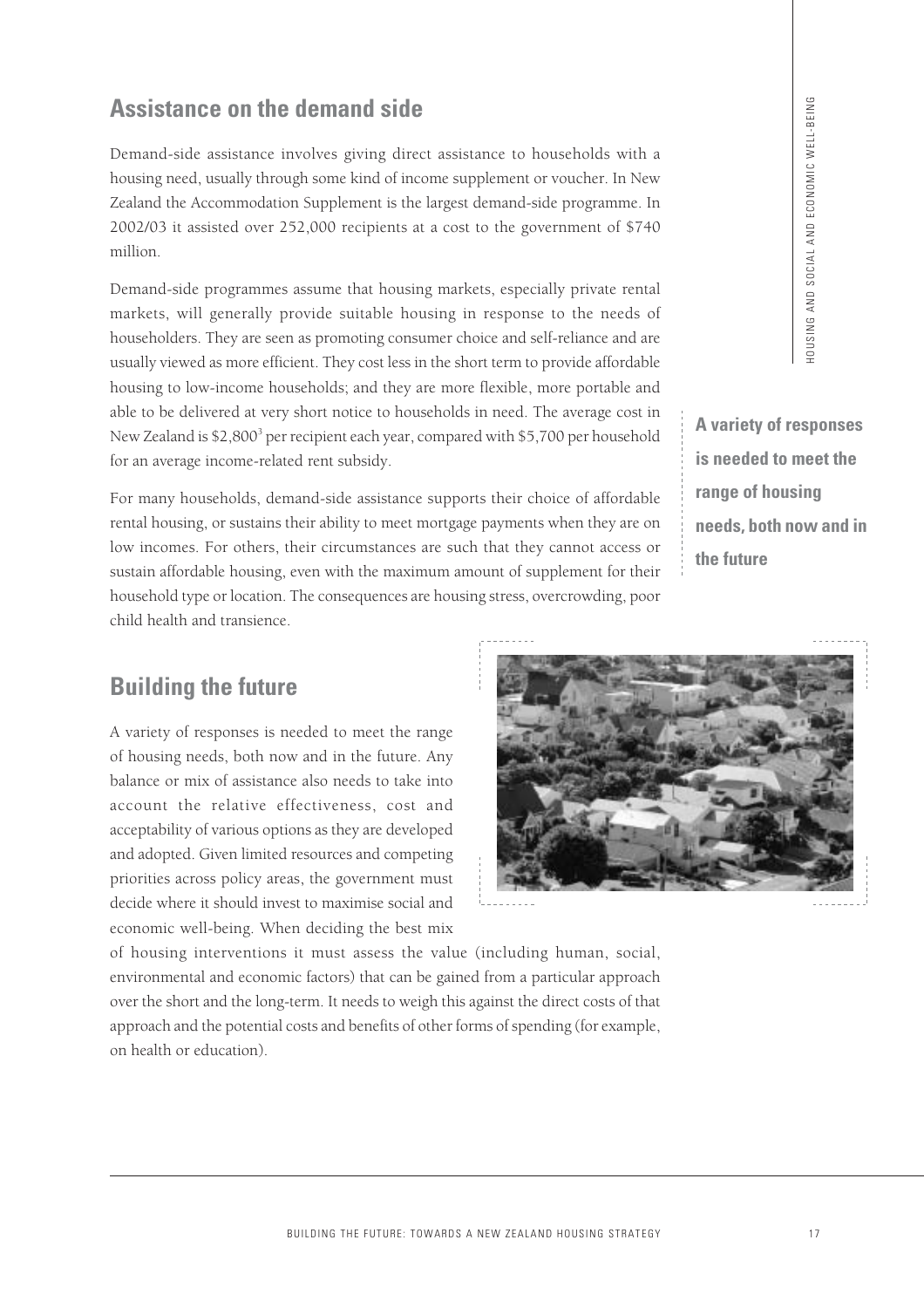## Assistance on the demand side

Demand-side assistance involves giving direct assistance to households with a housing need, usually through some kind of income supplement or voucher. In New Zealand the Accommodation Supplement is the largest demand-side programme. In 2002/03 it assisted over 252,000 recipients at a cost to the government of $740 million.

Demand-side programmes assume that housing markets, especially private rental markets, will generally provide suitable housing in response to the needs of householders. They are seen as promoting consumer choice and self-reliance and are usually viewed as more efficient. They cost less in the short term to provide affordable housing to low-income households; and they are more flexible, more portable and able to be delivered at very short notice to households in need. The average cost in New Zealand is $2,800[3] per recipient each year, compared with $5,700 per household for an average income-related rent subsidy.

For many households, demand-side assistance supports their choice of affordable rental housing, or sustains their ability to meet mortgage payments when they are on low incomes. For others, their circumstances are such that they cannot access or sustain affordable housing, even with the maximum amount of supplement for their household type or location. The consequences are housing stress, overcrowding, poor child health and transience.

**A variety of responses is needed to meet the range of housing needs, both now and in the future**

## Building the future

A variety of responses is needed to meet the range of housing needs, both now and in the future. Any balance or mix of assistance also needs to take into account the relative effectiveness, cost and acceptability of various options as they are developed and adopted. Given limited resources and competing priorities across policy areas, the government must decide where it should invest to maximise social and economic well-being. When deciding the best mix of housing interventions it must assess the value (including human, social, environmental and economic factors) that can be gained from a particular approach over the short and the long-term. It needs to weigh this against the direct costs of that approach and the potential costs and benefits of other forms of spending (for example, on health or education).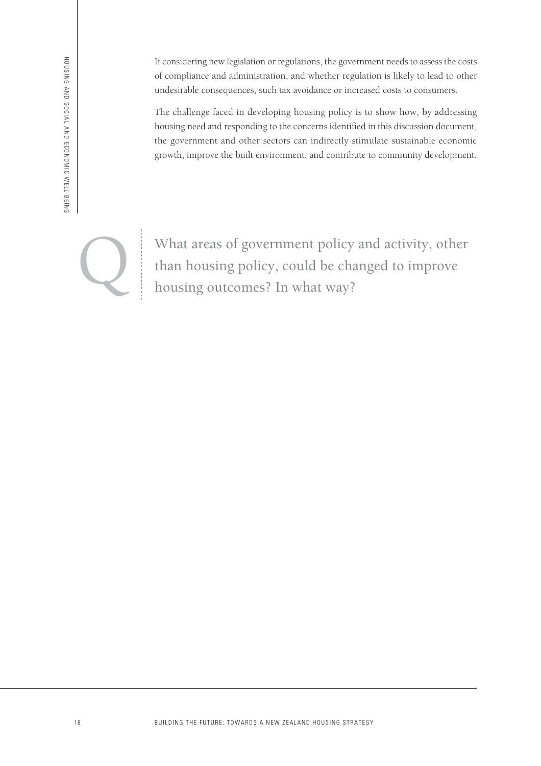If considering new legislation or regulations, the government needs to assess the costs of compliance and administration, and whether regulation is likely to lead to other undesirable consequences, such tax avoidance or increased costs to consumers.

The challenge faced in developing housing policy is to show how, by addressing housing need and responding to the concerns identified in this discussion document, the government and other sectors can indirectly stimulate sustainable economic growth, improve the built environment, and contribute to community development.

> **Q** What areas of government policy and activity, other than housing policy, could be changed to improve housing outcomes? In what way?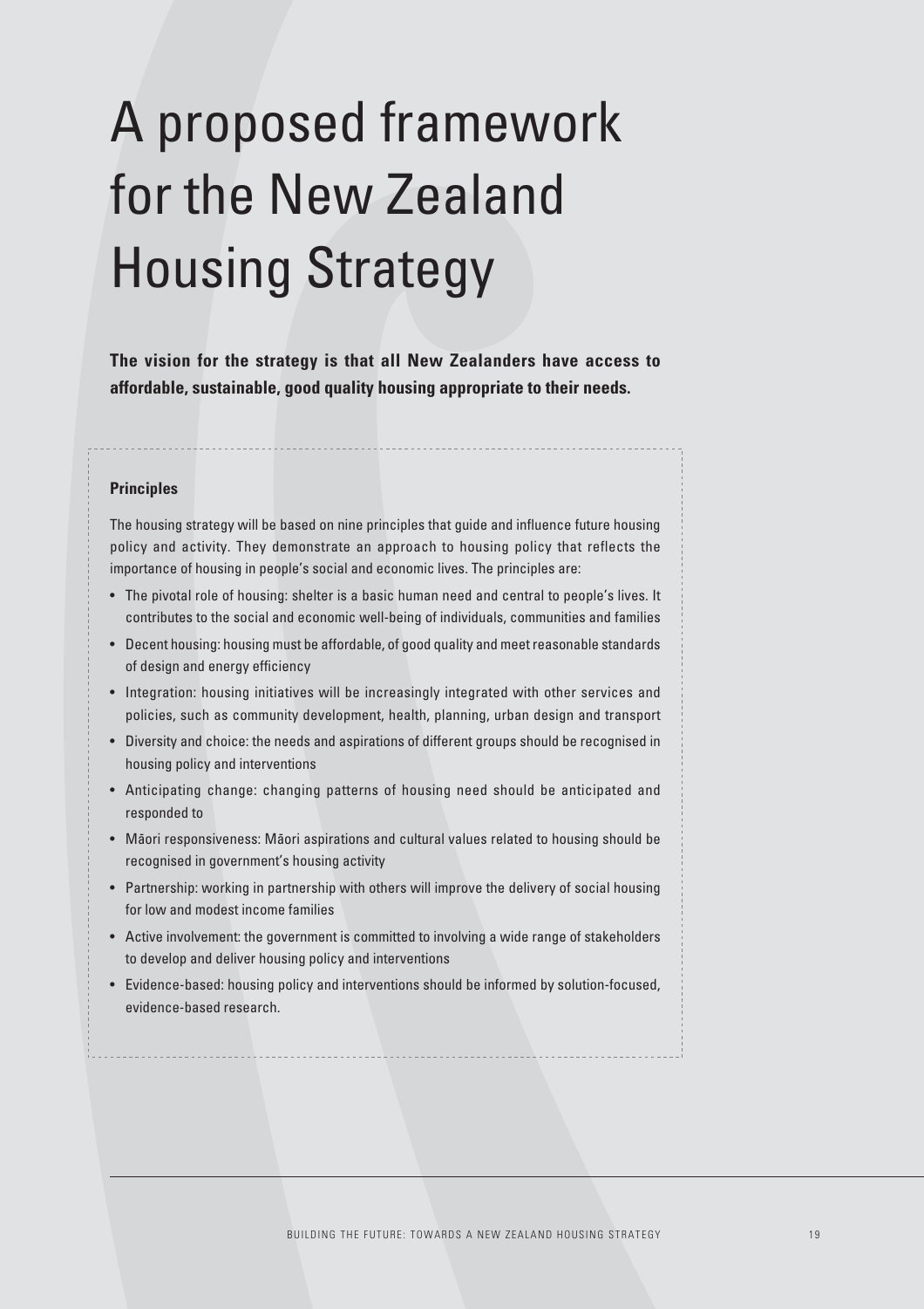# A proposed framework for the New Zealand Housing Strategy

**The vision for the strategy is that all New Zealanders have access to affordable, sustainable, good quality housing appropriate to their needs.**

**Principles**

The housing strategy will be based on nine principles that guide and influence future housing policy and activity. They demonstrate an approach to housing policy that reflects the importance of housing in people's social and economic lives. The principles are:

- The pivotal role of housing: shelter is a basic human need and central to people's lives. It contributes to the social and economic well-being of individuals, communities and families
- Decent housing: housing must be affordable, of good quality and meet reasonable standards of design and energy efficiency
- Integration: housing initiatives will be increasingly integrated with other services and policies, such as community development, health, planning, urban design and transport
- Diversity and choice: the needs and aspirations of different groups should be recognised in housing policy and interventions
- Anticipating change: changing patterns of housing need should be anticipated and responded to
- Māori responsiveness: Māori aspirations and cultural values related to housing should be recognised in government's housing activity
- Partnership: working in partnership with others will improve the delivery of social housing for low and modest income families
- Active involvement: the government is committed to involving a wide range of stakeholders to develop and deliver housing policy and interventions
- Evidence-based: housing policy and interventions should be informed by solution-focused, evidence-based research.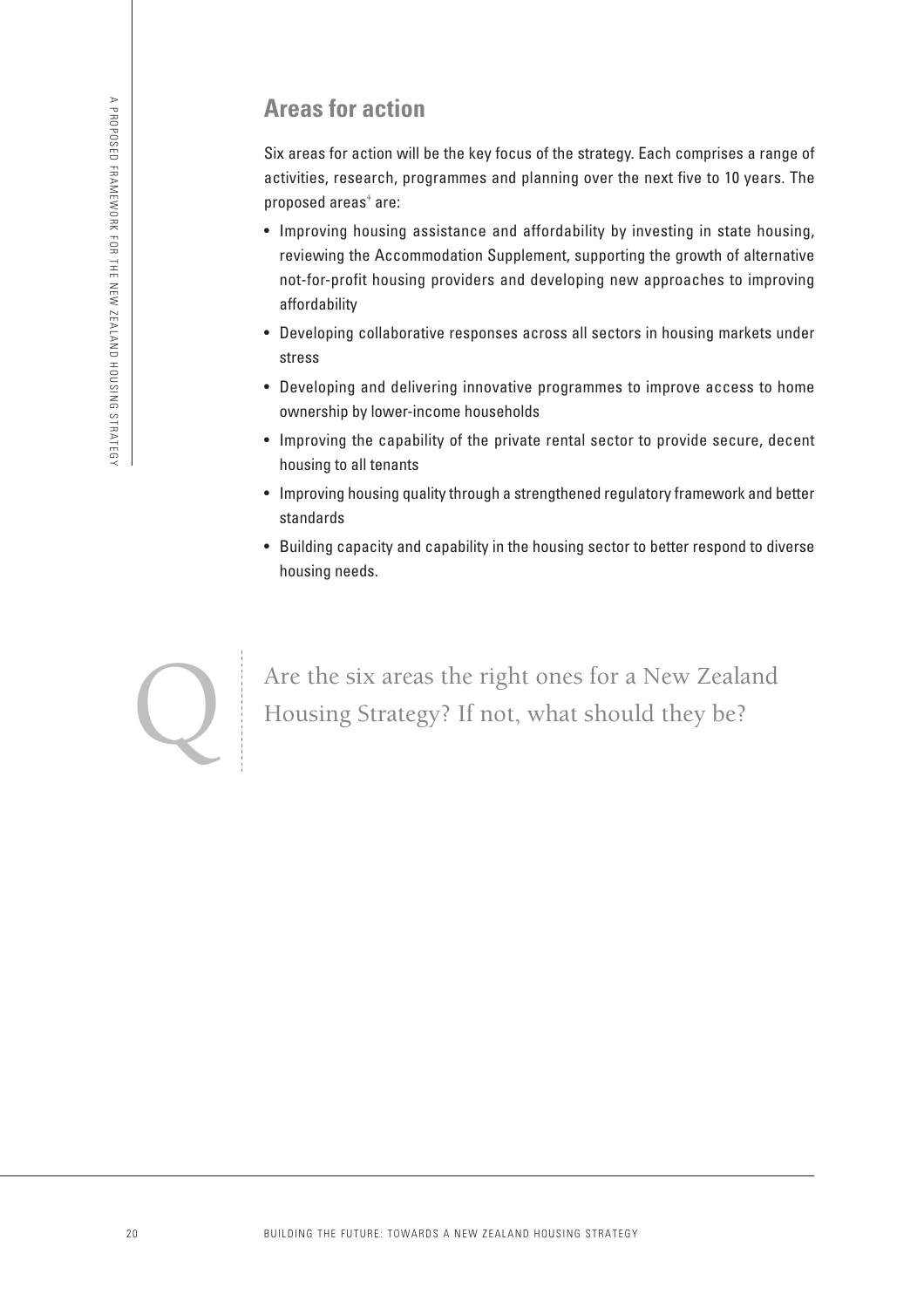## Areas for action

Six areas for action will be the key focus of the strategy. Each comprises a range of activities, research, programmes and planning over the next five to 10 years. The proposed areas[4] are:

- Improving housing assistance and affordability by investing in state housing, reviewing the Accommodation Supplement, supporting the growth of alternative not-for-profit housing providers and developing new approaches to improving affordability
- Developing collaborative responses across all sectors in housing markets under stress
- Developing and delivering innovative programmes to improve access to home ownership by lower-income households
- Improving the capability of the private rental sector to provide secure, decent housing to all tenants
- Improving housing quality through a strengthened regulatory framework and better standards
- Building capacity and capability in the housing sector to better respond to diverse housing needs.

Q

Are the six areas the right ones for a New Zealand Housing Strategy? If not, what should they be?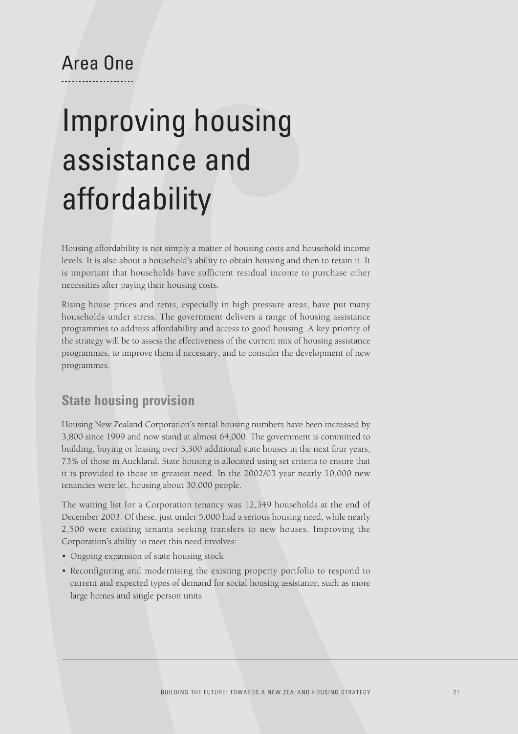Area One

# Improving housing assistance and affordability

Housing affordability is not simply a matter of housing costs and household income levels. It is also about a household's ability to obtain housing and then to retain it. It is important that households have sufficient residual income to purchase other necessities after paying their housing costs.

Rising house prices and rents, especially in high pressure areas, have put many households under stress. The government delivers a range of housing assistance programmes to address affordability and access to good housing. A key priority of the strategy will be to assess the effectiveness of the current mix of housing assistance programmes, to improve them if necessary, and to consider the development of new programmes.

## State housing provision

Housing New Zealand Corporation's rental housing numbers have been increased by 3,800 since 1999 and now stand at almost 64,000. The government is committed to building, buying or leasing over 3,300 additional state houses in the next four years, 73% of those in Auckland. State housing is allocated using set criteria to ensure that it is provided to those in greatest need. In the 2002/03 year nearly 10,000 new tenancies were let, housing about 30,000 people.

The waiting list for a Corporation tenancy was 12,349 households at the end of December 2003. Of these, just under 5,000 had a serious housing need, while nearly 2,500 were existing tenants seeking transfers to new houses. Improving the Corporation's ability to meet this need involves:

- Ongoing expansion of state housing stock
- Reconfiguring and modernising the existing property portfolio to respond to current and expected types of demand for social housing assistance, such as more large homes and single person units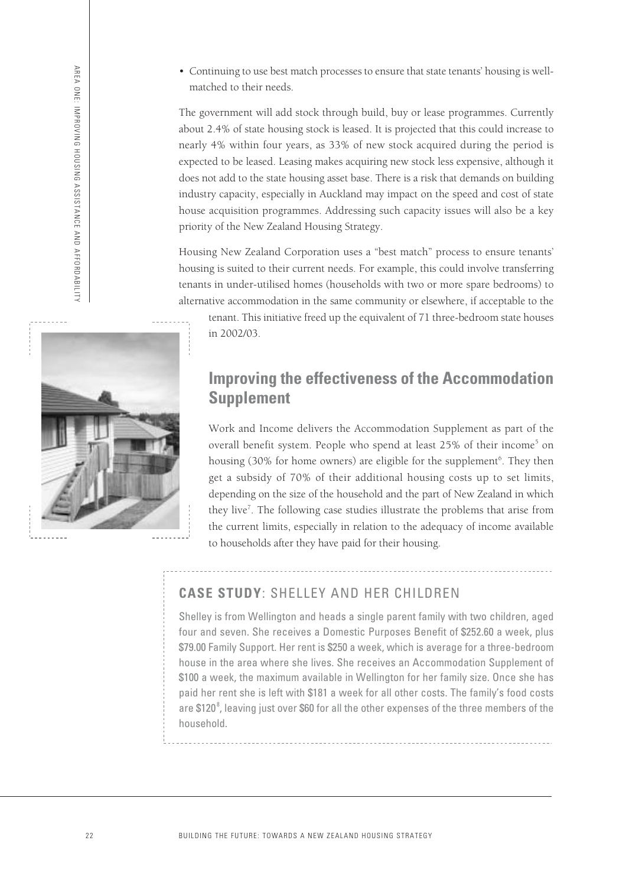- Continuing to use best match processes to ensure that state tenants' housing is well-matched to their needs.

The government will add stock through build, buy or lease programmes. Currently about 2.4% of state housing stock is leased. It is projected that this could increase to nearly 4% within four years, as 33% of new stock acquired during the period is expected to be leased. Leasing makes acquiring new stock less expensive, although it does not add to the state housing asset base. There is a risk that demands on building industry capacity, especially in Auckland may impact on the speed and cost of state house acquisition programmes. Addressing such capacity issues will also be a key priority of the New Zealand Housing Strategy.

Housing New Zealand Corporation uses a "best match" process to ensure tenants' housing is suited to their current needs. For example, this could involve transferring tenants in under-utilised homes (households with two or more spare bedrooms) to alternative accommodation in the same community or elsewhere, if acceptable to the tenant. This initiative freed up the equivalent of 71 three-bedroom state houses in 2002/03.

## Improving the effectiveness of the Accommodation Supplement

Work and Income delivers the Accommodation Supplement as part of the overall benefit system. People who spend at least 25% of their income[5] on housing (30% for home owners) are eligible for the supplement[6]. They then get a subsidy of 70% of their additional housing costs up to set limits, depending on the size of the household and the part of New Zealand in which they live[7]. The following case studies illustrate the problems that arise from the current limits, especially in relation to the adequacy of income available to households after they have paid for their housing.

### CASE STUDY: SHELLEY AND HER CHILDREN

Shelley is from Wellington and heads a single parent family with two children, aged four and seven. She receives a Domestic Purposes Benefit of $252.60 a week, plus $79.00 Family Support. Her rent is $250 a week, which is average for a three-bedroom house in the area where she lives. She receives an Accommodation Supplement of $100 a week, the maximum available in Wellington for her family size. Once she has paid her rent she is left with $181 a week for all other costs. The family's food costs are $120[8], leaving just over $60 for all the other expenses of the three members of the household.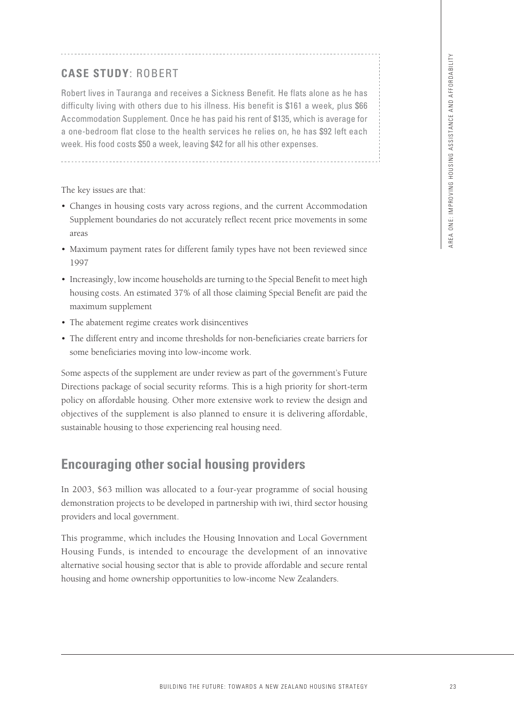## CASE STUDY: ROBERT

Robert lives in Tauranga and receives a Sickness Benefit. He flats alone as he has difficulty living with others due to his illness. His benefit is $161 a week, plus $66 Accommodation Supplement. Once he has paid his rent of $135, which is average for a one-bedroom flat close to the health services he relies on, he has $92 left each week. His food costs $50 a week, leaving $42 for all his other expenses.

The key issues are that:

- Changes in housing costs vary across regions, and the current Accommodation Supplement boundaries do not accurately reflect recent price movements in some areas
- Maximum payment rates for different family types have not been reviewed since 1997
- Increasingly, low income households are turning to the Special Benefit to meet high housing costs. An estimated 37% of all those claiming Special Benefit are paid the maximum supplement
- The abatement regime creates work disincentives
- The different entry and income thresholds for non-beneficiaries create barriers for some beneficiaries moving into low-income work.

Some aspects of the supplement are under review as part of the government's Future Directions package of social security reforms. This is a high priority for short-term policy on affordable housing. Other more extensive work to review the design and objectives of the supplement is also planned to ensure it is delivering affordable, sustainable housing to those experiencing real housing need.

## Encouraging other social housing providers

In 2003, $63 million was allocated to a four-year programme of social housing demonstration projects to be developed in partnership with iwi, third sector housing providers and local government.

This programme, which includes the Housing Innovation and Local Government Housing Funds, is intended to encourage the development of an innovative alternative social housing sector that is able to provide affordable and secure rental housing and home ownership opportunities to low-income New Zealanders.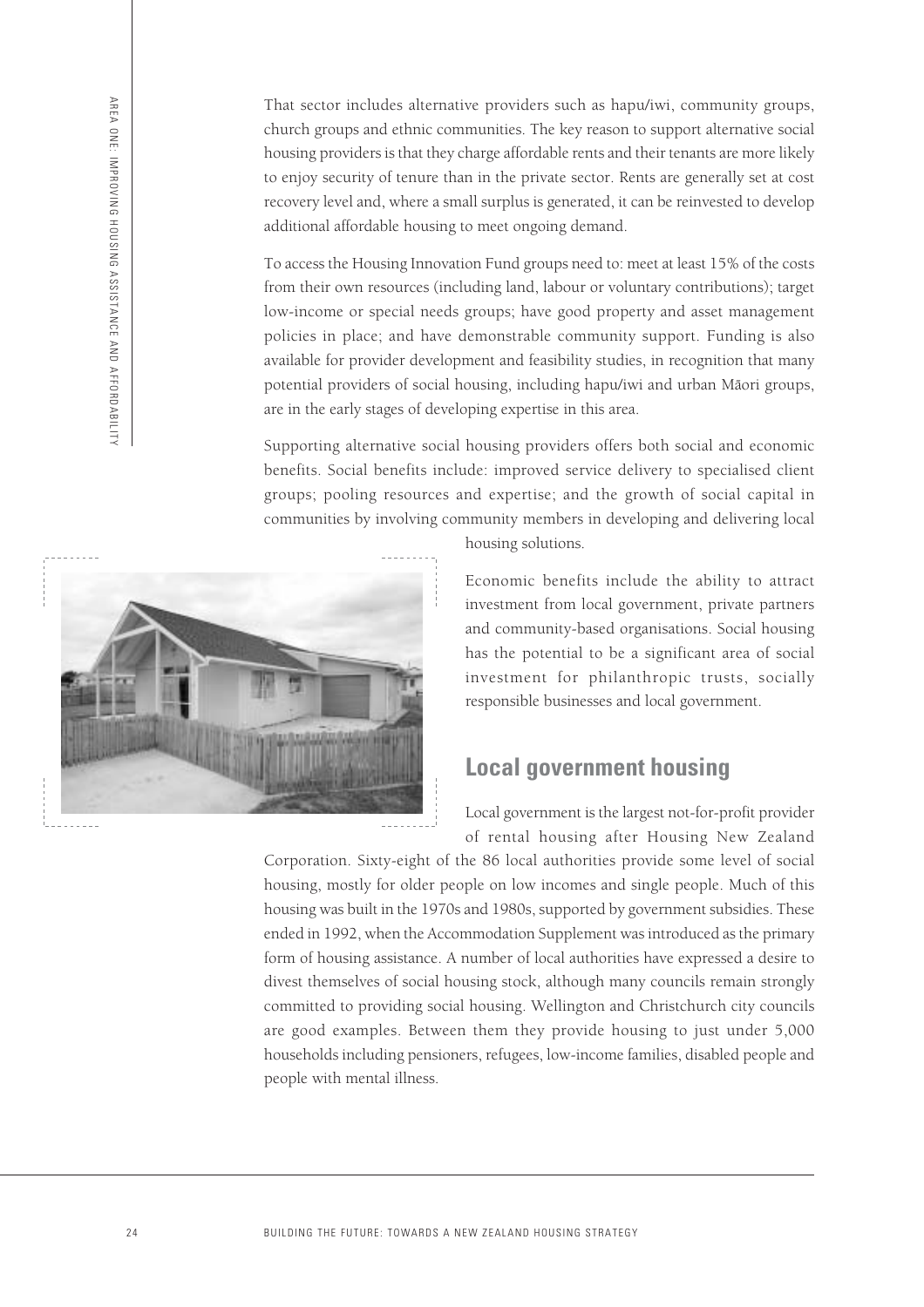That sector includes alternative providers such as hapu/iwi, community groups, church groups and ethnic communities. The key reason to support alternative social housing providers is that they charge affordable rents and their tenants are more likely to enjoy security of tenure than in the private sector. Rents are generally set at cost recovery level and, where a small surplus is generated, it can be reinvested to develop additional affordable housing to meet ongoing demand.

To access the Housing Innovation Fund groups need to: meet at least 15% of the costs from their own resources (including land, labour or voluntary contributions); target low-income or special needs groups; have good property and asset management policies in place; and have demonstrable community support. Funding is also available for provider development and feasibility studies, in recognition that many potential providers of social housing, including hapu/iwi and urban Māori groups, are in the early stages of developing expertise in this area.

Supporting alternative social housing providers offers both social and economic benefits. Social benefits include: improved service delivery to specialised client groups; pooling resources and expertise; and the growth of social capital in communities by involving community members in developing and delivering local housing solutions.

Economic benefits include the ability to attract investment from local government, private partners and community-based organisations. Social housing has the potential to be a significant area of social investment for philanthropic trusts, socially responsible businesses and local government.

## Local government housing

Local government is the largest not-for-profit provider of rental housing after Housing New Zealand Corporation. Sixty-eight of the 86 local authorities provide some level of social housing, mostly for older people on low incomes and single people. Much of this housing was built in the 1970s and 1980s, supported by government subsidies. These ended in 1992, when the Accommodation Supplement was introduced as the primary form of housing assistance. A number of local authorities have expressed a desire to divest themselves of social housing stock, although many councils remain strongly committed to providing social housing. Wellington and Christchurch city councils are good examples. Between them they provide housing to just under 5,000 households including pensioners, refugees, low-income families, disabled people and people with mental illness.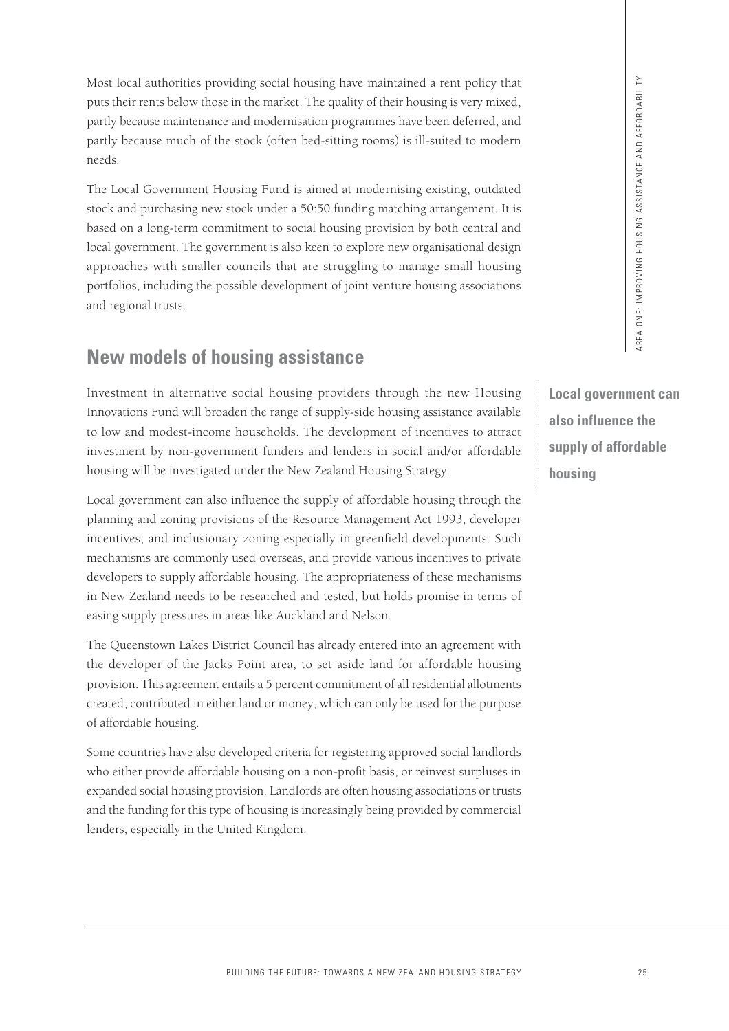Most local authorities providing social housing have maintained a rent policy that puts their rents below those in the market. The quality of their housing is very mixed, partly because maintenance and modernisation programmes have been deferred, and partly because much of the stock (often bed-sitting rooms) is ill-suited to modern needs.

The Local Government Housing Fund is aimed at modernising existing, outdated stock and purchasing new stock under a 50:50 funding matching arrangement. It is based on a long-term commitment to social housing provision by both central and local government. The government is also keen to explore new organisational design approaches with smaller councils that are struggling to manage small housing portfolios, including the possible development of joint venture housing associations and regional trusts.

## New models of housing assistance

Investment in alternative social housing providers through the new Housing Innovations Fund will broaden the range of supply-side housing assistance available to low and modest-income households. The development of incentives to attract investment by non-government funders and lenders in social and/or affordable housing will be investigated under the New Zealand Housing Strategy.

**Local government can also influence the supply of affordable housing**

Local government can also influence the supply of affordable housing through the planning and zoning provisions of the Resource Management Act 1993, developer incentives, and inclusionary zoning especially in greenfield developments. Such mechanisms are commonly used overseas, and provide various incentives to private developers to supply affordable housing. The appropriateness of these mechanisms in New Zealand needs to be researched and tested, but holds promise in terms of easing supply pressures in areas like Auckland and Nelson.

The Queenstown Lakes District Council has already entered into an agreement with the developer of the Jacks Point area, to set aside land for affordable housing provision. This agreement entails a 5 percent commitment of all residential allotments created, contributed in either land or money, which can only be used for the purpose of affordable housing.

Some countries have also developed criteria for registering approved social landlords who either provide affordable housing on a non-profit basis, or reinvest surpluses in expanded social housing provision. Landlords are often housing associations or trusts and the funding for this type of housing is increasingly being provided by commercial lenders, especially in the United Kingdom.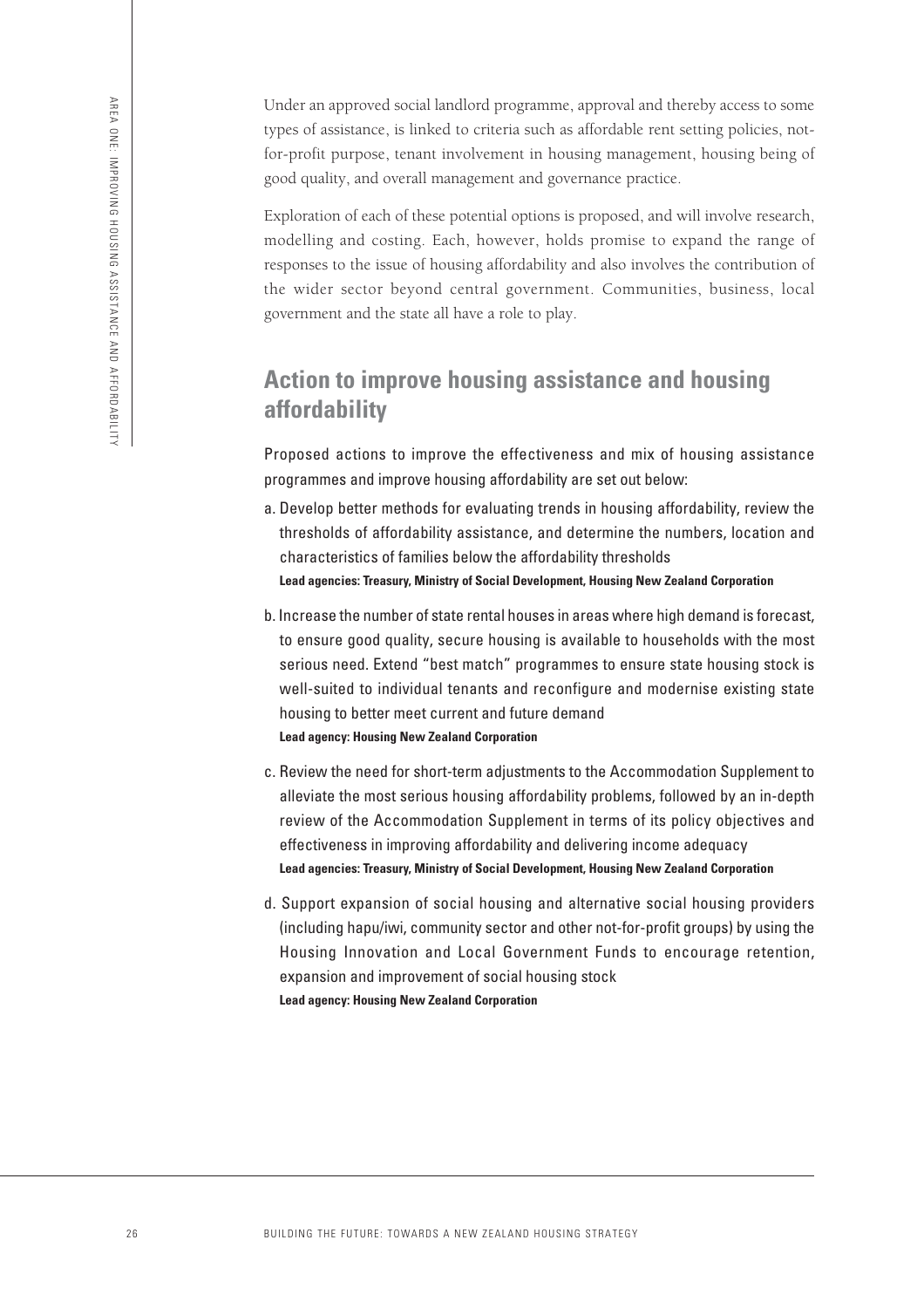Under an approved social landlord programme, approval and thereby access to some types of assistance, is linked to criteria such as affordable rent setting policies, not-for-profit purpose, tenant involvement in housing management, housing being of good quality, and overall management and governance practice.

Exploration of each of these potential options is proposed, and will involve research, modelling and costing. Each, however, holds promise to expand the range of responses to the issue of housing affordability and also involves the contribution of the wider sector beyond central government. Communities, business, local government and the state all have a role to play.

## Action to improve housing assistance and housing affordability

Proposed actions to improve the effectiveness and mix of housing assistance programmes and improve housing affordability are set out below:

a. Develop better methods for evaluating trends in housing affordability, review the thresholds of affordability assistance, and determine the numbers, location and characteristics of families below the affordability thresholds
**Lead agencies: Treasury, Ministry of Social Development, Housing New Zealand Corporation**

b. Increase the number of state rental houses in areas where high demand is forecast, to ensure good quality, secure housing is available to households with the most serious need. Extend "best match" programmes to ensure state housing stock is well-suited to individual tenants and reconfigure and modernise existing state housing to better meet current and future demand
**Lead agency: Housing New Zealand Corporation**

c. Review the need for short-term adjustments to the Accommodation Supplement to alleviate the most serious housing affordability problems, followed by an in-depth review of the Accommodation Supplement in terms of its policy objectives and effectiveness in improving affordability and delivering income adequacy
**Lead agencies: Treasury, Ministry of Social Development, Housing New Zealand Corporation**

d. Support expansion of social housing and alternative social housing providers (including hapu/iwi, community sector and other not-for-profit groups) by using the Housing Innovation and Local Government Funds to encourage retention, expansion and improvement of social housing stock
**Lead agency: Housing New Zealand Corporation**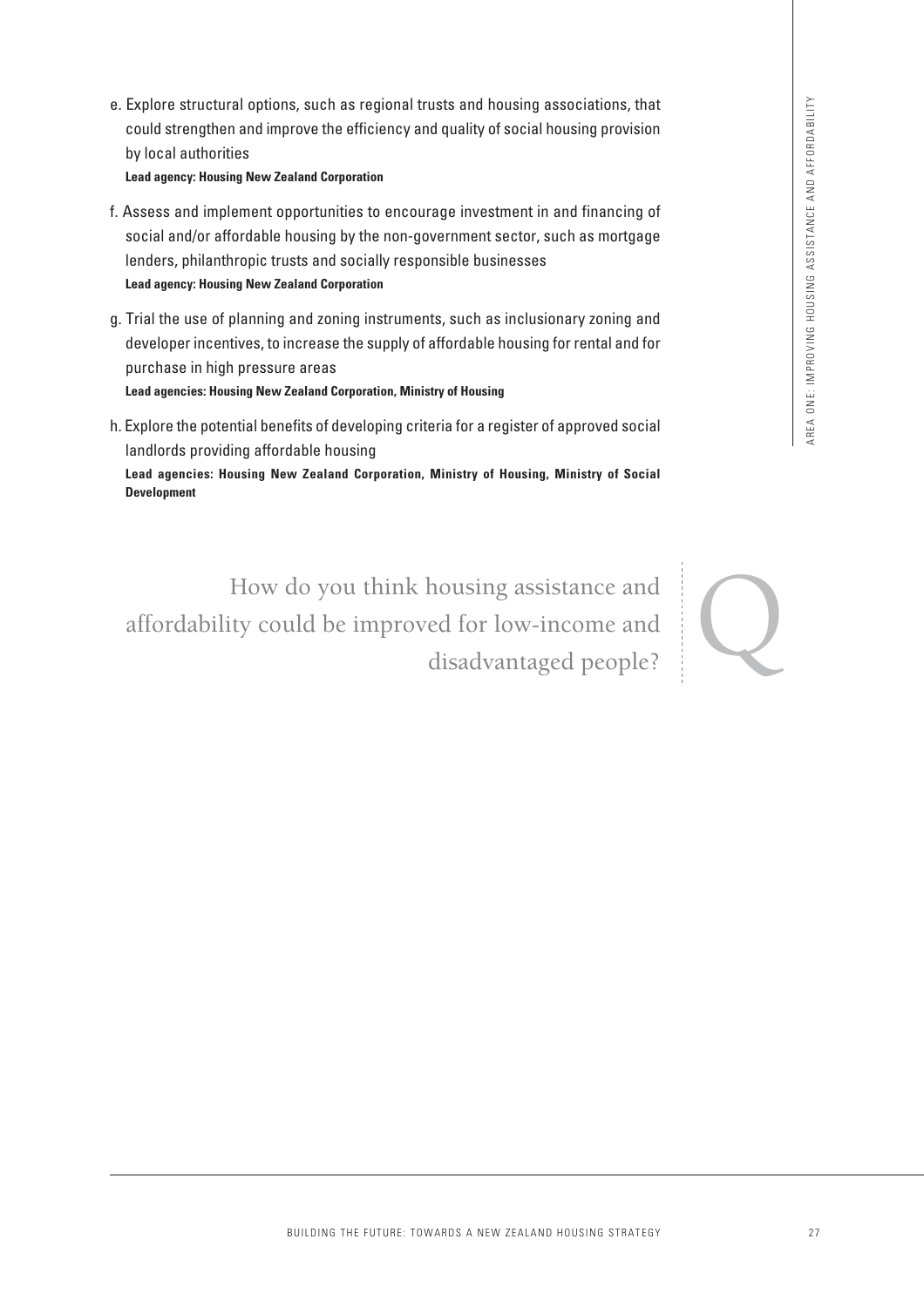e. Explore structural options, such as regional trusts and housing associations, that could strengthen and improve the efficiency and quality of social housing provision by local authorities
**Lead agency: Housing New Zealand Corporation**

f. Assess and implement opportunities to encourage investment in and financing of social and/or affordable housing by the non-government sector, such as mortgage lenders, philanthropic trusts and socially responsible businesses
**Lead agency: Housing New Zealand Corporation**

g. Trial the use of planning and zoning instruments, such as inclusionary zoning and developer incentives, to increase the supply of affordable housing for rental and for purchase in high pressure areas
**Lead agencies: Housing New Zealand Corporation, Ministry of Housing**

h. Explore the potential benefits of developing criteria for a register of approved social landlords providing affordable housing
**Lead agencies: Housing New Zealand Corporation, Ministry of Housing, Ministry of Social Development**

> How do you think housing assistance and affordability could be improved for low-income and disadvantaged people?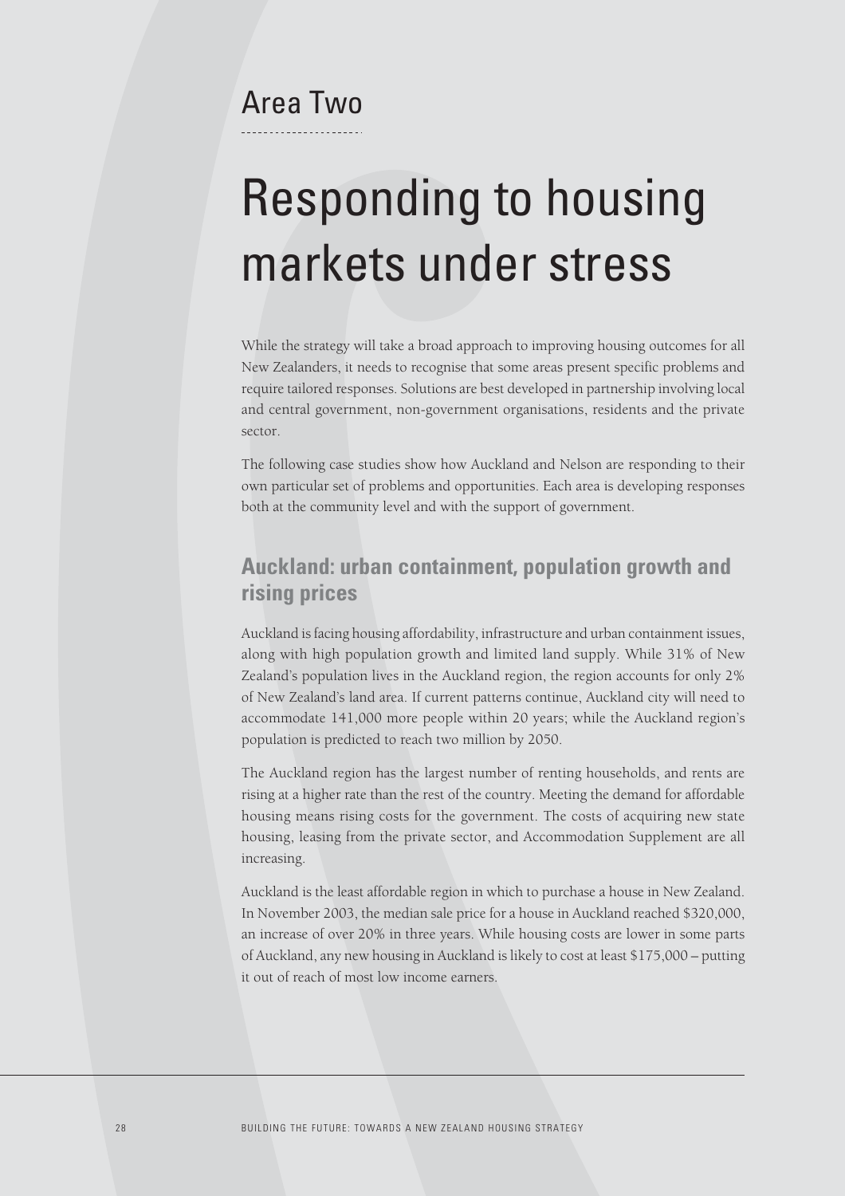# Area Two

# Responding to housing markets under stress

While the strategy will take a broad approach to improving housing outcomes for all New Zealanders, it needs to recognise that some areas present specific problems and require tailored responses. Solutions are best developed in partnership involving local and central government, non-government organisations, residents and the private sector.

The following case studies show how Auckland and Nelson are responding to their own particular set of problems and opportunities. Each area is developing responses both at the community level and with the support of government.

## Auckland: urban containment, population growth and rising prices

Auckland is facing housing affordability, infrastructure and urban containment issues, along with high population growth and limited land supply. While 31% of New Zealand's population lives in the Auckland region, the region accounts for only 2% of New Zealand's land area. If current patterns continue, Auckland city will need to accommodate 141,000 more people within 20 years; while the Auckland region's population is predicted to reach two million by 2050.

The Auckland region has the largest number of renting households, and rents are rising at a higher rate than the rest of the country. Meeting the demand for affordable housing means rising costs for the government. The costs of acquiring new state housing, leasing from the private sector, and Accommodation Supplement are all increasing.

Auckland is the least affordable region in which to purchase a house in New Zealand. In November 2003, the median sale price for a house in Auckland reached $320,000, an increase of over 20% in three years. While housing costs are lower in some parts of Auckland, any new housing in Auckland is likely to cost at least $175,000 – putting it out of reach of most low income earners.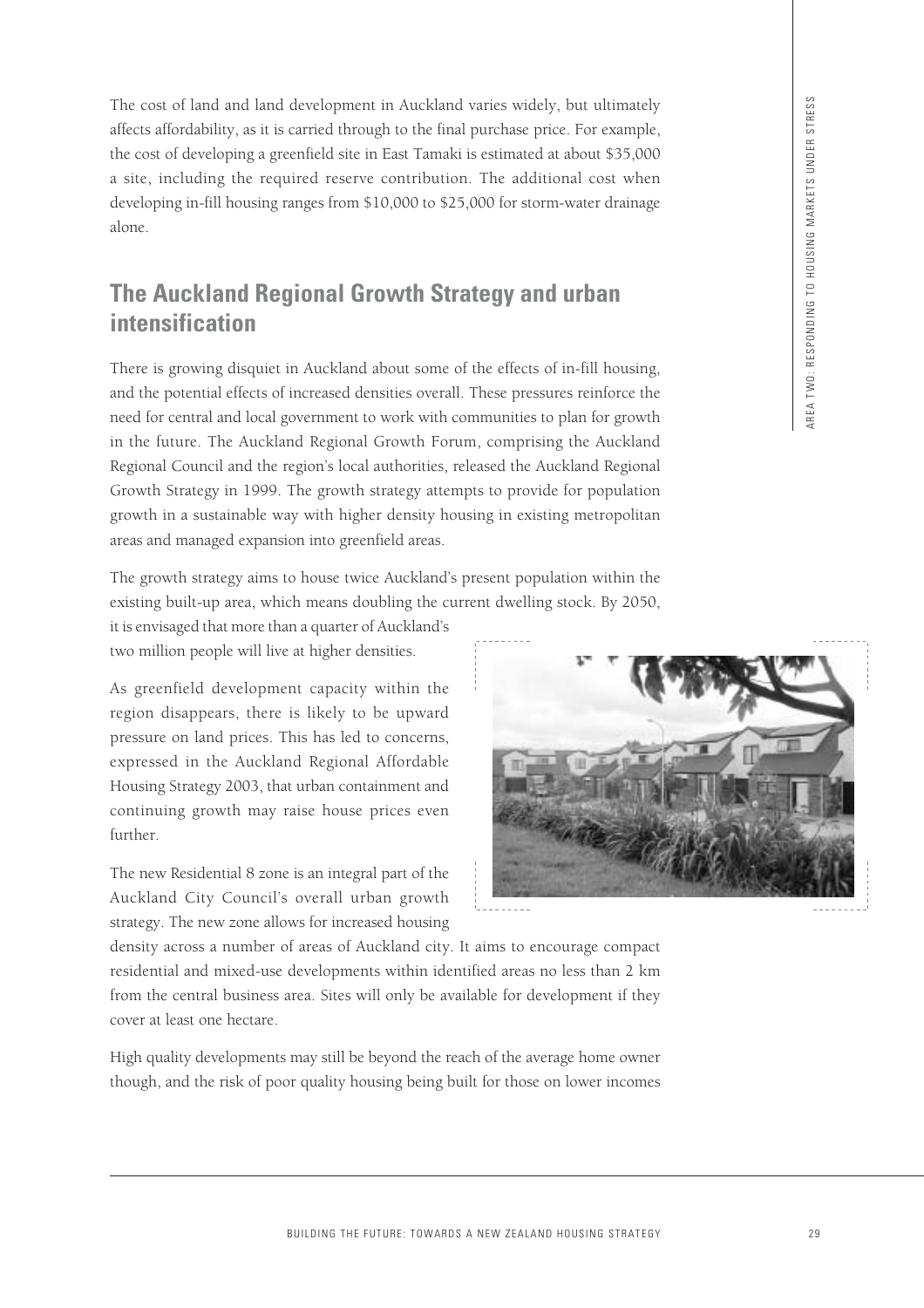The cost of land and land development in Auckland varies widely, but ultimately affects affordability, as it is carried through to the final purchase price. For example, the cost of developing a greenfield site in East Tamaki is estimated at about $35,000 a site, including the required reserve contribution. The additional cost when developing in-fill housing ranges from $10,000 to $25,000 for storm-water drainage alone.

## The Auckland Regional Growth Strategy and urban intensification

There is growing disquiet in Auckland about some of the effects of in-fill housing, and the potential effects of increased densities overall. These pressures reinforce the need for central and local government to work with communities to plan for growth in the future. The Auckland Regional Growth Forum, comprising the Auckland Regional Council and the region's local authorities, released the Auckland Regional Growth Strategy in 1999. The growth strategy attempts to provide for population growth in a sustainable way with higher density housing in existing metropolitan areas and managed expansion into greenfield areas.

The growth strategy aims to house twice Auckland's present population within the existing built-up area, which means doubling the current dwelling stock. By 2050, it is envisaged that more than a quarter of Auckland's two million people will live at higher densities.

As greenfield development capacity within the region disappears, there is likely to be upward pressure on land prices. This has led to concerns, expressed in the Auckland Regional Affordable Housing Strategy 2003, that urban containment and continuing growth may raise house prices even further.

The new Residential 8 zone is an integral part of the Auckland City Council's overall urban growth strategy. The new zone allows for increased housing density across a number of areas of Auckland city. It aims to encourage compact residential and mixed-use developments within identified areas no less than 2 km from the central business area. Sites will only be available for development if they cover at least one hectare.

High quality developments may still be beyond the reach of the average home owner though, and the risk of poor quality housing being built for those on lower incomes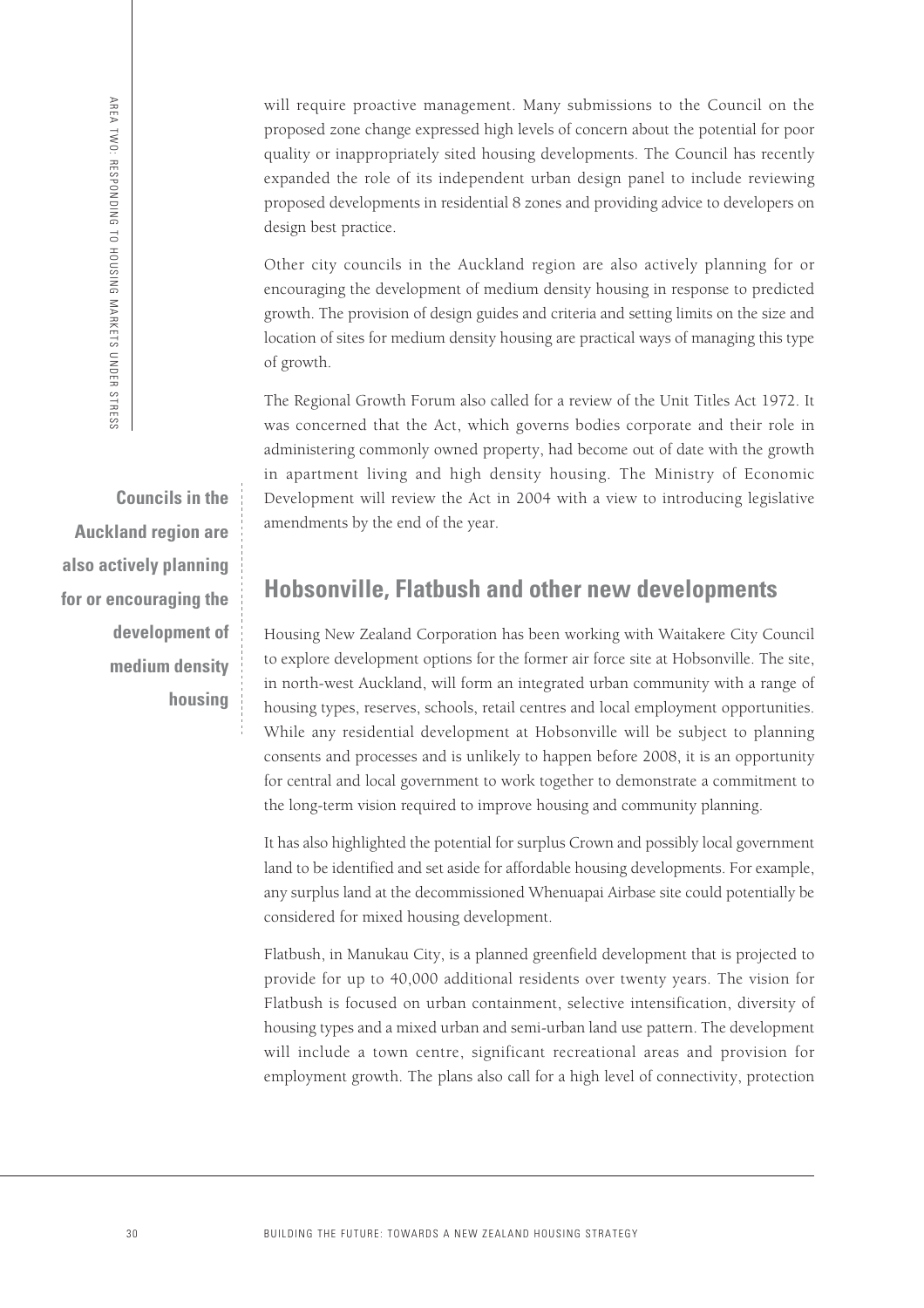will require proactive management. Many submissions to the Council on the proposed zone change expressed high levels of concern about the potential for poor quality or inappropriately sited housing developments. The Council has recently expanded the role of its independent urban design panel to include reviewing proposed developments in residential 8 zones and providing advice to developers on design best practice.

Other city councils in the Auckland region are also actively planning for or encouraging the development of medium density housing in response to predicted growth. The provision of design guides and criteria and setting limits on the size and location of sites for medium density housing are practical ways of managing this type of growth.

The Regional Growth Forum also called for a review of the Unit Titles Act 1972. It was concerned that the Act, which governs bodies corporate and their role in administering commonly owned property, had become out of date with the growth in apartment living and high density housing. The Ministry of Economic Development will review the Act in 2004 with a view to introducing legislative amendments by the end of the year.

**Councils in the Auckland region are also actively planning for or encouraging the development of medium density housing**

## Hobsonville, Flatbush and other new developments

Housing New Zealand Corporation has been working with Waitakere City Council to explore development options for the former air force site at Hobsonville. The site, in north-west Auckland, will form an integrated urban community with a range of housing types, reserves, schools, retail centres and local employment opportunities. While any residential development at Hobsonville will be subject to planning consents and processes and is unlikely to happen before 2008, it is an opportunity for central and local government to work together to demonstrate a commitment to the long-term vision required to improve housing and community planning.

It has also highlighted the potential for surplus Crown and possibly local government land to be identified and set aside for affordable housing developments. For example, any surplus land at the decommissioned Whenuapai Airbase site could potentially be considered for mixed housing development.

Flatbush, in Manukau City, is a planned greenfield development that is projected to provide for up to 40,000 additional residents over twenty years. The vision for Flatbush is focused on urban containment, selective intensification, diversity of housing types and a mixed urban and semi-urban land use pattern. The development will include a town centre, significant recreational areas and provision for employment growth. The plans also call for a high level of connectivity, protection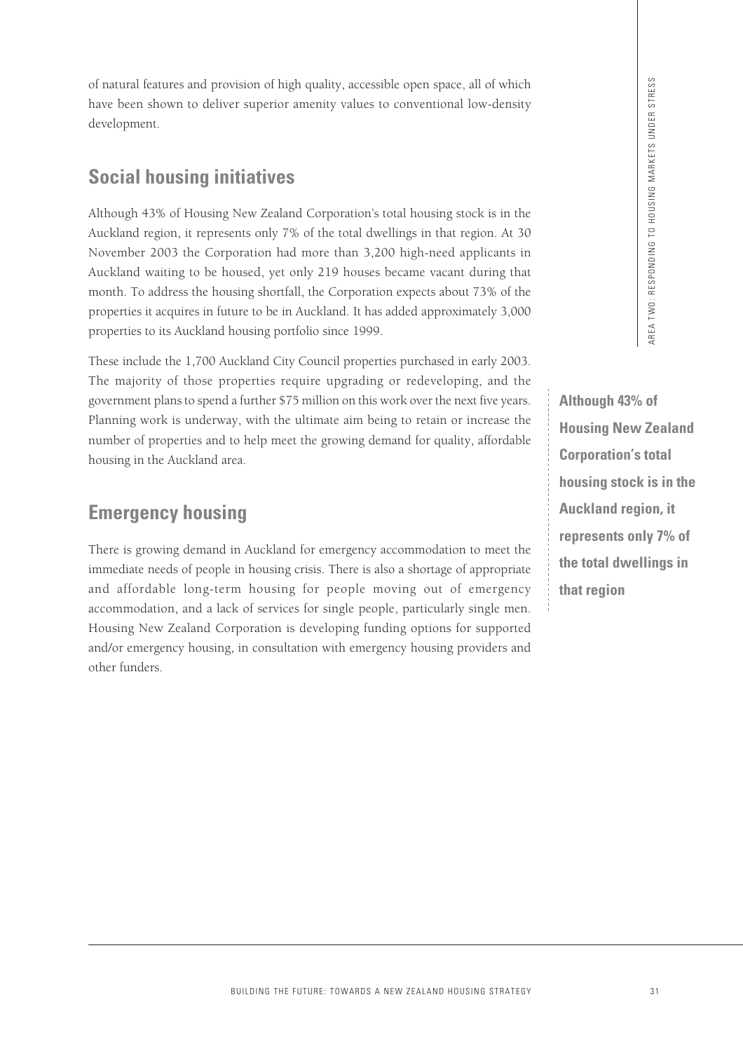of natural features and provision of high quality, accessible open space, all of which have been shown to deliver superior amenity values to conventional low-density development.

## Social housing initiatives

Although 43% of Housing New Zealand Corporation's total housing stock is in the Auckland region, it represents only 7% of the total dwellings in that region. At 30 November 2003 the Corporation had more than 3,200 high-need applicants in Auckland waiting to be housed, yet only 219 houses became vacant during that month. To address the housing shortfall, the Corporation expects about 73% of the properties it acquires in future to be in Auckland. It has added approximately 3,000 properties to its Auckland housing portfolio since 1999.

These include the 1,700 Auckland City Council properties purchased in early 2003. The majority of those properties require upgrading or redeveloping, and the government plans to spend a further $75 million on this work over the next five years. Planning work is underway, with the ultimate aim being to retain or increase the number of properties and to help meet the growing demand for quality, affordable housing in the Auckland area.

**Although 43% of Housing New Zealand Corporation's total housing stock is in the Auckland region, it represents only 7% of the total dwellings in that region**

## Emergency housing

There is growing demand in Auckland for emergency accommodation to meet the immediate needs of people in housing crisis. There is also a shortage of appropriate and affordable long-term housing for people moving out of emergency accommodation, and a lack of services for single people, particularly single men. Housing New Zealand Corporation is developing funding options for supported and/or emergency housing, in consultation with emergency housing providers and other funders.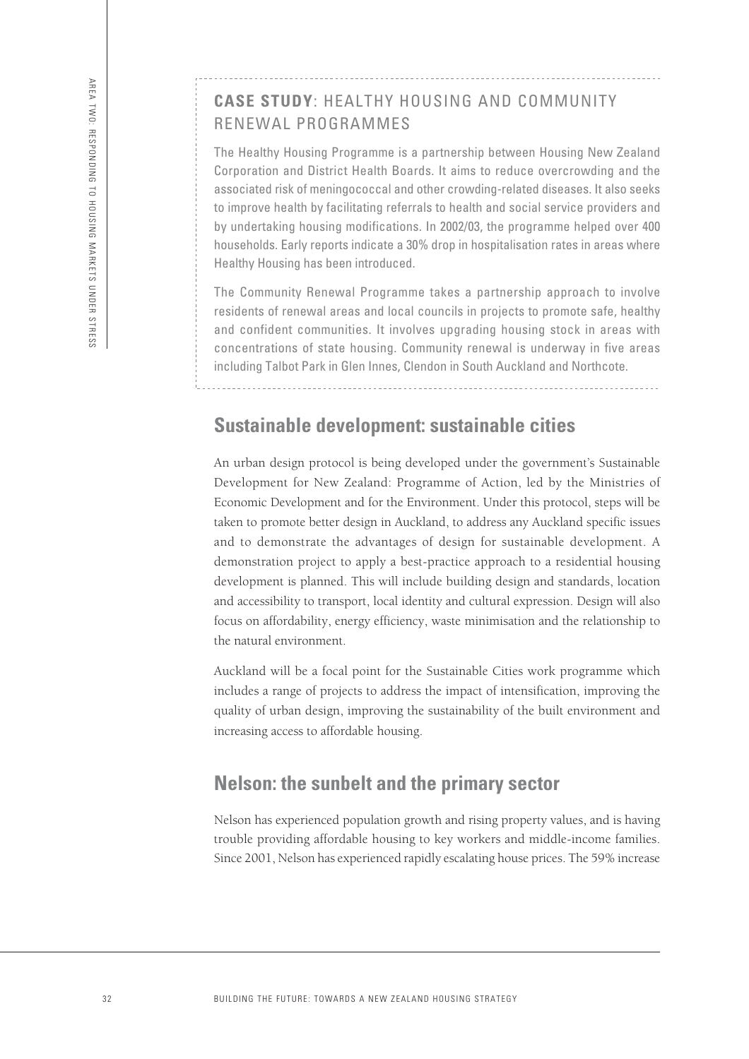## **CASE STUDY**: HEALTHY HOUSING AND COMMUNITY RENEWAL PROGRAMMES

The Healthy Housing Programme is a partnership between Housing New Zealand Corporation and District Health Boards. It aims to reduce overcrowding and the associated risk of meningococcal and other crowding-related diseases. It also seeks to improve health by facilitating referrals to health and social service providers and by undertaking housing modifications. In 2002/03, the programme helped over 400 households. Early reports indicate a 30% drop in hospitalisation rates in areas where Healthy Housing has been introduced.

The Community Renewal Programme takes a partnership approach to involve residents of renewal areas and local councils in projects to promote safe, healthy and confident communities. It involves upgrading housing stock in areas with concentrations of state housing. Community renewal is underway in five areas including Talbot Park in Glen Innes, Clendon in South Auckland and Northcote.

## Sustainable development: sustainable cities

An urban design protocol is being developed under the government's Sustainable Development for New Zealand: Programme of Action, led by the Ministries of Economic Development and for the Environment. Under this protocol, steps will be taken to promote better design in Auckland, to address any Auckland specific issues and to demonstrate the advantages of design for sustainable development. A demonstration project to apply a best-practice approach to a residential housing development is planned. This will include building design and standards, location and accessibility to transport, local identity and cultural expression. Design will also focus on affordability, energy efficiency, waste minimisation and the relationship to the natural environment.

Auckland will be a focal point for the Sustainable Cities work programme which includes a range of projects to address the impact of intensification, improving the quality of urban design, improving the sustainability of the built environment and increasing access to affordable housing.

## Nelson: the sunbelt and the primary sector

Nelson has experienced population growth and rising property values, and is having trouble providing affordable housing to key workers and middle-income families. Since 2001, Nelson has experienced rapidly escalating house prices. The 59% increase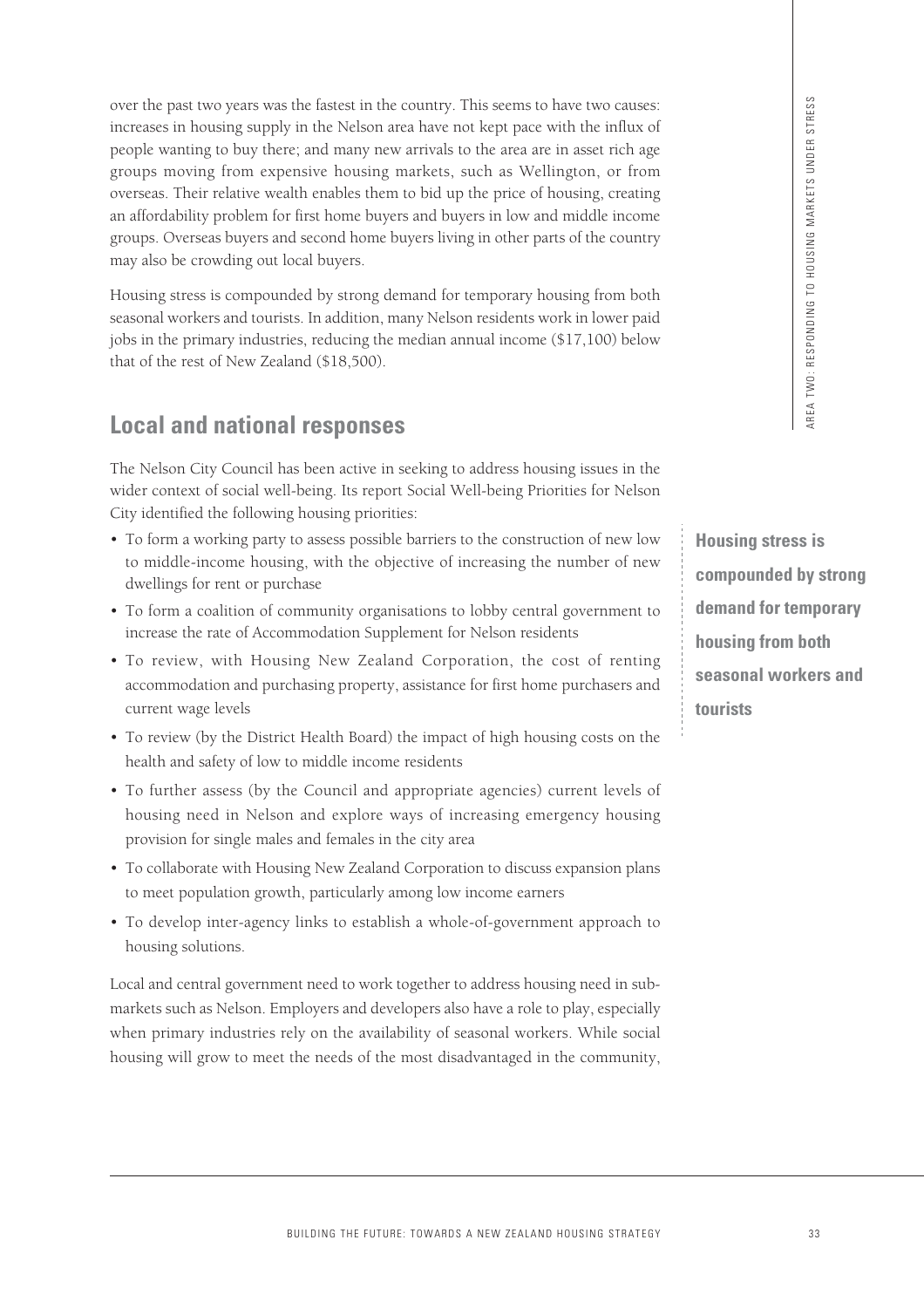over the past two years was the fastest in the country. This seems to have two causes: increases in housing supply in the Nelson area have not kept pace with the influx of people wanting to buy there; and many new arrivals to the area are in asset rich age groups moving from expensive housing markets, such as Wellington, or from overseas. Their relative wealth enables them to bid up the price of housing, creating an affordability problem for first home buyers and buyers in low and middle income groups. Overseas buyers and second home buyers living in other parts of the country may also be crowding out local buyers.

Housing stress is compounded by strong demand for temporary housing from both seasonal workers and tourists. In addition, many Nelson residents work in lower paid jobs in the primary industries, reducing the median annual income ($17,100) below that of the rest of New Zealand ($18,500).

**Housing stress is compounded by strong demand for temporary housing from both seasonal workers and tourists**

## Local and national responses

The Nelson City Council has been active in seeking to address housing issues in the wider context of social well-being. Its report Social Well-being Priorities for Nelson City identified the following housing priorities:

- To form a working party to assess possible barriers to the construction of new low to middle-income housing, with the objective of increasing the number of new dwellings for rent or purchase
- To form a coalition of community organisations to lobby central government to increase the rate of Accommodation Supplement for Nelson residents
- To review, with Housing New Zealand Corporation, the cost of renting accommodation and purchasing property, assistance for first home purchasers and current wage levels
- To review (by the District Health Board) the impact of high housing costs on the health and safety of low to middle income residents
- To further assess (by the Council and appropriate agencies) current levels of housing need in Nelson and explore ways of increasing emergency housing provision for single males and females in the city area
- To collaborate with Housing New Zealand Corporation to discuss expansion plans to meet population growth, particularly among low income earners
- To develop inter-agency links to establish a whole-of-government approach to housing solutions.

Local and central government need to work together to address housing need in sub-markets such as Nelson. Employers and developers also have a role to play, especially when primary industries rely on the availability of seasonal workers. While social housing will grow to meet the needs of the most disadvantaged in the community,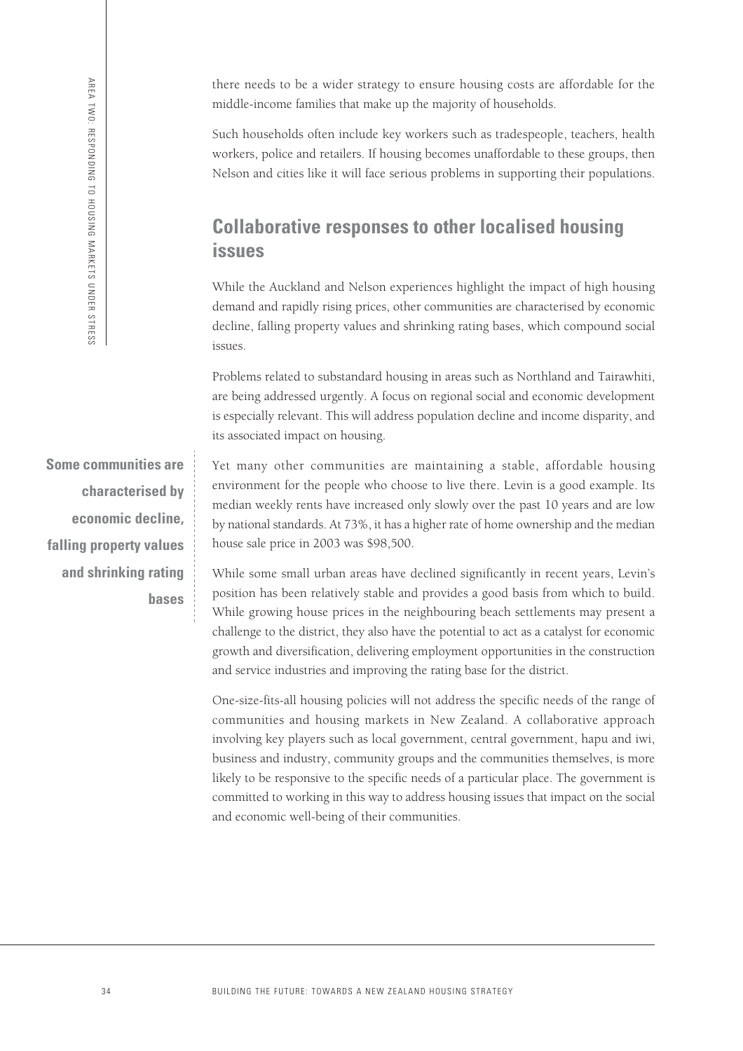there needs to be a wider strategy to ensure housing costs are affordable for the middle-income families that make up the majority of households.

Such households often include key workers such as tradespeople, teachers, health workers, police and retailers. If housing becomes unaffordable to these groups, then Nelson and cities like it will face serious problems in supporting their populations.

## Collaborative responses to other localised housing issues

While the Auckland and Nelson experiences highlight the impact of high housing demand and rapidly rising prices, other communities are characterised by economic decline, falling property values and shrinking rating bases, which compound social issues.

Problems related to substandard housing in areas such as Northland and Tairawhiti, are being addressed urgently. A focus on regional social and economic development is especially relevant. This will address population decline and income disparity, and its associated impact on housing.

**Some communities are characterised by economic decline, falling property values and shrinking rating bases**

Yet many other communities are maintaining a stable, affordable housing environment for the people who choose to live there. Levin is a good example. Its median weekly rents have increased only slowly over the past 10 years and are low by national standards. At 73%, it has a higher rate of home ownership and the median house sale price in 2003 was $98,500.

While some small urban areas have declined significantly in recent years, Levin's position has been relatively stable and provides a good basis from which to build. While growing house prices in the neighbouring beach settlements may present a challenge to the district, they also have the potential to act as a catalyst for economic growth and diversification, delivering employment opportunities in the construction and service industries and improving the rating base for the district.

One-size-fits-all housing policies will not address the specific needs of the range of communities and housing markets in New Zealand. A collaborative approach involving key players such as local government, central government, hapu and iwi, business and industry, community groups and the communities themselves, is more likely to be responsive to the specific needs of a particular place. The government is committed to working in this way to address housing issues that impact on the social and economic well-being of their communities.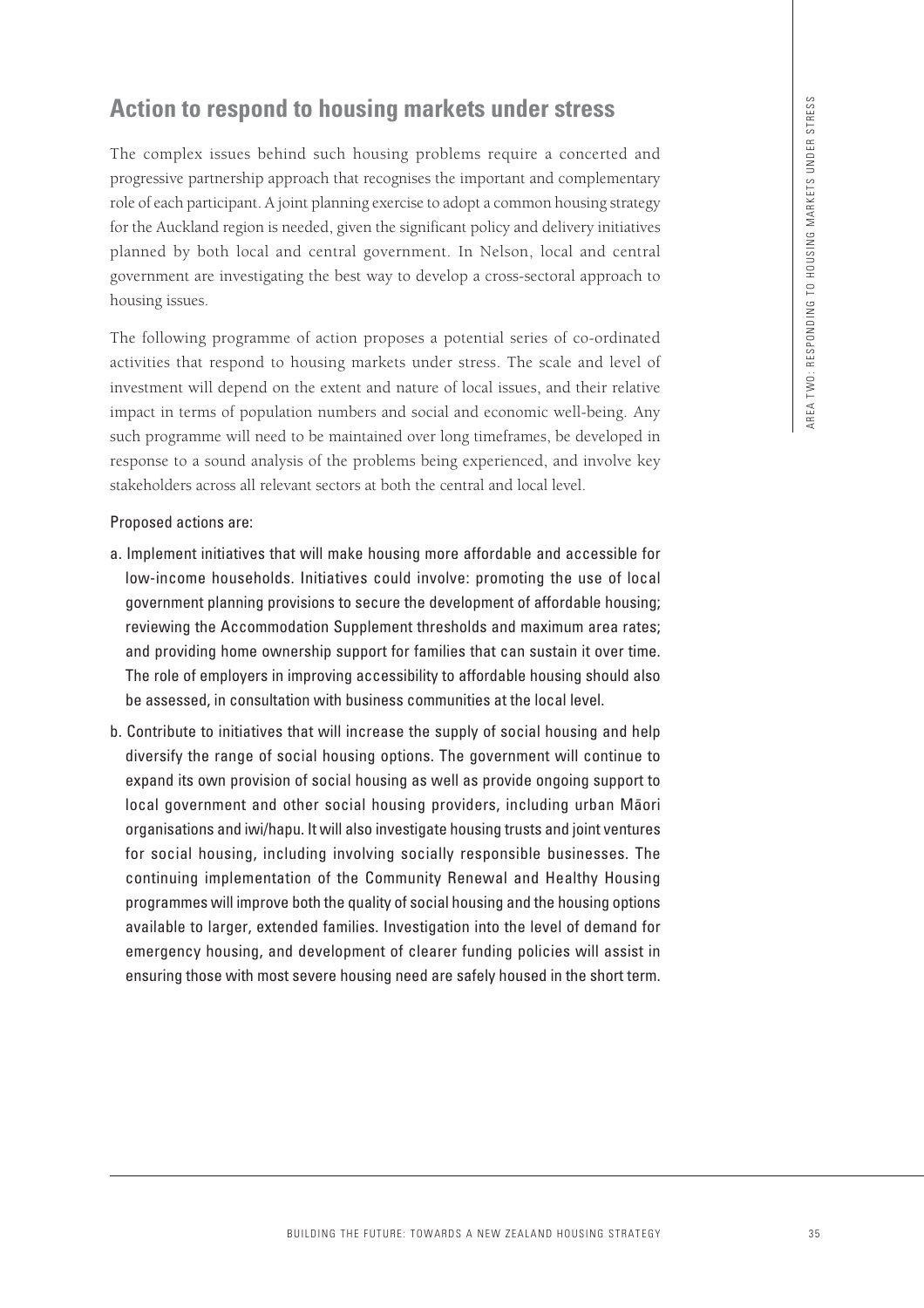## Action to respond to housing markets under stress

The complex issues behind such housing problems require a concerted and progressive partnership approach that recognises the important and complementary role of each participant. A joint planning exercise to adopt a common housing strategy for the Auckland region is needed, given the significant policy and delivery initiatives planned by both local and central government. In Nelson, local and central government are investigating the best way to develop a cross-sectoral approach to housing issues.

The following programme of action proposes a potential series of co-ordinated activities that respond to housing markets under stress. The scale and level of investment will depend on the extent and nature of local issues, and their relative impact in terms of population numbers and social and economic well-being. Any such programme will need to be maintained over long timeframes, be developed in response to a sound analysis of the problems being experienced, and involve key stakeholders across all relevant sectors at both the central and local level.

Proposed actions are:

a. Implement initiatives that will make housing more affordable and accessible for low-income households. Initiatives could involve: promoting the use of local government planning provisions to secure the development of affordable housing; reviewing the Accommodation Supplement thresholds and maximum area rates; and providing home ownership support for families that can sustain it over time. The role of employers in improving accessibility to affordable housing should also be assessed, in consultation with business communities at the local level.

b. Contribute to initiatives that will increase the supply of social housing and help diversify the range of social housing options. The government will continue to expand its own provision of social housing as well as provide ongoing support to local government and other social housing providers, including urban Māori organisations and iwi/hapu. It will also investigate housing trusts and joint ventures for social housing, including involving socially responsible businesses. The continuing implementation of the Community Renewal and Healthy Housing programmes will improve both the quality of social housing and the housing options available to larger, extended families. Investigation into the level of demand for emergency housing, and development of clearer funding policies will assist in ensuring those with most severe housing need are safely housed in the short term.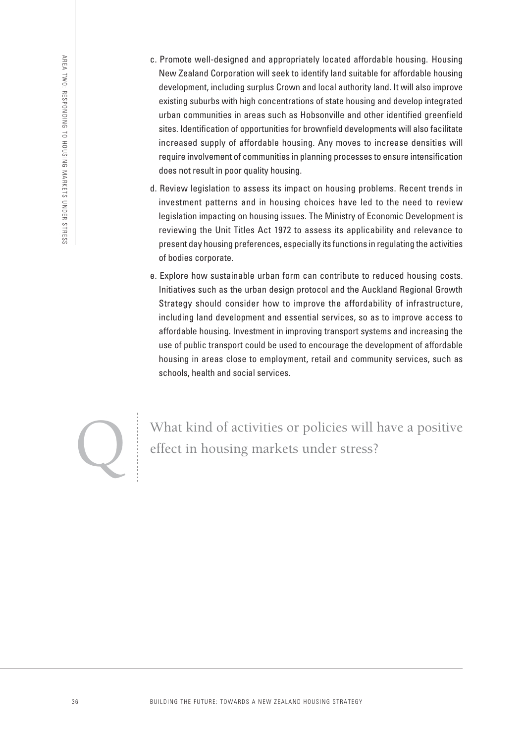c. Promote well-designed and appropriately located affordable housing. Housing New Zealand Corporation will seek to identify land suitable for affordable housing development, including surplus Crown and local authority land. It will also improve existing suburbs with high concentrations of state housing and develop integrated urban communities in areas such as Hobsonville and other identified greenfield sites. Identification of opportunities for brownfield developments will also facilitate increased supply of affordable housing. Any moves to increase densities will require involvement of communities in planning processes to ensure intensification does not result in poor quality housing.

d. Review legislation to assess its impact on housing problems. Recent trends in investment patterns and in housing choices have led to the need to review legislation impacting on housing issues. The Ministry of Economic Development is reviewing the Unit Titles Act 1972 to assess its applicability and relevance to present day housing preferences, especially its functions in regulating the activities of bodies corporate.

e. Explore how sustainable urban form can contribute to reduced housing costs. Initiatives such as the urban design protocol and the Auckland Regional Growth Strategy should consider how to improve the affordability of infrastructure, including land development and essential services, so as to improve access to affordable housing. Investment in improving transport systems and increasing the use of public transport could be used to encourage the development of affordable housing in areas close to employment, retail and community services, such as schools, health and social services.

Q

What kind of activities or policies will have a positive effect in housing markets under stress?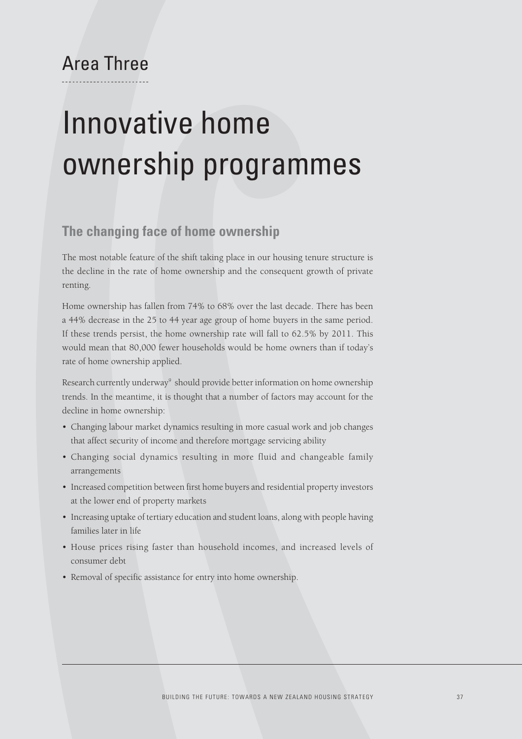## Area Three

# Innovative home ownership programmes

### The changing face of home ownership

The most notable feature of the shift taking place in our housing tenure structure is the decline in the rate of home ownership and the consequent growth of private renting.

Home ownership has fallen from 74% to 68% over the last decade. There has been a 44% decrease in the 25 to 44 year age group of home buyers in the same period. If these trends persist, the home ownership rate will fall to 62.5% by 2011. This would mean that 80,000 fewer households would be home owners than if today's rate of home ownership applied.

Research currently underway[9] should provide better information on home ownership trends. In the meantime, it is thought that a number of factors may account for the decline in home ownership:

- Changing labour market dynamics resulting in more casual work and job changes that affect security of income and therefore mortgage servicing ability
- Changing social dynamics resulting in more fluid and changeable family arrangements
- Increased competition between first home buyers and residential property investors at the lower end of property markets
- Increasing uptake of tertiary education and student loans, along with people having families later in life
- House prices rising faster than household incomes, and increased levels of consumer debt
- Removal of specific assistance for entry into home ownership.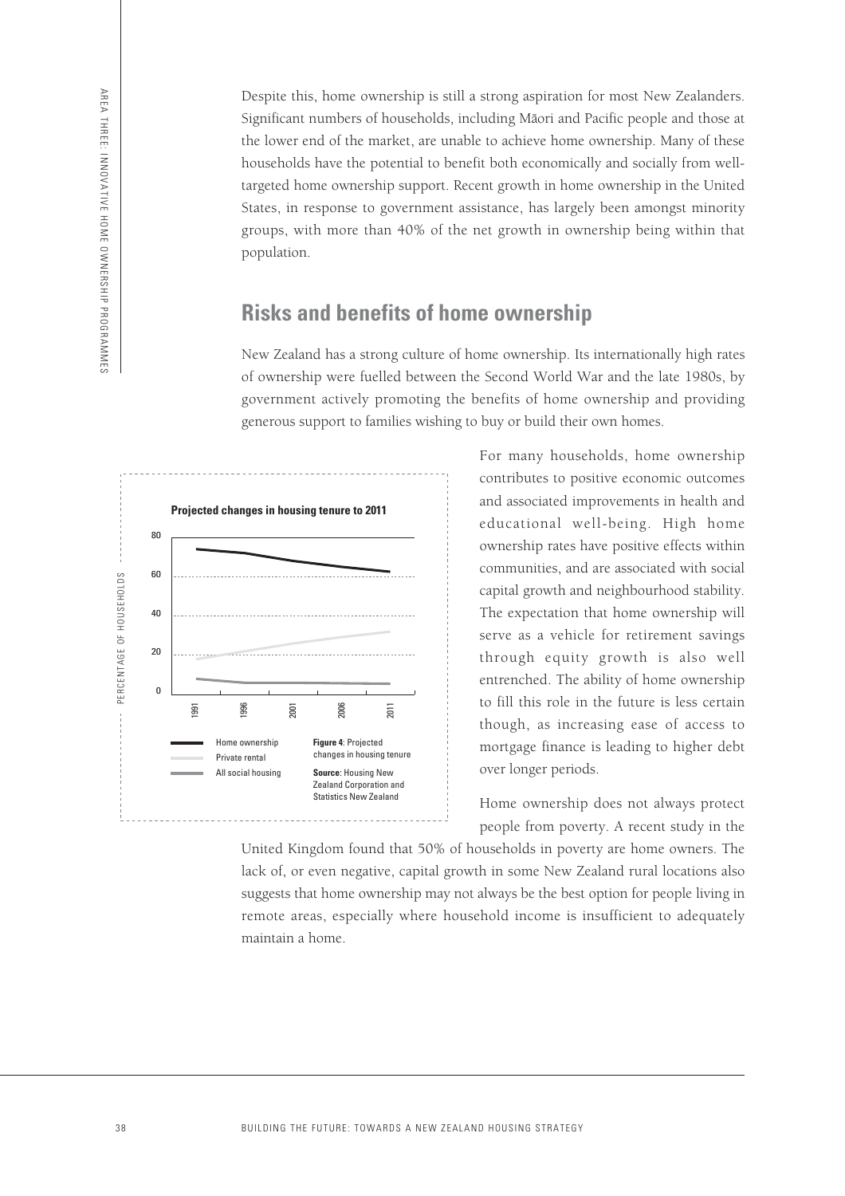Despite this, home ownership is still a strong aspiration for most New Zealanders. Significant numbers of households, including Māori and Pacific people and those at the lower end of the market, are unable to achieve home ownership. Many of these households have the potential to benefit both economically and socially from well-targeted home ownership support. Recent growth in home ownership in the United States, in response to government assistance, has largely been amongst minority groups, with more than 40% of the net growth in ownership being within that population.

## Risks and benefits of home ownership

New Zealand has a strong culture of home ownership. Its internationally high rates of ownership were fuelled between the Second World War and the late 1980s, by government actively promoting the benefits of home ownership and providing generous support to families wishing to buy or build their own homes.

**Projected changes in housing tenure to 2011**

**Figure 4**: Projected changes in housing tenure

**Source**: Housing New Zealand Corporation and Statistics New Zealand

For many households, home ownership contributes to positive economic outcomes and associated improvements in health and educational well-being. High home ownership rates have positive effects within communities, and are associated with social capital growth and neighbourhood stability. The expectation that home ownership will serve as a vehicle for retirement savings through equity growth is also well entrenched. The ability of home ownership to fill this role in the future is less certain though, as increasing ease of access to mortgage finance is leading to higher debt over longer periods.

Home ownership does not always protect people from poverty. A recent study in the United Kingdom found that 50% of households in poverty are home owners. The lack of, or even negative, capital growth in some New Zealand rural locations also suggests that home ownership may not always be the best option for people living in remote areas, especially where household income is insufficient to adequately maintain a home.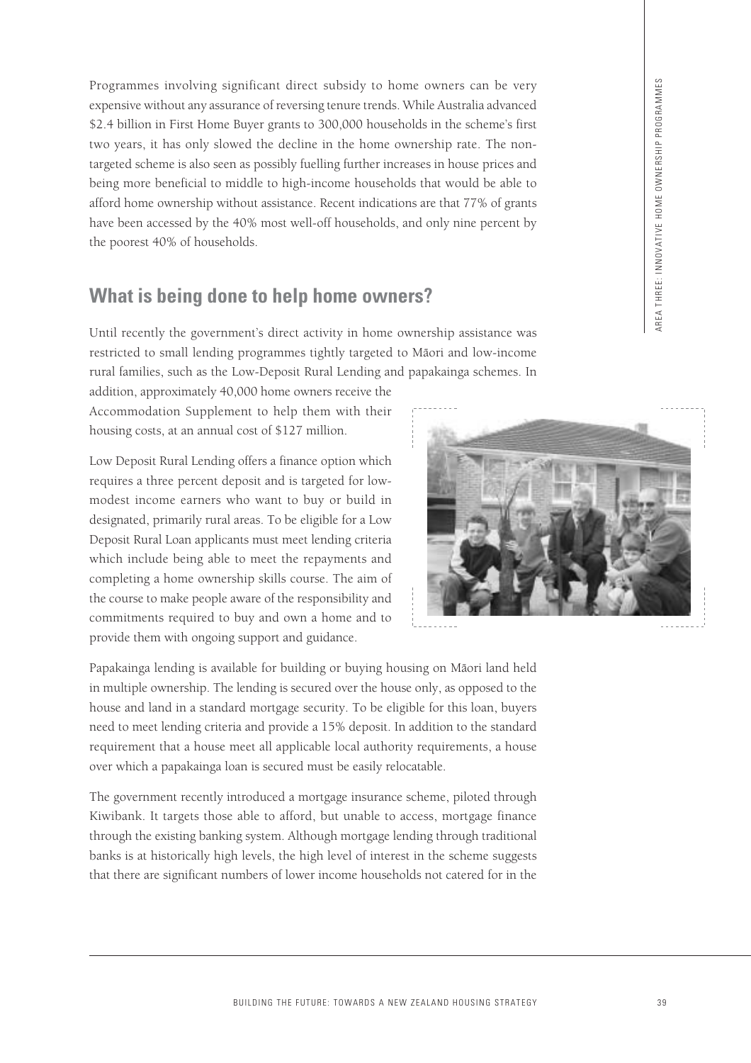Programmes involving significant direct subsidy to home owners can be very expensive without any assurance of reversing tenure trends. While Australia advanced $2.4 billion in First Home Buyer grants to 300,000 households in the scheme's first two years, it has only slowed the decline in the home ownership rate. The non-targeted scheme is also seen as possibly fuelling further increases in house prices and being more beneficial to middle to high-income households that would be able to afford home ownership without assistance. Recent indications are that 77% of grants have been accessed by the 40% most well-off households, and only nine percent by the poorest 40% of households.

## What is being done to help home owners?

Until recently the government's direct activity in home ownership assistance was restricted to small lending programmes tightly targeted to Māori and low-income rural families, such as the Low-Deposit Rural Lending and papakainga schemes. In addition, approximately 40,000 home owners receive the Accommodation Supplement to help them with their housing costs, at an annual cost of $127 million.

Low Deposit Rural Lending offers a finance option which requires a three percent deposit and is targeted for low-modest income earners who want to buy or build in designated, primarily rural areas. To be eligible for a Low Deposit Rural Loan applicants must meet lending criteria which include being able to meet the repayments and completing a home ownership skills course. The aim of the course to make people aware of the responsibility and commitments required to buy and own a home and to provide them with ongoing support and guidance.

Papakainga lending is available for building or buying housing on Māori land held in multiple ownership. The lending is secured over the house only, as opposed to the house and land in a standard mortgage security. To be eligible for this loan, buyers need to meet lending criteria and provide a 15% deposit. In addition to the standard requirement that a house meet all applicable local authority requirements, a house over which a papakainga loan is secured must be easily relocatable.

The government recently introduced a mortgage insurance scheme, piloted through Kiwibank. It targets those able to afford, but unable to access, mortgage finance through the existing banking system. Although mortgage lending through traditional banks is at historically high levels, the high level of interest in the scheme suggests that there are significant numbers of lower income households not catered for in the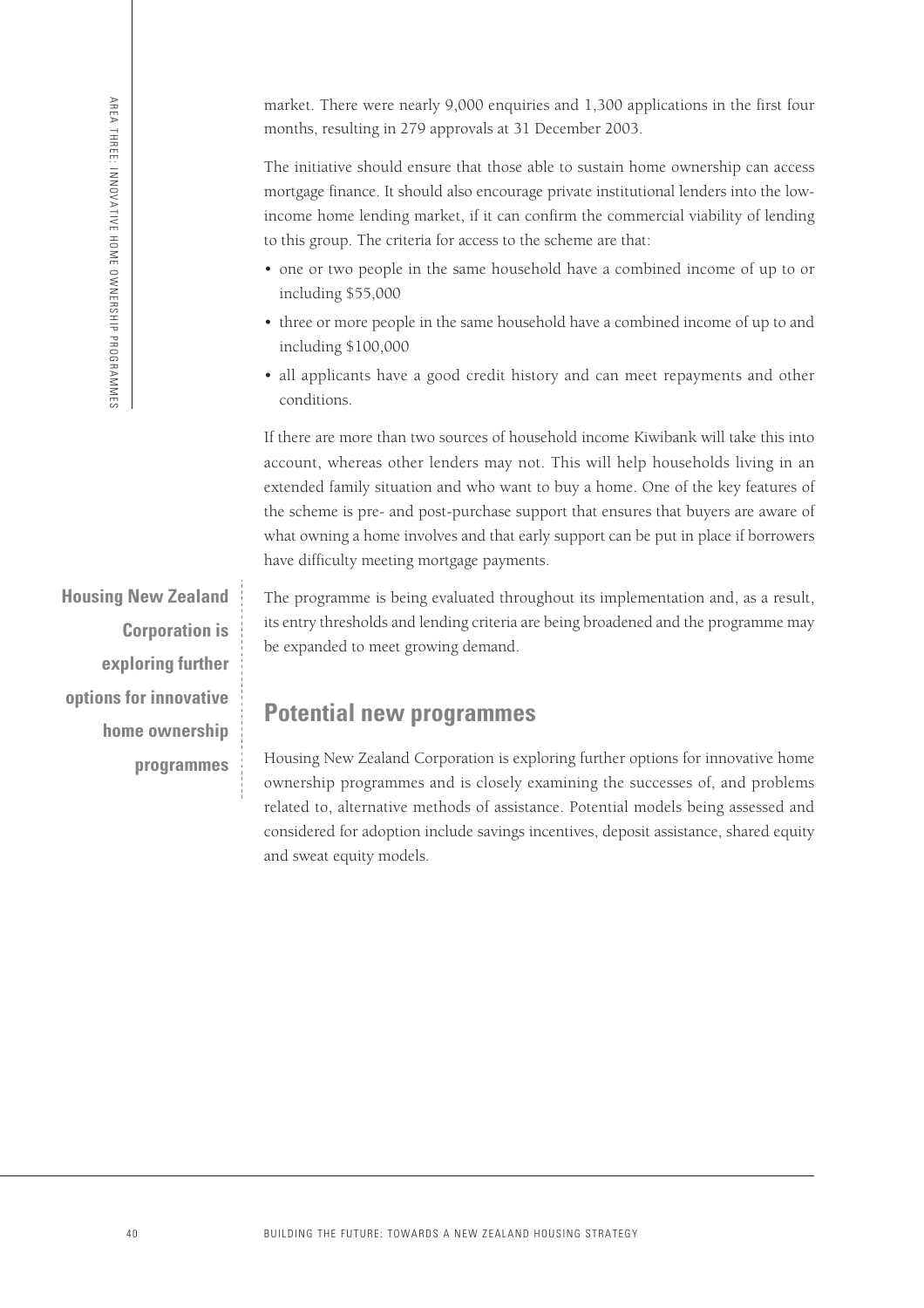market. There were nearly 9,000 enquiries and 1,300 applications in the first four months, resulting in 279 approvals at 31 December 2003.

The initiative should ensure that those able to sustain home ownership can access mortgage finance. It should also encourage private institutional lenders into the low-income home lending market, if it can confirm the commercial viability of lending to this group. The criteria for access to the scheme are that:

- one or two people in the same household have a combined income of up to or including $55,000
- three or more people in the same household have a combined income of up to and including $100,000
- all applicants have a good credit history and can meet repayments and other conditions.

If there are more than two sources of household income Kiwibank will take this into account, whereas other lenders may not. This will help households living in an extended family situation and who want to buy a home. One of the key features of the scheme is pre- and post-purchase support that ensures that buyers are aware of what owning a home involves and that early support can be put in place if borrowers have difficulty meeting mortgage payments.

**Housing New Zealand Corporation is exploring further options for innovative home ownership programmes**

The programme is being evaluated throughout its implementation and, as a result, its entry thresholds and lending criteria are being broadened and the programme may be expanded to meet growing demand.

## Potential new programmes

Housing New Zealand Corporation is exploring further options for innovative home ownership programmes and is closely examining the successes of, and problems related to, alternative methods of assistance. Potential models being assessed and considered for adoption include savings incentives, deposit assistance, shared equity and sweat equity models.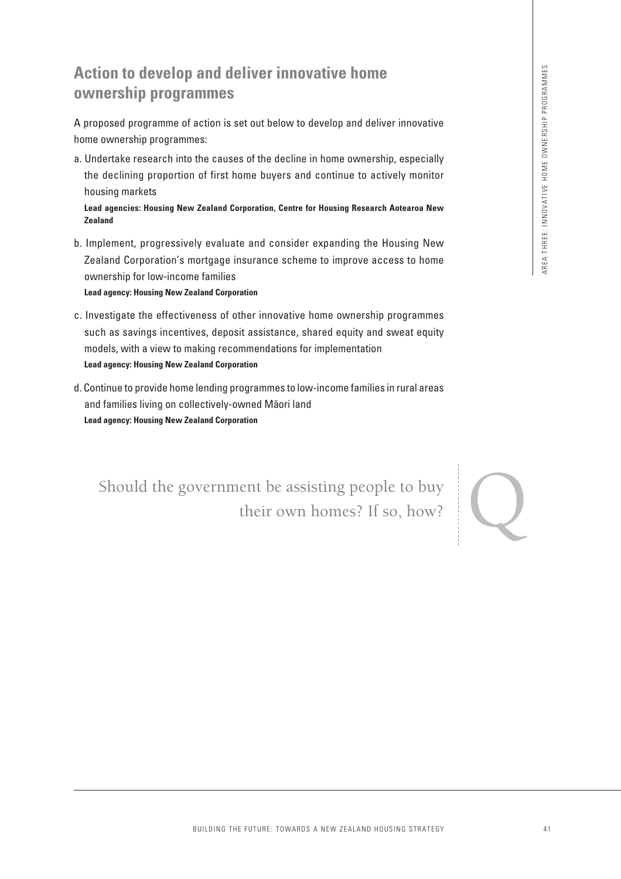## Action to develop and deliver innovative home ownership programmes

A proposed programme of action is set out below to develop and deliver innovative home ownership programmes:

a. Undertake research into the causes of the decline in home ownership, especially the declining proportion of first home buyers and continue to actively monitor housing markets
   **Lead agencies: Housing New Zealand Corporation, Centre for Housing Research Aotearoa New Zealand**

b. Implement, progressively evaluate and consider expanding the Housing New Zealand Corporation's mortgage insurance scheme to improve access to home ownership for low-income families
   **Lead agency: Housing New Zealand Corporation**

c. Investigate the effectiveness of other innovative home ownership programmes such as savings incentives, deposit assistance, shared equity and sweat equity models, with a view to making recommendations for implementation
   **Lead agency: Housing New Zealand Corporation**

d. Continue to provide home lending programmes to low-income families in rural areas and families living on collectively-owned Māori land
   **Lead agency: Housing New Zealand Corporation**

Should the government be assisting people to buy their own homes? If so, how?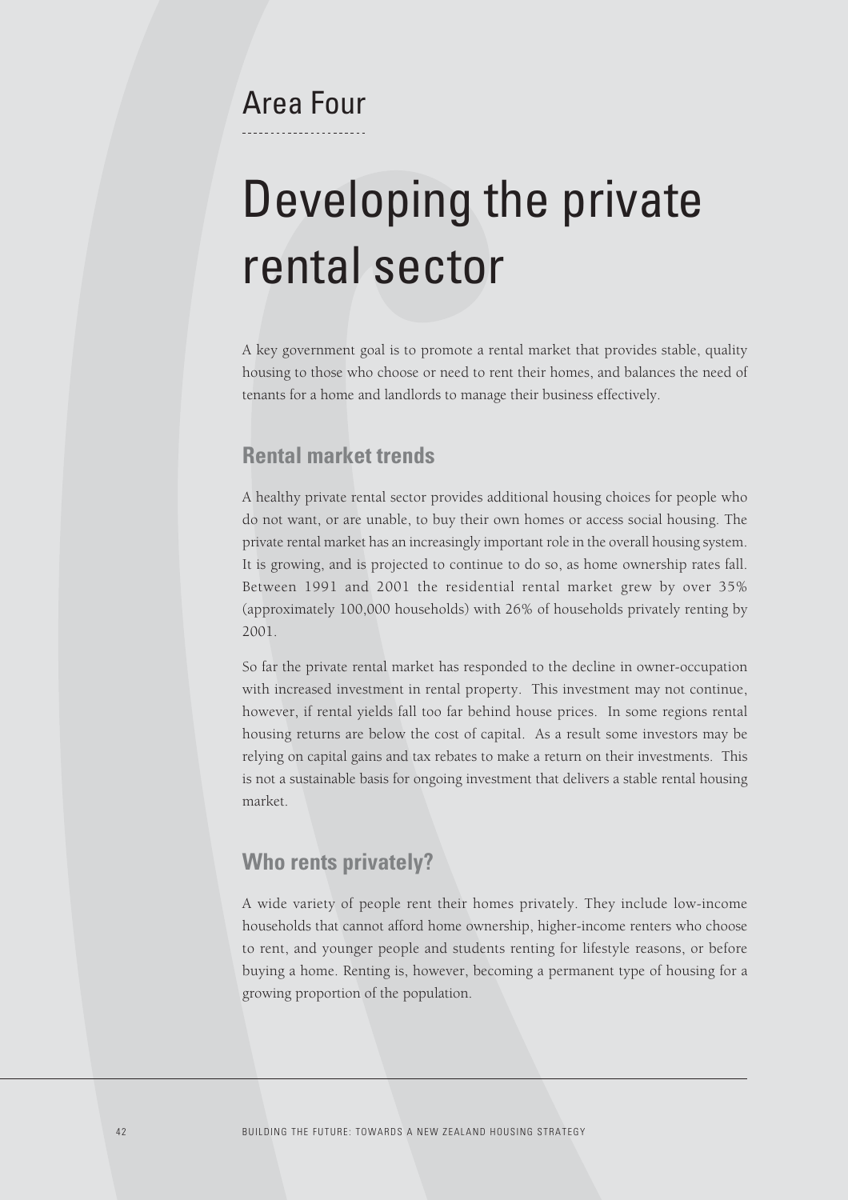Area Four

# Developing the private rental sector

A key government goal is to promote a rental market that provides stable, quality housing to those who choose or need to rent their homes, and balances the need of tenants for a home and landlords to manage their business effectively.

## Rental market trends

A healthy private rental sector provides additional housing choices for people who do not want, or are unable, to buy their own homes or access social housing. The private rental market has an increasingly important role in the overall housing system. It is growing, and is projected to continue to do so, as home ownership rates fall. Between 1991 and 2001 the residential rental market grew by over 35% (approximately 100,000 households) with 26% of households privately renting by 2001.

So far the private rental market has responded to the decline in owner-occupation with increased investment in rental property. This investment may not continue, however, if rental yields fall too far behind house prices. In some regions rental housing returns are below the cost of capital. As a result some investors may be relying on capital gains and tax rebates to make a return on their investments. This is not a sustainable basis for ongoing investment that delivers a stable rental housing market.

## Who rents privately?

A wide variety of people rent their homes privately. They include low-income households that cannot afford home ownership, higher-income renters who choose to rent, and younger people and students renting for lifestyle reasons, or before buying a home. Renting is, however, becoming a permanent type of housing for a growing proportion of the population.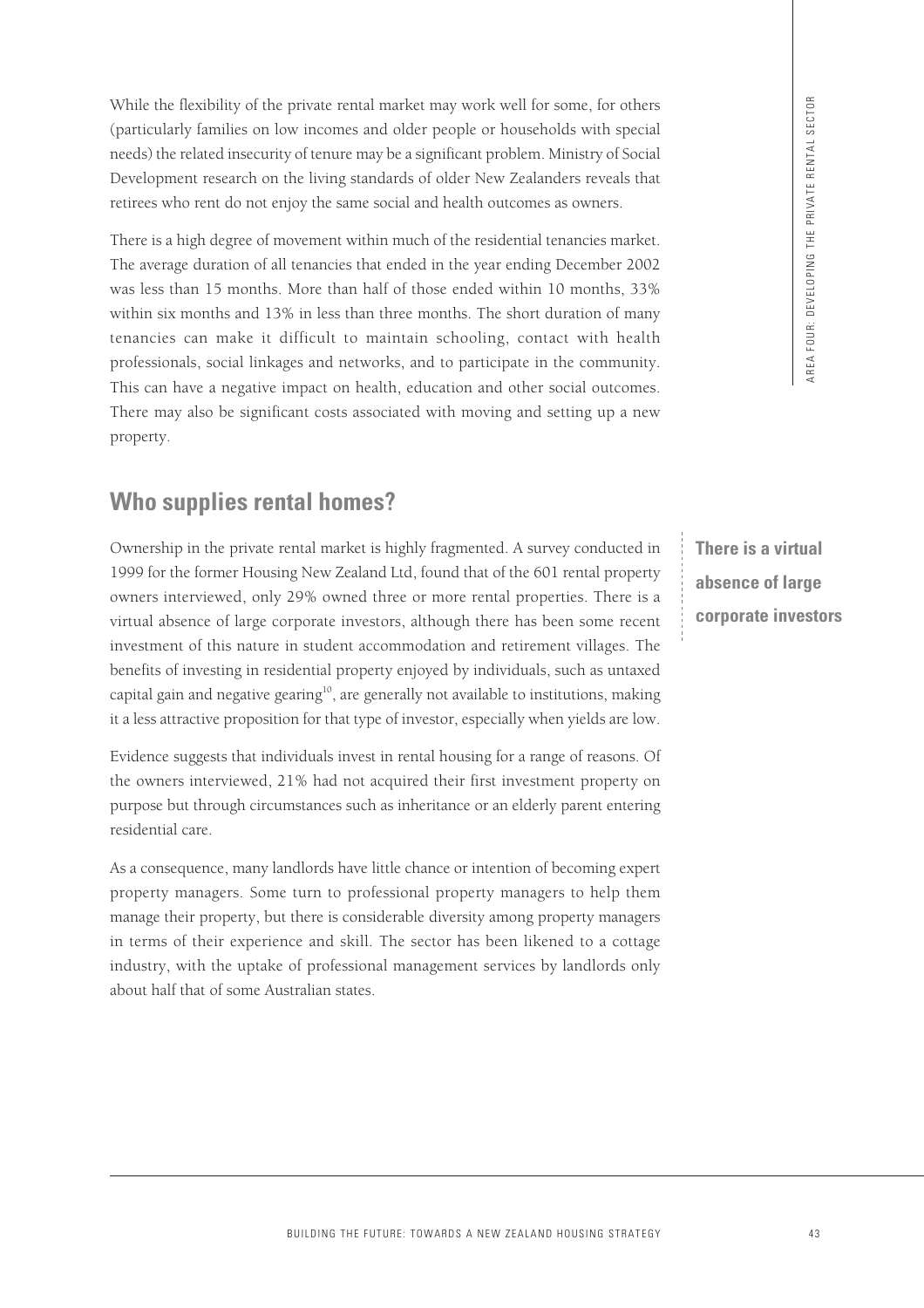While the flexibility of the private rental market may work well for some, for others (particularly families on low incomes and older people or households with special needs) the related insecurity of tenure may be a significant problem. Ministry of Social Development research on the living standards of older New Zealanders reveals that retirees who rent do not enjoy the same social and health outcomes as owners.

There is a high degree of movement within much of the residential tenancies market. The average duration of all tenancies that ended in the year ending December 2002 was less than 15 months. More than half of those ended within 10 months, 33% within six months and 13% in less than three months. The short duration of many tenancies can make it difficult to maintain schooling, contact with health professionals, social linkages and networks, and to participate in the community. This can have a negative impact on health, education and other social outcomes. There may also be significant costs associated with moving and setting up a new property.

## Who supplies rental homes?

**There is a virtual absence of large corporate investors**

Ownership in the private rental market is highly fragmented. A survey conducted in 1999 for the former Housing New Zealand Ltd, found that of the 601 rental property owners interviewed, only 29% owned three or more rental properties. There is a virtual absence of large corporate investors, although there has been some recent investment of this nature in student accommodation and retirement villages. The benefits of investing in residential property enjoyed by individuals, such as untaxed capital gain and negative gearing[10], are generally not available to institutions, making it a less attractive proposition for that type of investor, especially when yields are low.

Evidence suggests that individuals invest in rental housing for a range of reasons. Of the owners interviewed, 21% had not acquired their first investment property on purpose but through circumstances such as inheritance or an elderly parent entering residential care.

As a consequence, many landlords have little chance or intention of becoming expert property managers. Some turn to professional property managers to help them manage their property, but there is considerable diversity among property managers in terms of their experience and skill. The sector has been likened to a cottage industry, with the uptake of professional management services by landlords only about half that of some Australian states.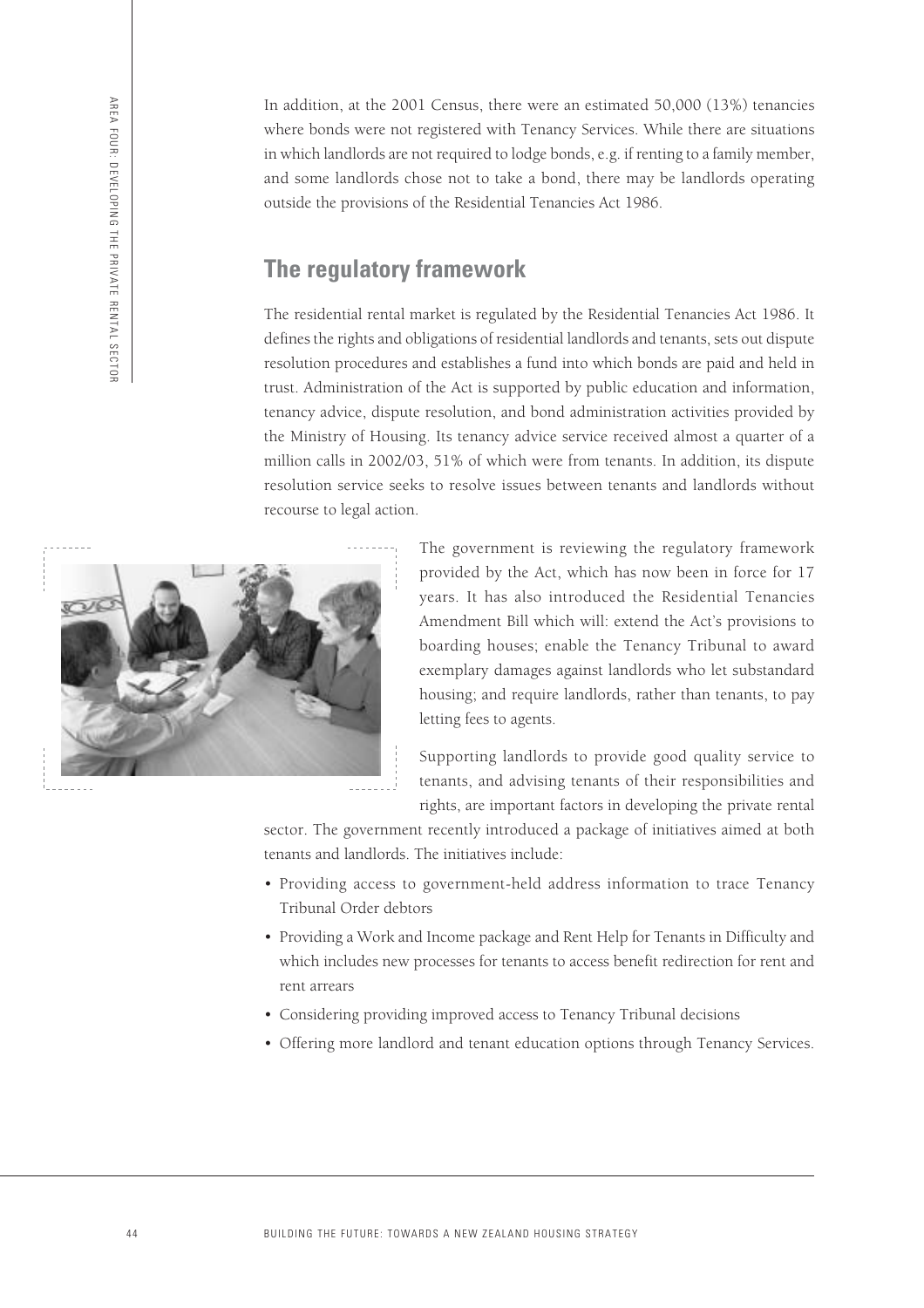In addition, at the 2001 Census, there were an estimated 50,000 (13%) tenancies where bonds were not registered with Tenancy Services. While there are situations in which landlords are not required to lodge bonds, e.g. if renting to a family member, and some landlords chose not to take a bond, there may be landlords operating outside the provisions of the Residential Tenancies Act 1986.

## The regulatory framework

The residential rental market is regulated by the Residential Tenancies Act 1986. It defines the rights and obligations of residential landlords and tenants, sets out dispute resolution procedures and establishes a fund into which bonds are paid and held in trust. Administration of the Act is supported by public education and information, tenancy advice, dispute resolution, and bond administration activities provided by the Ministry of Housing. Its tenancy advice service received almost a quarter of a million calls in 2002/03, 51% of which were from tenants. In addition, its dispute resolution service seeks to resolve issues between tenants and landlords without recourse to legal action.

The government is reviewing the regulatory framework provided by the Act, which has now been in force for 17 years. It has also introduced the Residential Tenancies Amendment Bill which will: extend the Act's provisions to boarding houses; enable the Tenancy Tribunal to award exemplary damages against landlords who let substandard housing; and require landlords, rather than tenants, to pay letting fees to agents.

Supporting landlords to provide good quality service to tenants, and advising tenants of their responsibilities and rights, are important factors in developing the private rental sector. The government recently introduced a package of initiatives aimed at both tenants and landlords. The initiatives include:

- Providing access to government-held address information to trace Tenancy Tribunal Order debtors
- Providing a Work and Income package and Rent Help for Tenants in Difficulty and which includes new processes for tenants to access benefit redirection for rent and rent arrears
- Considering providing improved access to Tenancy Tribunal decisions
- Offering more landlord and tenant education options through Tenancy Services.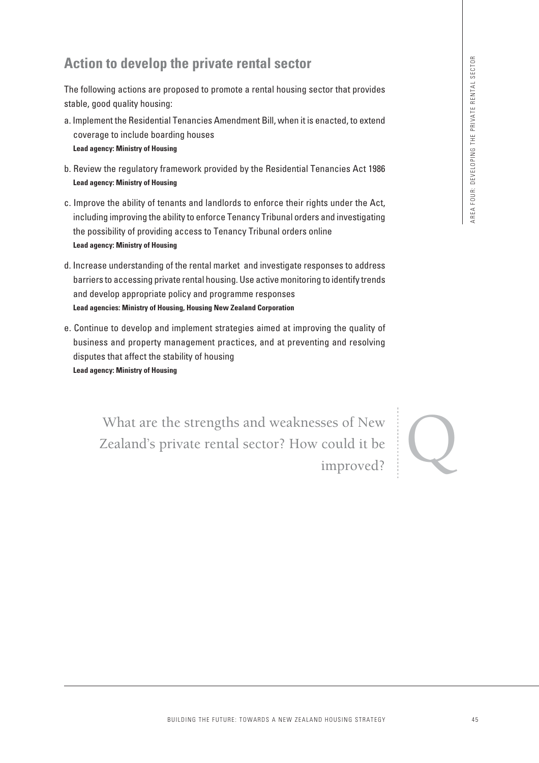## Action to develop the private rental sector

The following actions are proposed to promote a rental housing sector that provides stable, good quality housing:

a. Implement the Residential Tenancies Amendment Bill, when it is enacted, to extend coverage to include boarding houses
**Lead agency: Ministry of Housing**

b. Review the regulatory framework provided by the Residential Tenancies Act 1986
**Lead agency: Ministry of Housing**

c. Improve the ability of tenants and landlords to enforce their rights under the Act, including improving the ability to enforce Tenancy Tribunal orders and investigating the possibility of providing access to Tenancy Tribunal orders online
**Lead agency: Ministry of Housing**

d. Increase understanding of the rental market and investigate responses to address barriers to accessing private rental housing. Use active monitoring to identify trends and develop appropriate policy and programme responses
**Lead agencies: Ministry of Housing, Housing New Zealand Corporation**

e. Continue to develop and implement strategies aimed at improving the quality of business and property management practices, and at preventing and resolving disputes that affect the stability of housing
**Lead agency: Ministry of Housing**

What are the strengths and weaknesses of New Zealand's private rental sector? How could it be improved?

Q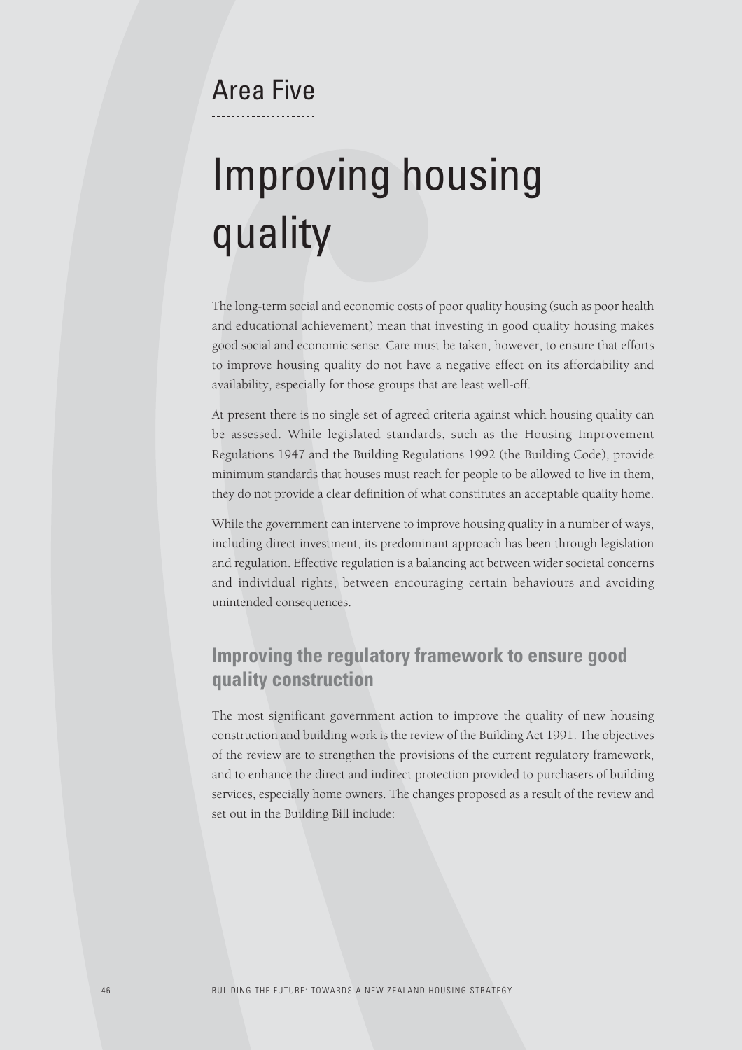# Area Five

# Improving housing quality

The long-term social and economic costs of poor quality housing (such as poor health and educational achievement) mean that investing in good quality housing makes good social and economic sense. Care must be taken, however, to ensure that efforts to improve housing quality do not have a negative effect on its affordability and availability, especially for those groups that are least well-off.

At present there is no single set of agreed criteria against which housing quality can be assessed. While legislated standards, such as the Housing Improvement Regulations 1947 and the Building Regulations 1992 (the Building Code), provide minimum standards that houses must reach for people to be allowed to live in them, they do not provide a clear definition of what constitutes an acceptable quality home.

While the government can intervene to improve housing quality in a number of ways, including direct investment, its predominant approach has been through legislation and regulation. Effective regulation is a balancing act between wider societal concerns and individual rights, between encouraging certain behaviours and avoiding unintended consequences.

## Improving the regulatory framework to ensure good quality construction

The most significant government action to improve the quality of new housing construction and building work is the review of the Building Act 1991. The objectives of the review are to strengthen the provisions of the current regulatory framework, and to enhance the direct and indirect protection provided to purchasers of building services, especially home owners. The changes proposed as a result of the review and set out in the Building Bill include: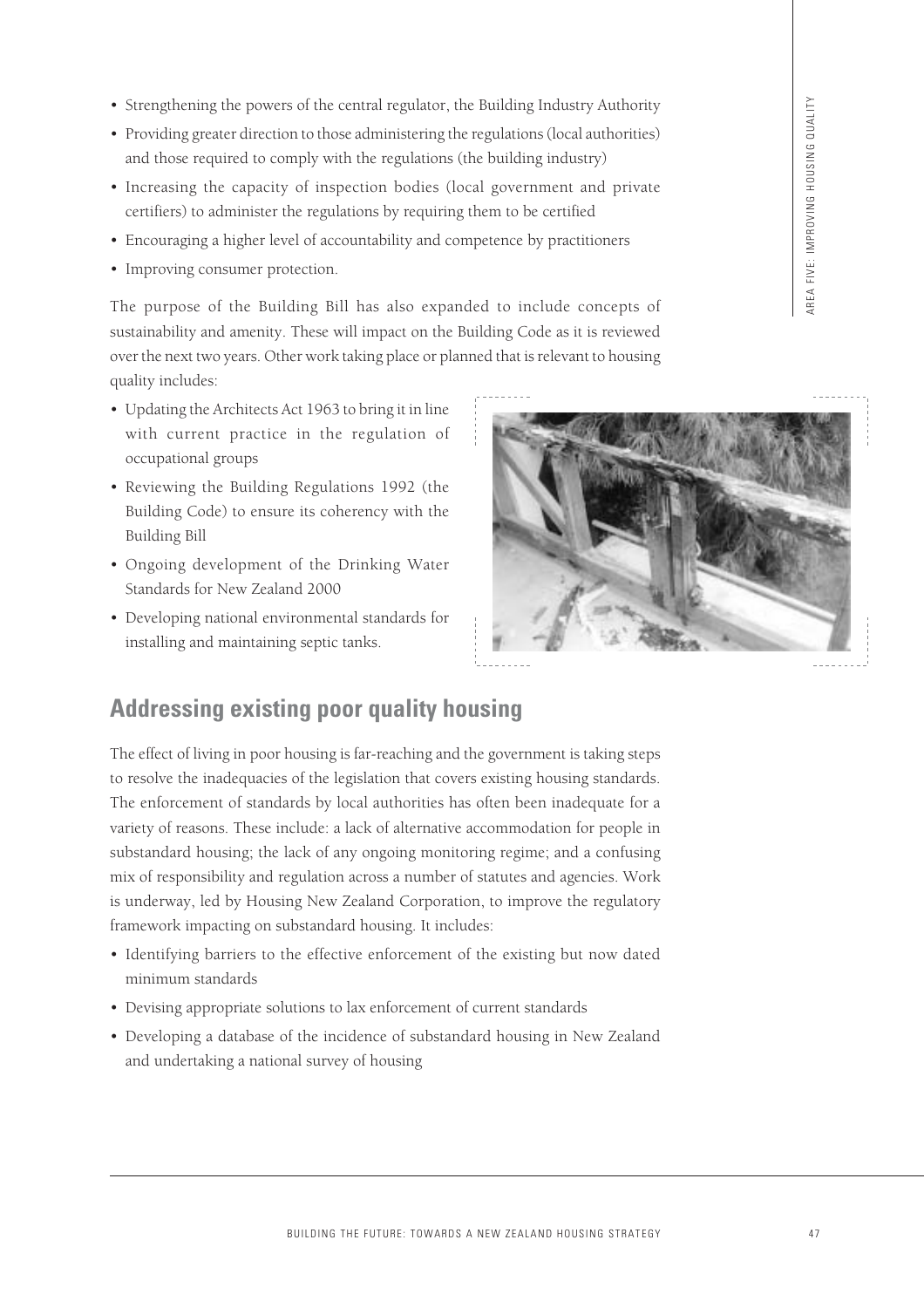- Strengthening the powers of the central regulator, the Building Industry Authority
- Providing greater direction to those administering the regulations (local authorities) and those required to comply with the regulations (the building industry)
- Increasing the capacity of inspection bodies (local government and private certifiers) to administer the regulations by requiring them to be certified
- Encouraging a higher level of accountability and competence by practitioners
- Improving consumer protection.

The purpose of the Building Bill has also expanded to include concepts of sustainability and amenity. These will impact on the Building Code as it is reviewed over the next two years. Other work taking place or planned that is relevant to housing quality includes:

- Updating the Architects Act 1963 to bring it in line with current practice in the regulation of occupational groups
- Reviewing the Building Regulations 1992 (the Building Code) to ensure its coherency with the Building Bill
- Ongoing development of the Drinking Water Standards for New Zealand 2000
- Developing national environmental standards for installing and maintaining septic tanks.

## Addressing existing poor quality housing

The effect of living in poor housing is far-reaching and the government is taking steps to resolve the inadequacies of the legislation that covers existing housing standards. The enforcement of standards by local authorities has often been inadequate for a variety of reasons. These include: a lack of alternative accommodation for people in substandard housing; the lack of any ongoing monitoring regime; and a confusing mix of responsibility and regulation across a number of statutes and agencies. Work is underway, led by Housing New Zealand Corporation, to improve the regulatory framework impacting on substandard housing. It includes:

- Identifying barriers to the effective enforcement of the existing but now dated minimum standards
- Devising appropriate solutions to lax enforcement of current standards
- Developing a database of the incidence of substandard housing in New Zealand and undertaking a national survey of housing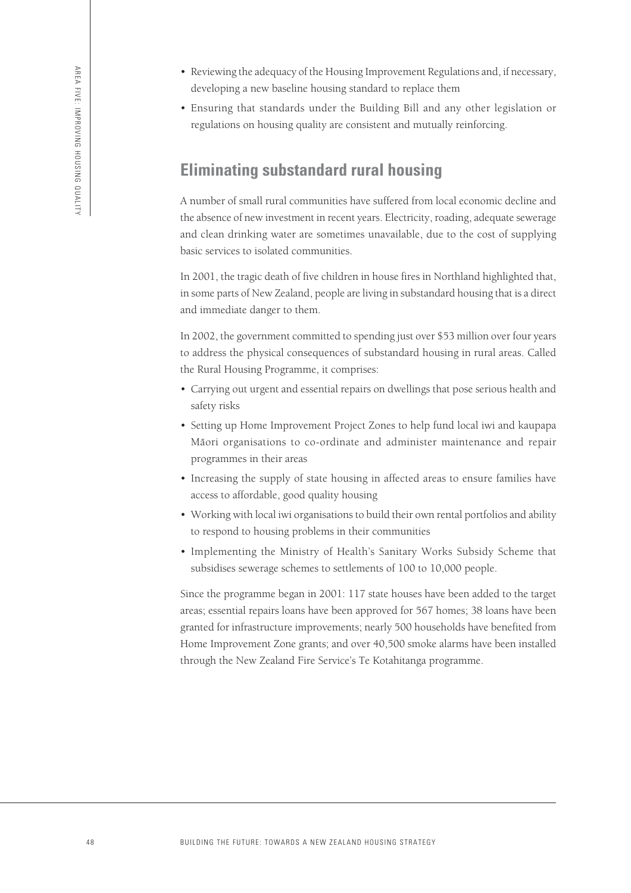- Reviewing the adequacy of the Housing Improvement Regulations and, if necessary, developing a new baseline housing standard to replace them
- Ensuring that standards under the Building Bill and any other legislation or regulations on housing quality are consistent and mutually reinforcing.

## Eliminating substandard rural housing

A number of small rural communities have suffered from local economic decline and the absence of new investment in recent years. Electricity, roading, adequate sewerage and clean drinking water are sometimes unavailable, due to the cost of supplying basic services to isolated communities.

In 2001, the tragic death of five children in house fires in Northland highlighted that, in some parts of New Zealand, people are living in substandard housing that is a direct and immediate danger to them.

In 2002, the government committed to spending just over $53 million over four years to address the physical consequences of substandard housing in rural areas. Called the Rural Housing Programme, it comprises:

- Carrying out urgent and essential repairs on dwellings that pose serious health and safety risks
- Setting up Home Improvement Project Zones to help fund local iwi and kaupapa Māori organisations to co-ordinate and administer maintenance and repair programmes in their areas
- Increasing the supply of state housing in affected areas to ensure families have access to affordable, good quality housing
- Working with local iwi organisations to build their own rental portfolios and ability to respond to housing problems in their communities
- Implementing the Ministry of Health's Sanitary Works Subsidy Scheme that subsidises sewerage schemes to settlements of 100 to 10,000 people.

Since the programme began in 2001: 117 state houses have been added to the target areas; essential repairs loans have been approved for 567 homes; 38 loans have been granted for infrastructure improvements; nearly 500 households have benefited from Home Improvement Zone grants; and over 40,500 smoke alarms have been installed through the New Zealand Fire Service's Te Kotahitanga programme.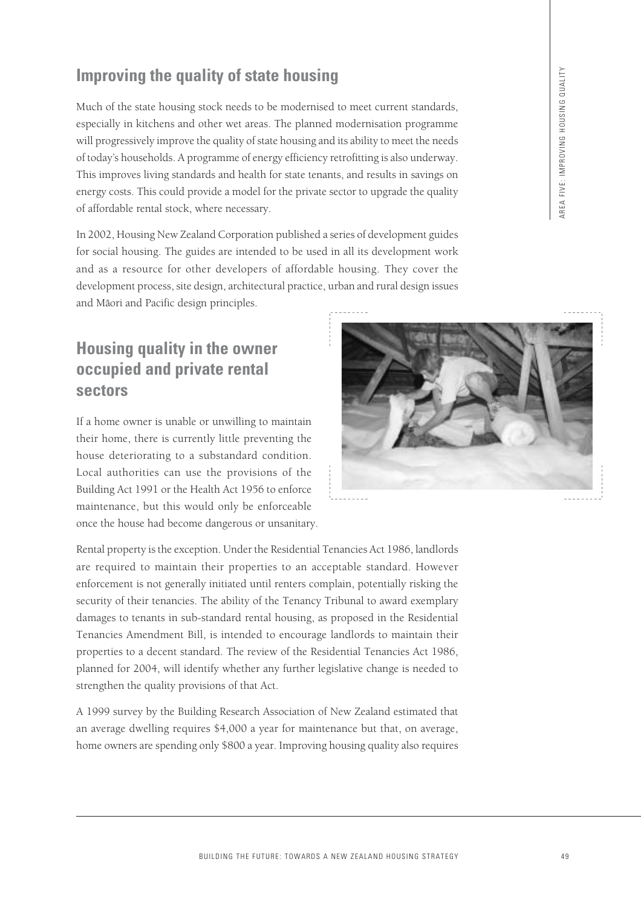## Improving the quality of state housing

Much of the state housing stock needs to be modernised to meet current standards, especially in kitchens and other wet areas. The planned modernisation programme will progressively improve the quality of state housing and its ability to meet the needs of today's households. A programme of energy efficiency retrofitting is also underway. This improves living standards and health for state tenants, and results in savings on energy costs. This could provide a model for the private sector to upgrade the quality of affordable rental stock, where necessary.

In 2002, Housing New Zealand Corporation published a series of development guides for social housing. The guides are intended to be used in all its development work and as a resource for other developers of affordable housing. They cover the development process, site design, architectural practice, urban and rural design issues and Māori and Pacific design principles.

## Housing quality in the owner occupied and private rental sectors

If a home owner is unable or unwilling to maintain their home, there is currently little preventing the house deteriorating to a substandard condition. Local authorities can use the provisions of the Building Act 1991 or the Health Act 1956 to enforce maintenance, but this would only be enforceable once the house had become dangerous or unsanitary.

Rental property is the exception. Under the Residential Tenancies Act 1986, landlords are required to maintain their properties to an acceptable standard. However enforcement is not generally initiated until renters complain, potentially risking the security of their tenancies. The ability of the Tenancy Tribunal to award exemplary damages to tenants in sub-standard rental housing, as proposed in the Residential Tenancies Amendment Bill, is intended to encourage landlords to maintain their properties to a decent standard. The review of the Residential Tenancies Act 1986, planned for 2004, will identify whether any further legislative change is needed to strengthen the quality provisions of that Act.

A 1999 survey by the Building Research Association of New Zealand estimated that an average dwelling requires $4,000 a year for maintenance but that, on average, home owners are spending only $800 a year. Improving housing quality also requires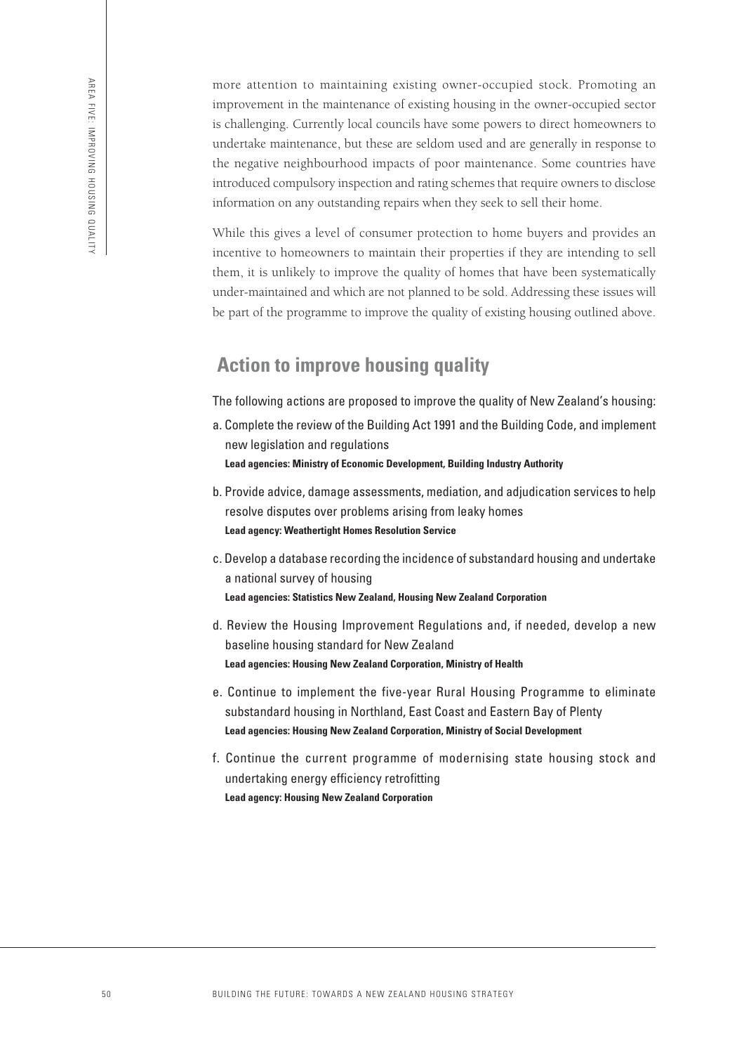more attention to maintaining existing owner-occupied stock. Promoting an improvement in the maintenance of existing housing in the owner-occupied sector is challenging. Currently local councils have some powers to direct homeowners to undertake maintenance, but these are seldom used and are generally in response to the negative neighbourhood impacts of poor maintenance. Some countries have introduced compulsory inspection and rating schemes that require owners to disclose information on any outstanding repairs when they seek to sell their home.

While this gives a level of consumer protection to home buyers and provides an incentive to homeowners to maintain their properties if they are intending to sell them, it is unlikely to improve the quality of homes that have been systematically under-maintained and which are not planned to be sold. Addressing these issues will be part of the programme to improve the quality of existing housing outlined above.

## Action to improve housing quality

The following actions are proposed to improve the quality of New Zealand's housing:

a. Complete the review of the Building Act 1991 and the Building Code, and implement new legislation and regulations
   **Lead agencies: Ministry of Economic Development, Building Industry Authority**

b. Provide advice, damage assessments, mediation, and adjudication services to help resolve disputes over problems arising from leaky homes
   **Lead agency: Weathertight Homes Resolution Service**

c. Develop a database recording the incidence of substandard housing and undertake a national survey of housing
   **Lead agencies: Statistics New Zealand, Housing New Zealand Corporation**

d. Review the Housing Improvement Regulations and, if needed, develop a new baseline housing standard for New Zealand
   **Lead agencies: Housing New Zealand Corporation, Ministry of Health**

e. Continue to implement the five-year Rural Housing Programme to eliminate substandard housing in Northland, East Coast and Eastern Bay of Plenty
   **Lead agencies: Housing New Zealand Corporation, Ministry of Social Development**

f. Continue the current programme of modernising state housing stock and undertaking energy efficiency retrofitting
   **Lead agency: Housing New Zealand Corporation**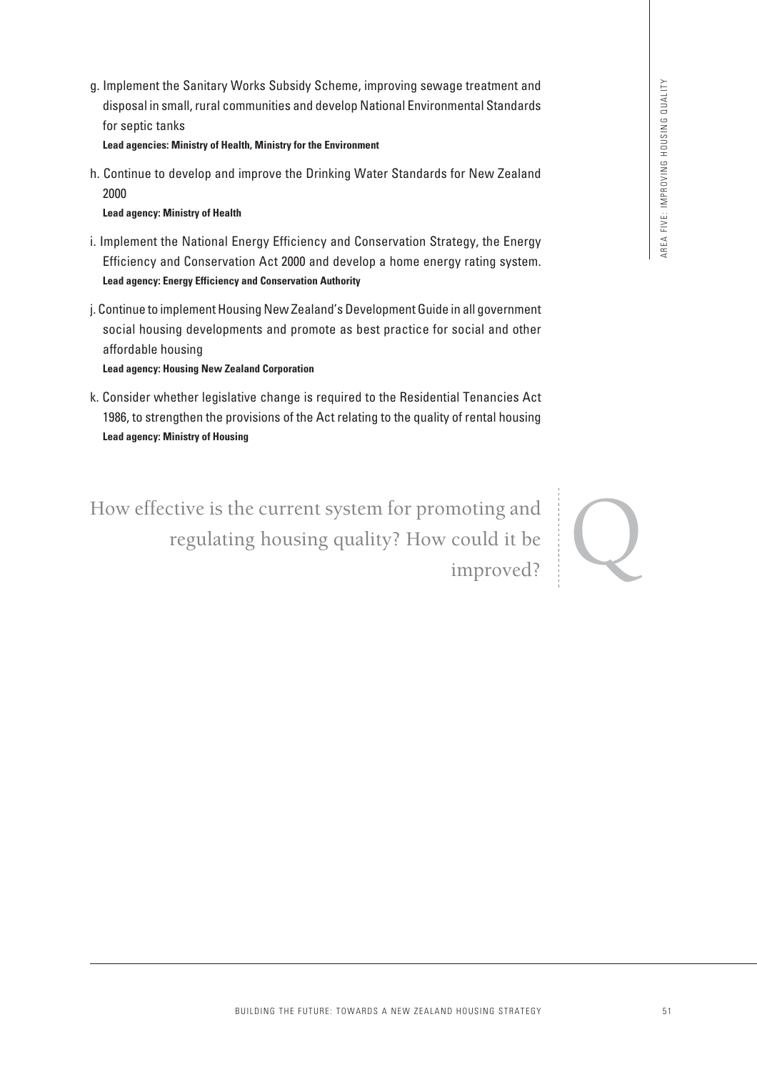g. Implement the Sanitary Works Subsidy Scheme, improving sewage treatment and disposal in small, rural communities and develop National Environmental Standards for septic tanks
**Lead agencies: Ministry of Health, Ministry for the Environment**

h. Continue to develop and improve the Drinking Water Standards for New Zealand 2000
**Lead agency: Ministry of Health**

i. Implement the National Energy Efficiency and Conservation Strategy, the Energy Efficiency and Conservation Act 2000 and develop a home energy rating system.
**Lead agency: Energy Efficiency and Conservation Authority**

j. Continue to implement Housing New Zealand's Development Guide in all government social housing developments and promote as best practice for social and other affordable housing
**Lead agency: Housing New Zealand Corporation**

k. Consider whether legislative change is required to the Residential Tenancies Act 1986, to strengthen the provisions of the Act relating to the quality of rental housing
**Lead agency: Ministry of Housing**

Q

How effective is the current system for promoting and regulating housing quality? How could it be improved?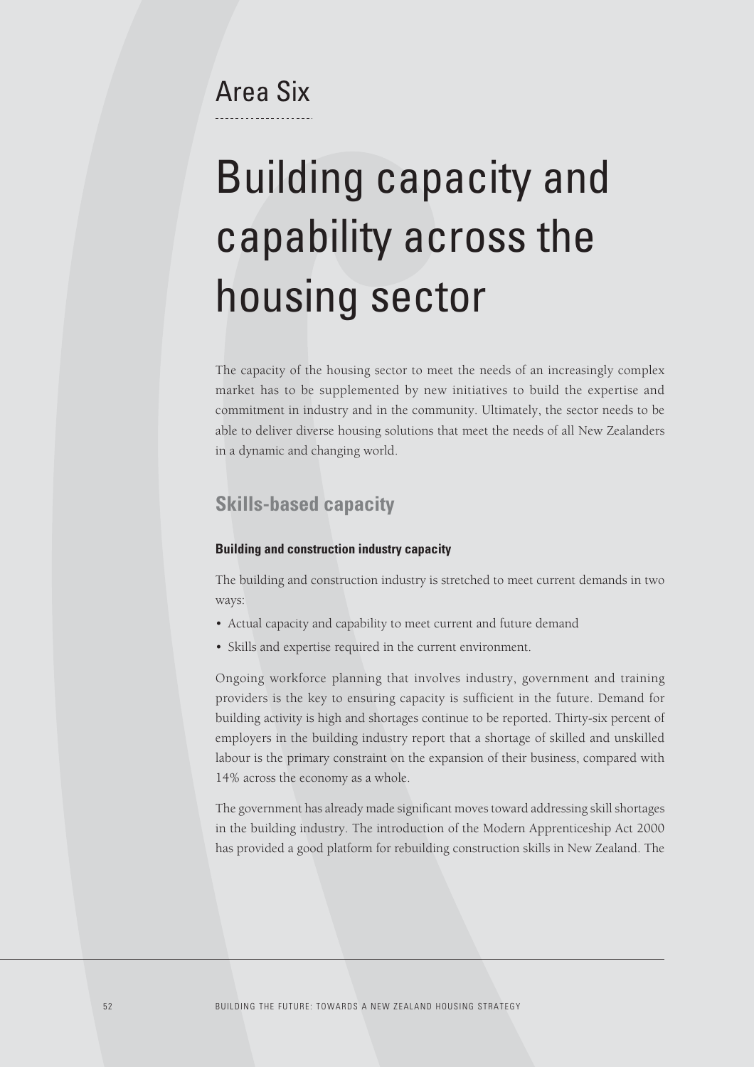Area Six

# Building capacity and capability across the housing sector

The capacity of the housing sector to meet the needs of an increasingly complex market has to be supplemented by new initiatives to build the expertise and commitment in industry and in the community. Ultimately, the sector needs to be able to deliver diverse housing solutions that meet the needs of all New Zealanders in a dynamic and changing world.

## Skills-based capacity

### Building and construction industry capacity

The building and construction industry is stretched to meet current demands in two ways:

- Actual capacity and capability to meet current and future demand
- Skills and expertise required in the current environment.

Ongoing workforce planning that involves industry, government and training providers is the key to ensuring capacity is sufficient in the future. Demand for building activity is high and shortages continue to be reported. Thirty-six percent of employers in the building industry report that a shortage of skilled and unskilled labour is the primary constraint on the expansion of their business, compared with 14% across the economy as a whole.

The government has already made significant moves toward addressing skill shortages in the building industry. The introduction of the Modern Apprenticeship Act 2000 has provided a good platform for rebuilding construction skills in New Zealand. The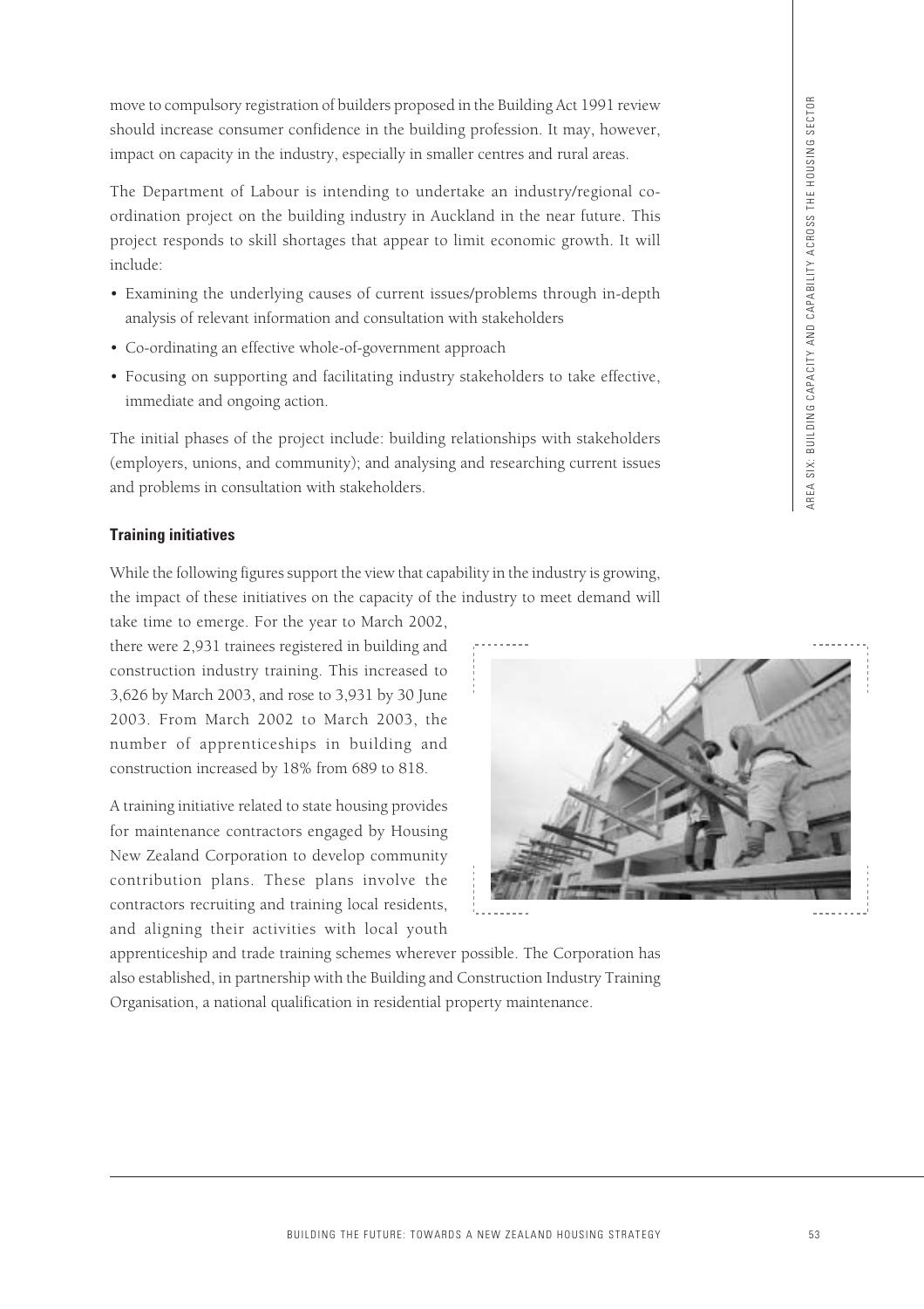move to compulsory registration of builders proposed in the Building Act 1991 review should increase consumer confidence in the building profession. It may, however, impact on capacity in the industry, especially in smaller centres and rural areas.

The Department of Labour is intending to undertake an industry/regional co-ordination project on the building industry in Auckland in the near future. This project responds to skill shortages that appear to limit economic growth. It will include:

- Examining the underlying causes of current issues/problems through in-depth analysis of relevant information and consultation with stakeholders
- Co-ordinating an effective whole-of-government approach
- Focusing on supporting and facilitating industry stakeholders to take effective, immediate and ongoing action.

The initial phases of the project include: building relationships with stakeholders (employers, unions, and community); and analysing and researching current issues and problems in consultation with stakeholders.

### Training initiatives

While the following figures support the view that capability in the industry is growing, the impact of these initiatives on the capacity of the industry to meet demand will take time to emerge. For the year to March 2002, there were 2,931 trainees registered in building and construction industry training. This increased to 3,626 by March 2003, and rose to 3,931 by 30 June 2003. From March 2002 to March 2003, the number of apprenticeships in building and construction increased by 18% from 689 to 818.

A training initiative related to state housing provides for maintenance contractors engaged by Housing New Zealand Corporation to develop community contribution plans. These plans involve the contractors recruiting and training local residents, and aligning their activities with local youth apprenticeship and trade training schemes wherever possible. The Corporation has also established, in partnership with the Building and Construction Industry Training Organisation, a national qualification in residential property maintenance.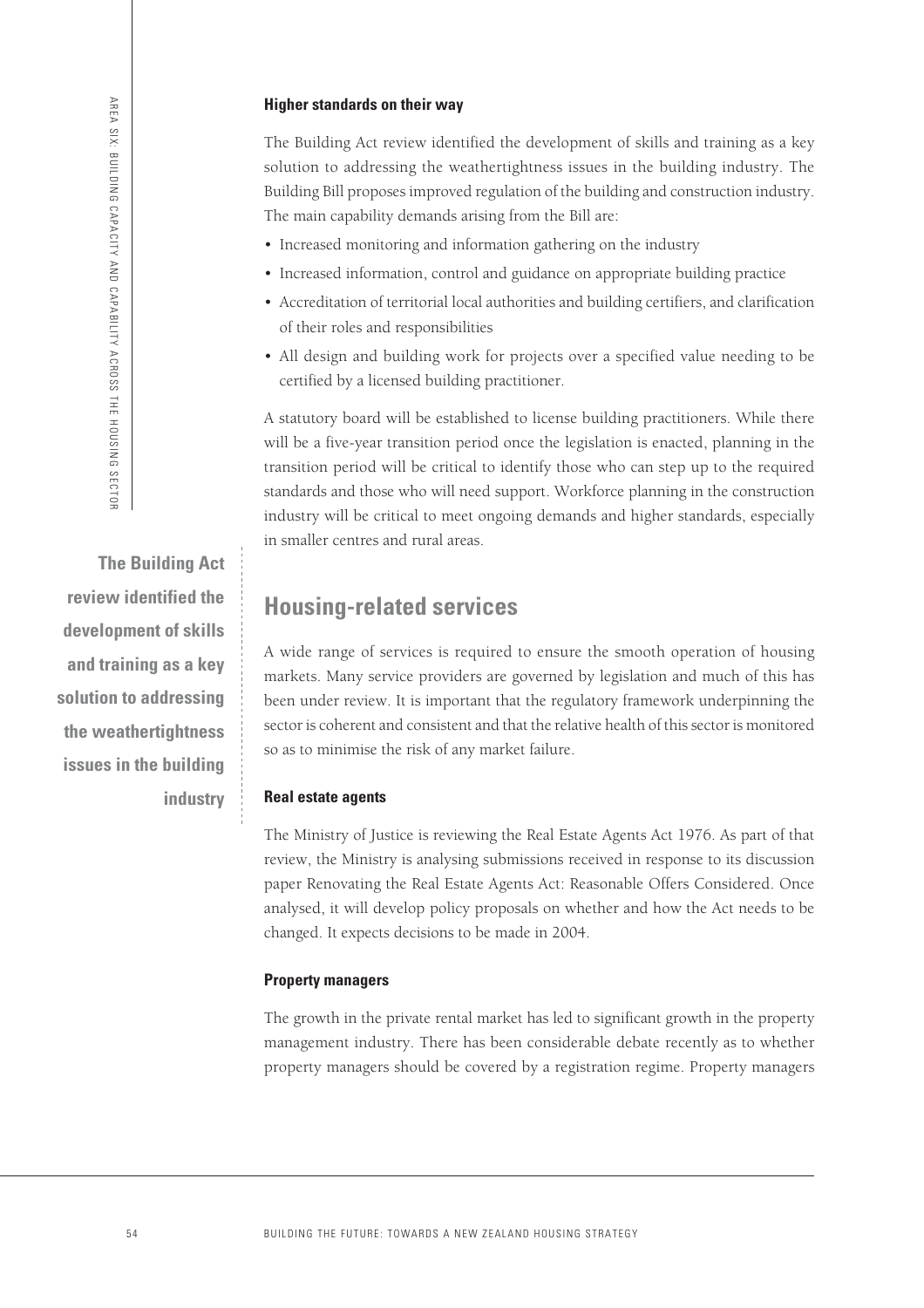#### Higher standards on their way

The Building Act review identified the development of skills and training as a key solution to addressing the weathertightness issues in the building industry. The Building Bill proposes improved regulation of the building and construction industry. The main capability demands arising from the Bill are:

- Increased monitoring and information gathering on the industry
- Increased information, control and guidance on appropriate building practice
- Accreditation of territorial local authorities and building certifiers, and clarification of their roles and responsibilities
- All design and building work for projects over a specified value needing to be certified by a licensed building practitioner.

A statutory board will be established to license building practitioners. While there will be a five-year transition period once the legislation is enacted, planning in the transition period will be critical to identify those who can step up to the required standards and those who will need support. Workforce planning in the construction industry will be critical to meet ongoing demands and higher standards, especially in smaller centres and rural areas.

**The Building Act review identified the development of skills and training as a key solution to addressing the weathertightness issues in the building industry**

## Housing-related services

A wide range of services is required to ensure the smooth operation of housing markets. Many service providers are governed by legislation and much of this has been under review. It is important that the regulatory framework underpinning the sector is coherent and consistent and that the relative health of this sector is monitored so as to minimise the risk of any market failure.

#### Real estate agents

The Ministry of Justice is reviewing the Real Estate Agents Act 1976. As part of that review, the Ministry is analysing submissions received in response to its discussion paper Renovating the Real Estate Agents Act: Reasonable Offers Considered. Once analysed, it will develop policy proposals on whether and how the Act needs to be changed. It expects decisions to be made in 2004.

#### Property managers

The growth in the private rental market has led to significant growth in the property management industry. There has been considerable debate recently as to whether property managers should be covered by a registration regime. Property managers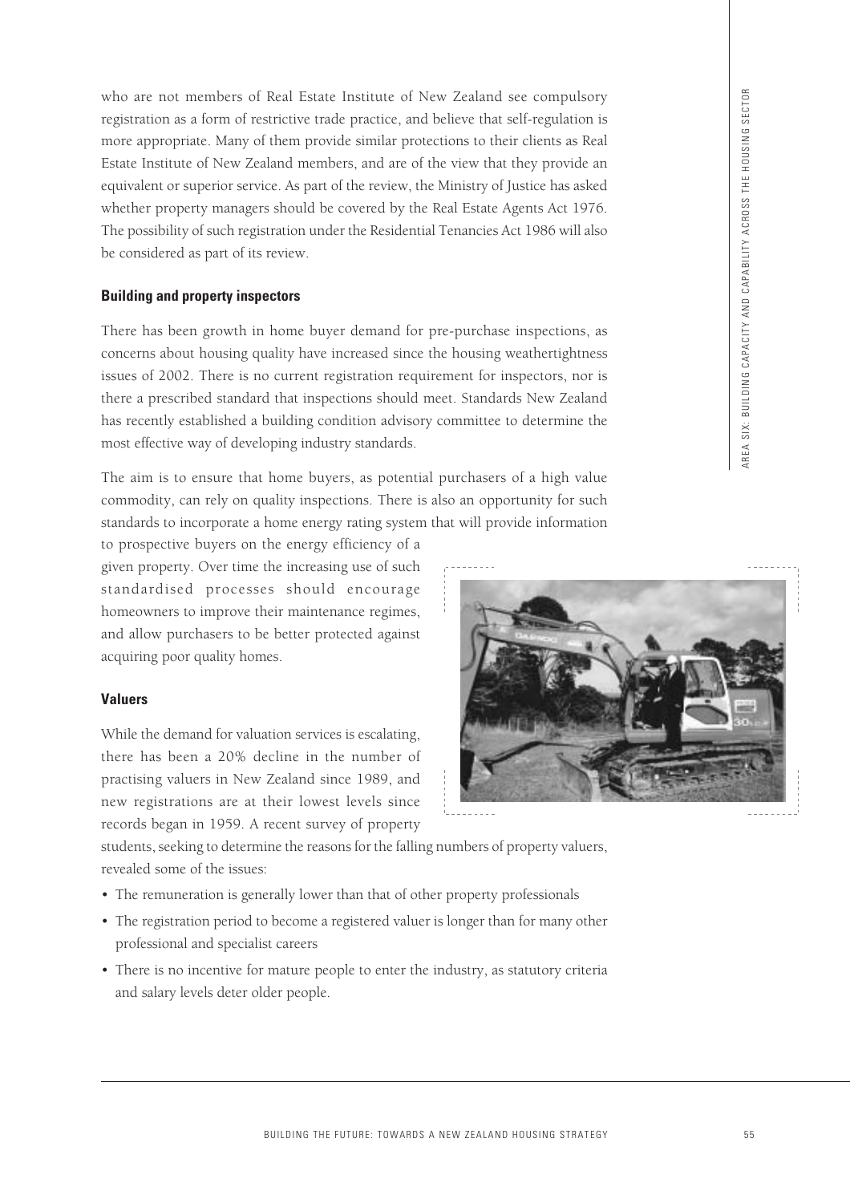who are not members of Real Estate Institute of New Zealand see compulsory registration as a form of restrictive trade practice, and believe that self-regulation is more appropriate. Many of them provide similar protections to their clients as Real Estate Institute of New Zealand members, and are of the view that they provide an equivalent or superior service. As part of the review, the Ministry of Justice has asked whether property managers should be covered by the Real Estate Agents Act 1976. The possibility of such registration under the Residential Tenancies Act 1986 will also be considered as part of its review.

### Building and property inspectors

There has been growth in home buyer demand for pre-purchase inspections, as concerns about housing quality have increased since the housing weathertightness issues of 2002. There is no current registration requirement for inspectors, nor is there a prescribed standard that inspections should meet. Standards New Zealand has recently established a building condition advisory committee to determine the most effective way of developing industry standards.

The aim is to ensure that home buyers, as potential purchasers of a high value commodity, can rely on quality inspections. There is also an opportunity for such standards to incorporate a home energy rating system that will provide information to prospective buyers on the energy efficiency of a given property. Over time the increasing use of such standardised processes should encourage homeowners to improve their maintenance regimes, and allow purchasers to be better protected against acquiring poor quality homes.

### Valuers

While the demand for valuation services is escalating, there has been a 20% decline in the number of practising valuers in New Zealand since 1989, and new registrations are at their lowest levels since records began in 1959. A recent survey of property students, seeking to determine the reasons for the falling numbers of property valuers, revealed some of the issues:

- The remuneration is generally lower than that of other property professionals
- The registration period to become a registered valuer is longer than for many other professional and specialist careers
- There is no incentive for mature people to enter the industry, as statutory criteria and salary levels deter older people.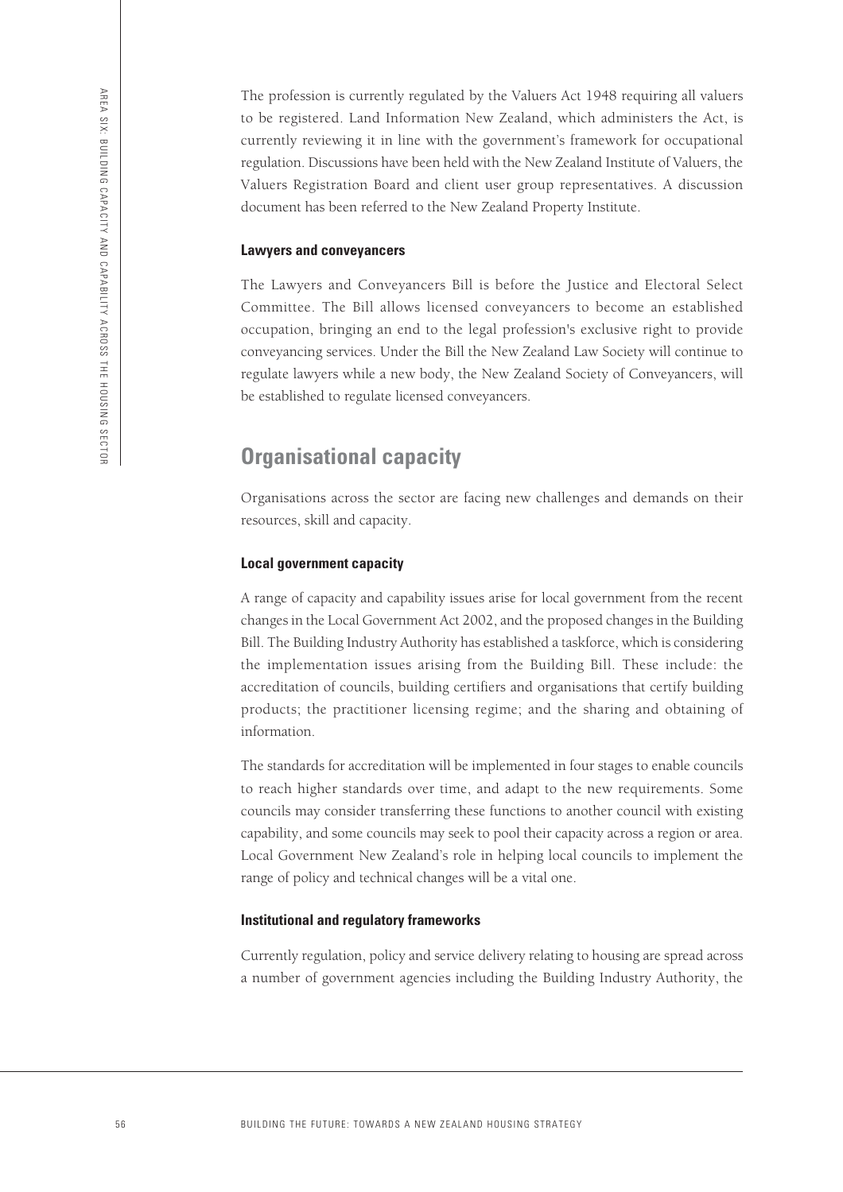The profession is currently regulated by the Valuers Act 1948 requiring all valuers to be registered. Land Information New Zealand, which administers the Act, is currently reviewing it in line with the government's framework for occupational regulation. Discussions have been held with the New Zealand Institute of Valuers, the Valuers Registration Board and client user group representatives. A discussion document has been referred to the New Zealand Property Institute.

#### Lawyers and conveyancers

The Lawyers and Conveyancers Bill is before the Justice and Electoral Select Committee. The Bill allows licensed conveyancers to become an established occupation, bringing an end to the legal profession's exclusive right to provide conveyancing services. Under the Bill the New Zealand Law Society will continue to regulate lawyers while a new body, the New Zealand Society of Conveyancers, will be established to regulate licensed conveyancers.

## Organisational capacity

Organisations across the sector are facing new challenges and demands on their resources, skill and capacity.

#### Local government capacity

A range of capacity and capability issues arise for local government from the recent changes in the Local Government Act 2002, and the proposed changes in the Building Bill. The Building Industry Authority has established a taskforce, which is considering the implementation issues arising from the Building Bill. These include: the accreditation of councils, building certifiers and organisations that certify building products; the practitioner licensing regime; and the sharing and obtaining of information.

The standards for accreditation will be implemented in four stages to enable councils to reach higher standards over time, and adapt to the new requirements. Some councils may consider transferring these functions to another council with existing capability, and some councils may seek to pool their capacity across a region or area. Local Government New Zealand's role in helping local councils to implement the range of policy and technical changes will be a vital one.

#### Institutional and regulatory frameworks

Currently regulation, policy and service delivery relating to housing are spread across a number of government agencies including the Building Industry Authority, the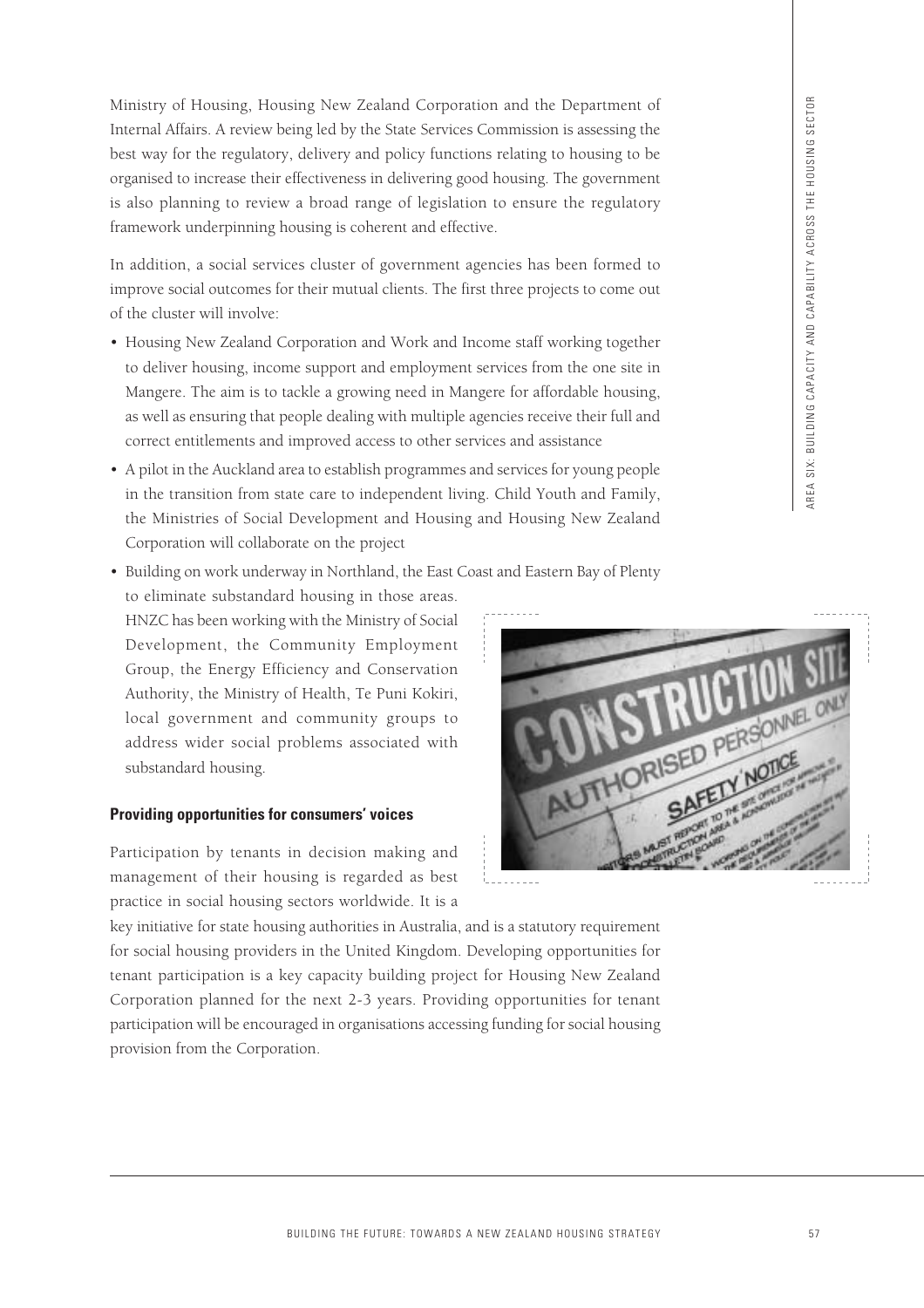Ministry of Housing, Housing New Zealand Corporation and the Department of Internal Affairs. A review being led by the State Services Commission is assessing the best way for the regulatory, delivery and policy functions relating to housing to be organised to increase their effectiveness in delivering good housing. The government is also planning to review a broad range of legislation to ensure the regulatory framework underpinning housing is coherent and effective.

In addition, a social services cluster of government agencies has been formed to improve social outcomes for their mutual clients. The first three projects to come out of the cluster will involve:

- Housing New Zealand Corporation and Work and Income staff working together to deliver housing, income support and employment services from the one site in Mangere. The aim is to tackle a growing need in Mangere for affordable housing, as well as ensuring that people dealing with multiple agencies receive their full and correct entitlements and improved access to other services and assistance
- A pilot in the Auckland area to establish programmes and services for young people in the transition from state care to independent living. Child Youth and Family, the Ministries of Social Development and Housing and Housing New Zealand Corporation will collaborate on the project
- Building on work underway in Northland, the East Coast and Eastern Bay of Plenty to eliminate substandard housing in those areas. HNZC has been working with the Ministry of Social Development, the Community Employment Group, the Energy Efficiency and Conservation Authority, the Ministry of Health, Te Puni Kokiri, local government and community groups to address wider social problems associated with substandard housing.

### Providing opportunities for consumers' voices

Participation by tenants in decision making and management of their housing is regarded as best practice in social housing sectors worldwide. It is a key initiative for state housing authorities in Australia, and is a statutory requirement for social housing providers in the United Kingdom. Developing opportunities for tenant participation is a key capacity building project for Housing New Zealand Corporation planned for the next 2-3 years. Providing opportunities for tenant participation will be encouraged in organisations accessing funding for social housing provision from the Corporation.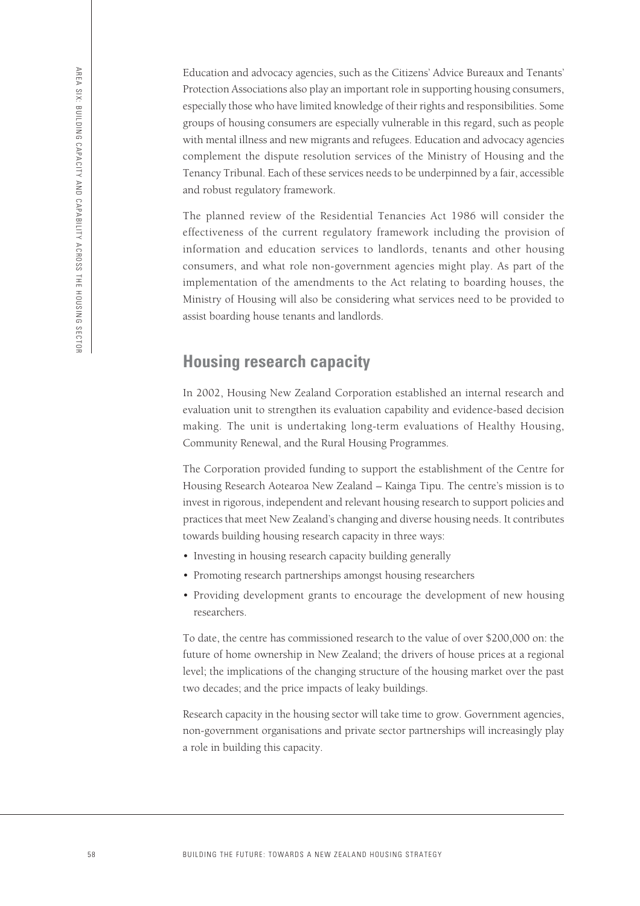Education and advocacy agencies, such as the Citizens' Advice Bureaux and Tenants' Protection Associations also play an important role in supporting housing consumers, especially those who have limited knowledge of their rights and responsibilities. Some groups of housing consumers are especially vulnerable in this regard, such as people with mental illness and new migrants and refugees. Education and advocacy agencies complement the dispute resolution services of the Ministry of Housing and the Tenancy Tribunal. Each of these services needs to be underpinned by a fair, accessible and robust regulatory framework.

The planned review of the Residential Tenancies Act 1986 will consider the effectiveness of the current regulatory framework including the provision of information and education services to landlords, tenants and other housing consumers, and what role non-government agencies might play. As part of the implementation of the amendments to the Act relating to boarding houses, the Ministry of Housing will also be considering what services need to be provided to assist boarding house tenants and landlords.

## Housing research capacity

In 2002, Housing New Zealand Corporation established an internal research and evaluation unit to strengthen its evaluation capability and evidence-based decision making. The unit is undertaking long-term evaluations of Healthy Housing, Community Renewal, and the Rural Housing Programmes.

The Corporation provided funding to support the establishment of the Centre for Housing Research Aotearoa New Zealand – Kainga Tipu. The centre's mission is to invest in rigorous, independent and relevant housing research to support policies and practices that meet New Zealand's changing and diverse housing needs. It contributes towards building housing research capacity in three ways:

- Investing in housing research capacity building generally
- Promoting research partnerships amongst housing researchers
- Providing development grants to encourage the development of new housing researchers.

To date, the centre has commissioned research to the value of over $200,000 on: the future of home ownership in New Zealand; the drivers of house prices at a regional level; the implications of the changing structure of the housing market over the past two decades; and the price impacts of leaky buildings.

Research capacity in the housing sector will take time to grow. Government agencies, non-government organisations and private sector partnerships will increasingly play a role in building this capacity.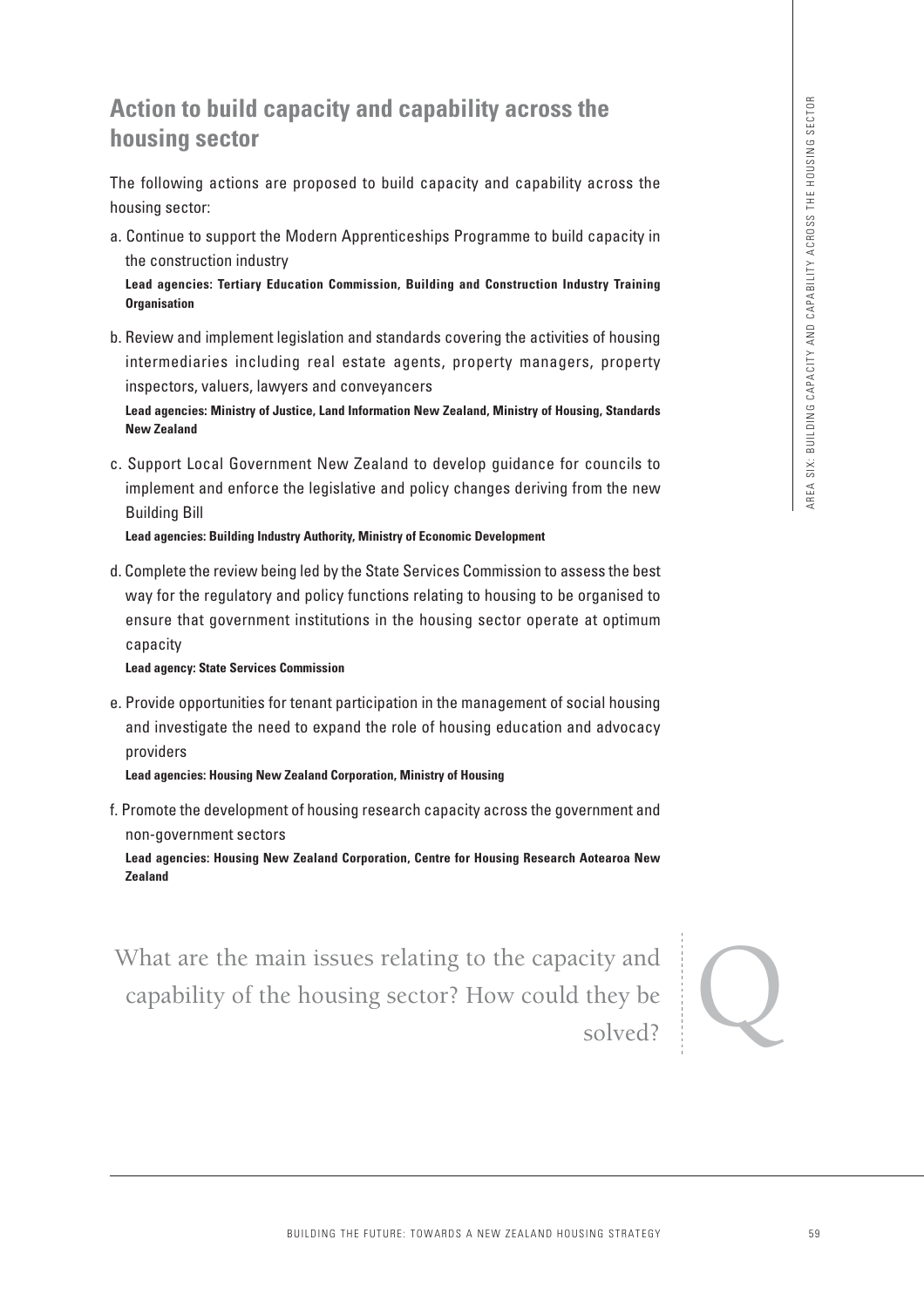## Action to build capacity and capability across the housing sector

The following actions are proposed to build capacity and capability across the housing sector:

a. Continue to support the Modern Apprenticeships Programme to build capacity in the construction industry

**Lead agencies: Tertiary Education Commission, Building and Construction Industry Training Organisation**

b. Review and implement legislation and standards covering the activities of housing intermediaries including real estate agents, property managers, property inspectors, valuers, lawyers and conveyancers

**Lead agencies: Ministry of Justice, Land Information New Zealand, Ministry of Housing, Standards New Zealand**

c. Support Local Government New Zealand to develop guidance for councils to implement and enforce the legislative and policy changes deriving from the new Building Bill

**Lead agencies: Building Industry Authority, Ministry of Economic Development**

d. Complete the review being led by the State Services Commission to assess the best way for the regulatory and policy functions relating to housing to be organised to ensure that government institutions in the housing sector operate at optimum capacity

**Lead agency: State Services Commission**

e. Provide opportunities for tenant participation in the management of social housing and investigate the need to expand the role of housing education and advocacy providers

**Lead agencies: Housing New Zealand Corporation, Ministry of Housing**

f. Promote the development of housing research capacity across the government and non-government sectors

**Lead agencies: Housing New Zealand Corporation, Centre for Housing Research Aotearoa New Zealand**

Q

What are the main issues relating to the capacity and capability of the housing sector? How could they be solved?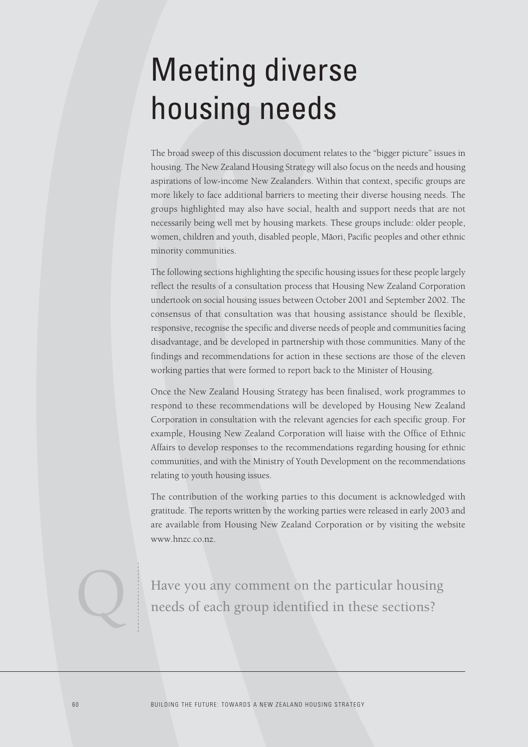# Meeting diverse housing needs

The broad sweep of this discussion document relates to the "bigger picture" issues in housing. The New Zealand Housing Strategy will also focus on the needs and housing aspirations of low-income New Zealanders. Within that context, specific groups are more likely to face additional barriers to meeting their diverse housing needs. The groups highlighted may also have social, health and support needs that are not necessarily being well met by housing markets. These groups include: older people, women, children and youth, disabled people, Māori, Pacific peoples and other ethnic minority communities.

The following sections highlighting the specific housing issues for these people largely reflect the results of a consultation process that Housing New Zealand Corporation undertook on social housing issues between October 2001 and September 2002. The consensus of that consultation was that housing assistance should be flexible, responsive, recognise the specific and diverse needs of people and communities facing disadvantage, and be developed in partnership with those communities. Many of the findings and recommendations for action in these sections are those of the eleven working parties that were formed to report back to the Minister of Housing.

Once the New Zealand Housing Strategy has been finalised, work programmes to respond to these recommendations will be developed by Housing New Zealand Corporation in consultation with the relevant agencies for each specific group. For example, Housing New Zealand Corporation will liaise with the Office of Ethnic Affairs to develop responses to the recommendations regarding housing for ethnic communities, and with the Ministry of Youth Development on the recommendations relating to youth housing issues.

The contribution of the working parties to this document is acknowledged with gratitude. The reports written by the working parties were released in early 2003 and are available from Housing New Zealand Corporation or by visiting the website www.hnzc.co.nz.

Q

Have you any comment on the particular housing needs of each group identified in these sections?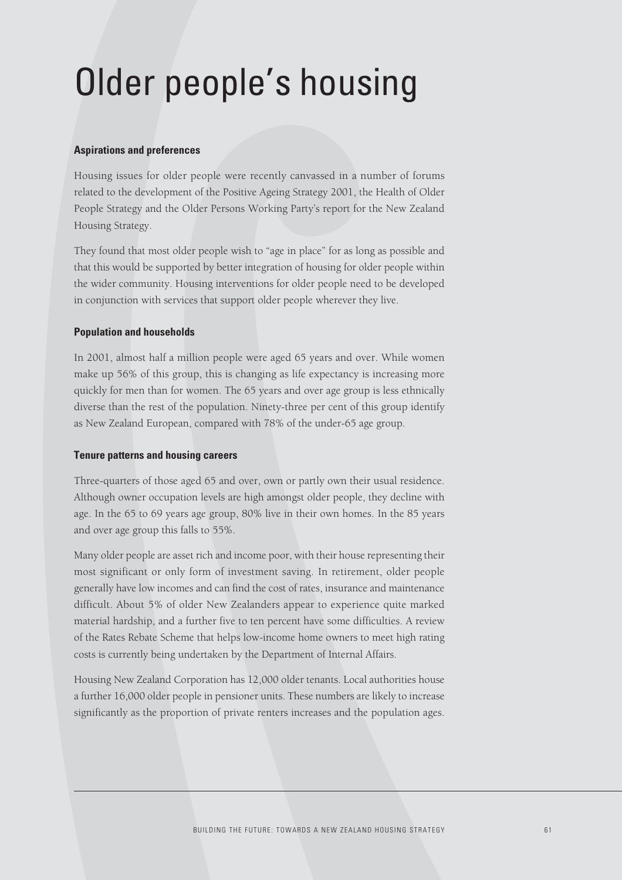# Older people's housing

### Aspirations and preferences

Housing issues for older people were recently canvassed in a number of forums related to the development of the Positive Ageing Strategy 2001, the Health of Older People Strategy and the Older Persons Working Party's report for the New Zealand Housing Strategy.

They found that most older people wish to "age in place" for as long as possible and that this would be supported by better integration of housing for older people within the wider community. Housing interventions for older people need to be developed in conjunction with services that support older people wherever they live.

### Population and households

In 2001, almost half a million people were aged 65 years and over. While women make up 56% of this group, this is changing as life expectancy is increasing more quickly for men than for women. The 65 years and over age group is less ethnically diverse than the rest of the population. Ninety-three per cent of this group identify as New Zealand European, compared with 78% of the under-65 age group.

### Tenure patterns and housing careers

Three-quarters of those aged 65 and over, own or partly own their usual residence. Although owner occupation levels are high amongst older people, they decline with age. In the 65 to 69 years age group, 80% live in their own homes. In the 85 years and over age group this falls to 55%.

Many older people are asset rich and income poor, with their house representing their most significant or only form of investment saving. In retirement, older people generally have low incomes and can find the cost of rates, insurance and maintenance difficult. About 5% of older New Zealanders appear to experience quite marked material hardship, and a further five to ten percent have some difficulties. A review of the Rates Rebate Scheme that helps low-income home owners to meet high rating costs is currently being undertaken by the Department of Internal Affairs.

Housing New Zealand Corporation has 12,000 older tenants. Local authorities house a further 16,000 older people in pensioner units. These numbers are likely to increase significantly as the proportion of private renters increases and the population ages.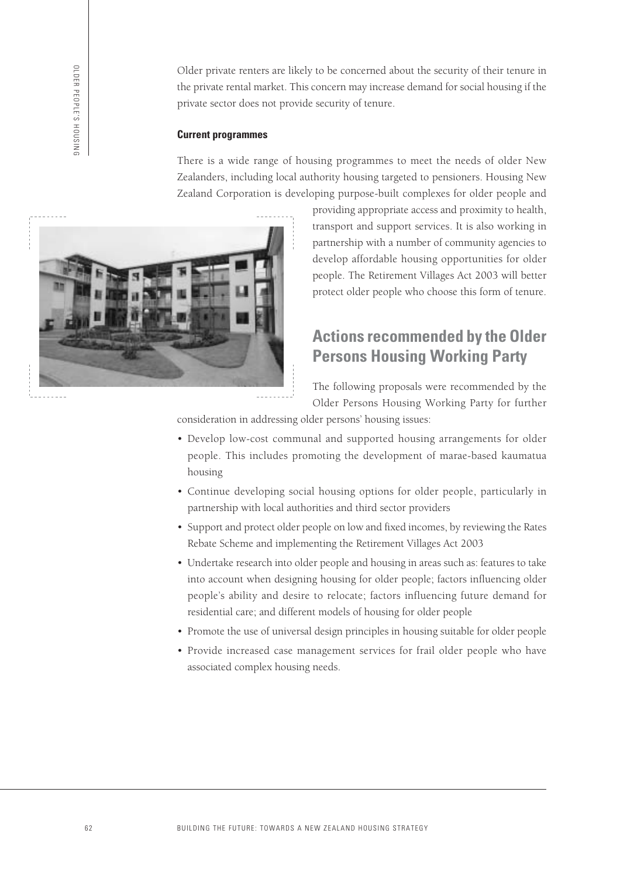Older private renters are likely to be concerned about the security of their tenure in the private rental market. This concern may increase demand for social housing if the private sector does not provide security of tenure.

**Current programmes**

There is a wide range of housing programmes to meet the needs of older New Zealanders, including local authority housing targeted to pensioners. Housing New Zealand Corporation is developing purpose-built complexes for older people and providing appropriate access and proximity to health, transport and support services. It is also working in partnership with a number of community agencies to develop affordable housing opportunities for older people. The Retirement Villages Act 2003 will better protect older people who choose this form of tenure.

## Actions recommended by the Older Persons Housing Working Party

The following proposals were recommended by the Older Persons Housing Working Party for further consideration in addressing older persons' housing issues:

- Develop low-cost communal and supported housing arrangements for older people. This includes promoting the development of marae-based kaumatua housing
- Continue developing social housing options for older people, particularly in partnership with local authorities and third sector providers
- Support and protect older people on low and fixed incomes, by reviewing the Rates Rebate Scheme and implementing the Retirement Villages Act 2003
- Undertake research into older people and housing in areas such as: features to take into account when designing housing for older people; factors influencing older people's ability and desire to relocate; factors influencing future demand for residential care; and different models of housing for older people
- Promote the use of universal design principles in housing suitable for older people
- Provide increased case management services for frail older people who have associated complex housing needs.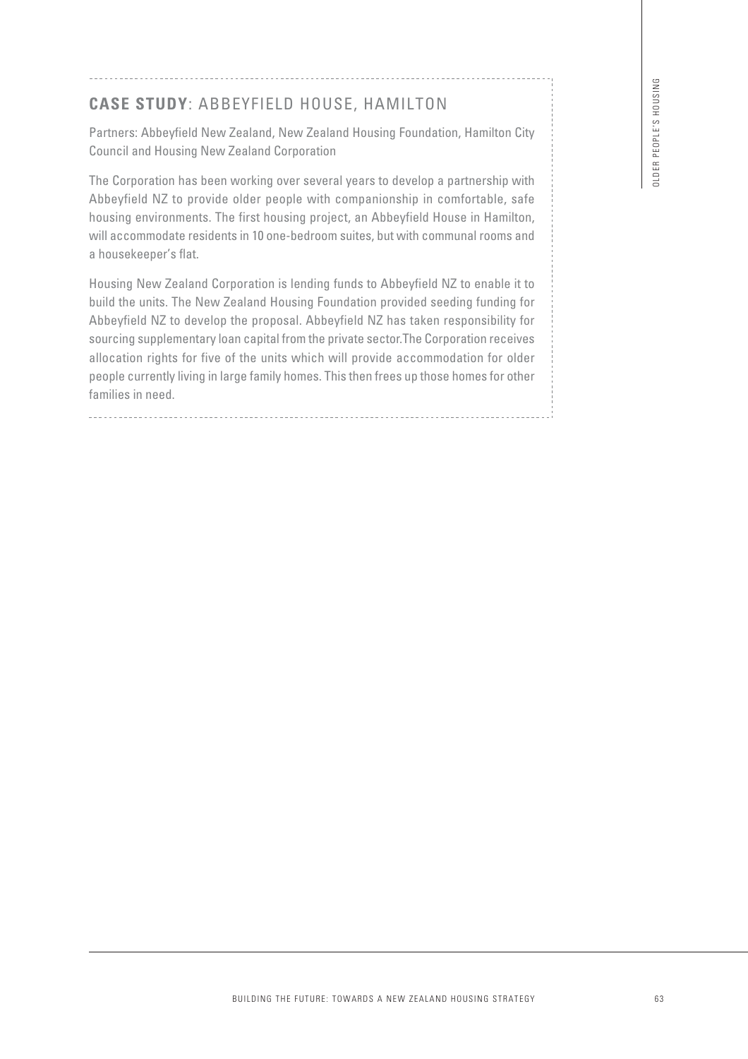## **CASE STUDY**: ABBEYFIELD HOUSE, HAMILTON

Partners: Abbeyfield New Zealand, New Zealand Housing Foundation, Hamilton City Council and Housing New Zealand Corporation

The Corporation has been working over several years to develop a partnership with Abbeyfield NZ to provide older people with companionship in comfortable, safe housing environments. The first housing project, an Abbeyfield House in Hamilton, will accommodate residents in 10 one-bedroom suites, but with communal rooms and a housekeeper's flat.

Housing New Zealand Corporation is lending funds to Abbeyfield NZ to enable it to build the units. The New Zealand Housing Foundation provided seeding funding for Abbeyfield NZ to develop the proposal. Abbeyfield NZ has taken responsibility for sourcing supplementary loan capital from the private sector.The Corporation receives allocation rights for five of the units which will provide accommodation for older people currently living in large family homes. This then frees up those homes for other families in need.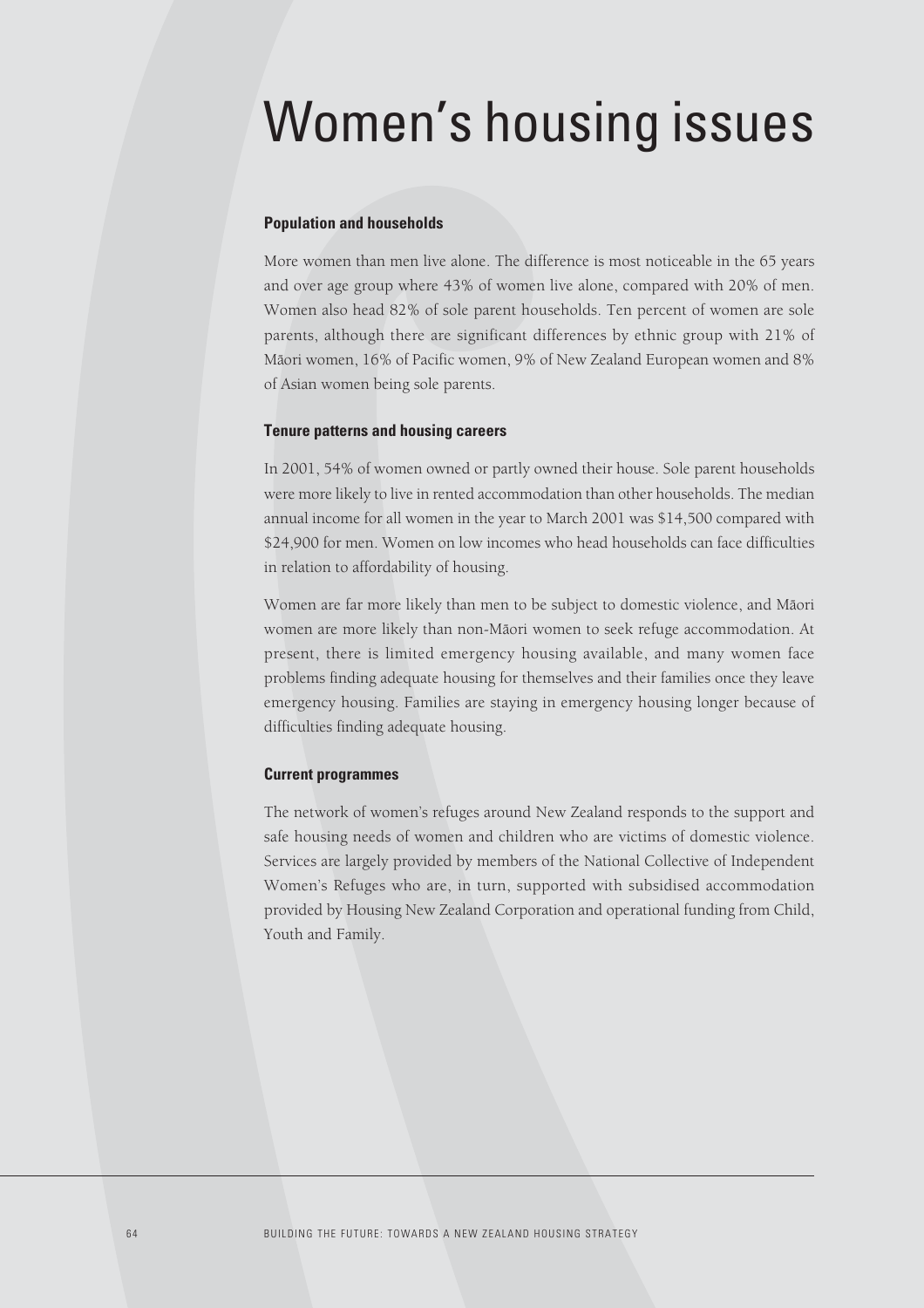# Women's housing issues

### Population and households

More women than men live alone. The difference is most noticeable in the 65 years and over age group where 43% of women live alone, compared with 20% of men. Women also head 82% of sole parent households. Ten percent of women are sole parents, although there are significant differences by ethnic group with 21% of Māori women, 16% of Pacific women, 9% of New Zealand European women and 8% of Asian women being sole parents.

### Tenure patterns and housing careers

In 2001, 54% of women owned or partly owned their house. Sole parent households were more likely to live in rented accommodation than other households. The median annual income for all women in the year to March 2001 was $14,500 compared with $24,900 for men. Women on low incomes who head households can face difficulties in relation to affordability of housing.

Women are far more likely than men to be subject to domestic violence, and Māori women are more likely than non-Māori women to seek refuge accommodation. At present, there is limited emergency housing available, and many women face problems finding adequate housing for themselves and their families once they leave emergency housing. Families are staying in emergency housing longer because of difficulties finding adequate housing.

### Current programmes

The network of women's refuges around New Zealand responds to the support and safe housing needs of women and children who are victims of domestic violence. Services are largely provided by members of the National Collective of Independent Women's Refuges who are, in turn, supported with subsidised accommodation provided by Housing New Zealand Corporation and operational funding from Child, Youth and Family.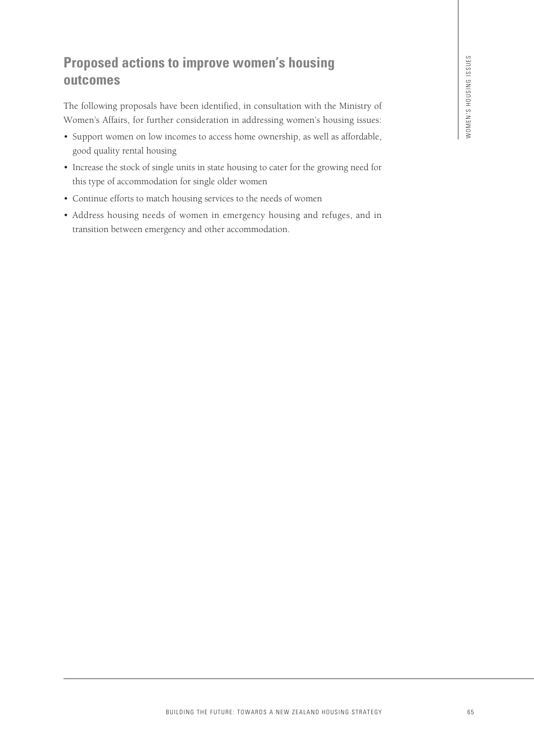## Proposed actions to improve women's housing outcomes

The following proposals have been identified, in consultation with the Ministry of Women's Affairs, for further consideration in addressing women's housing issues:

- Support women on low incomes to access home ownership, as well as affordable, good quality rental housing
- Increase the stock of single units in state housing to cater for the growing need for this type of accommodation for single older women
- Continue efforts to match housing services to the needs of women
- Address housing needs of women in emergency housing and refuges, and in transition between emergency and other accommodation.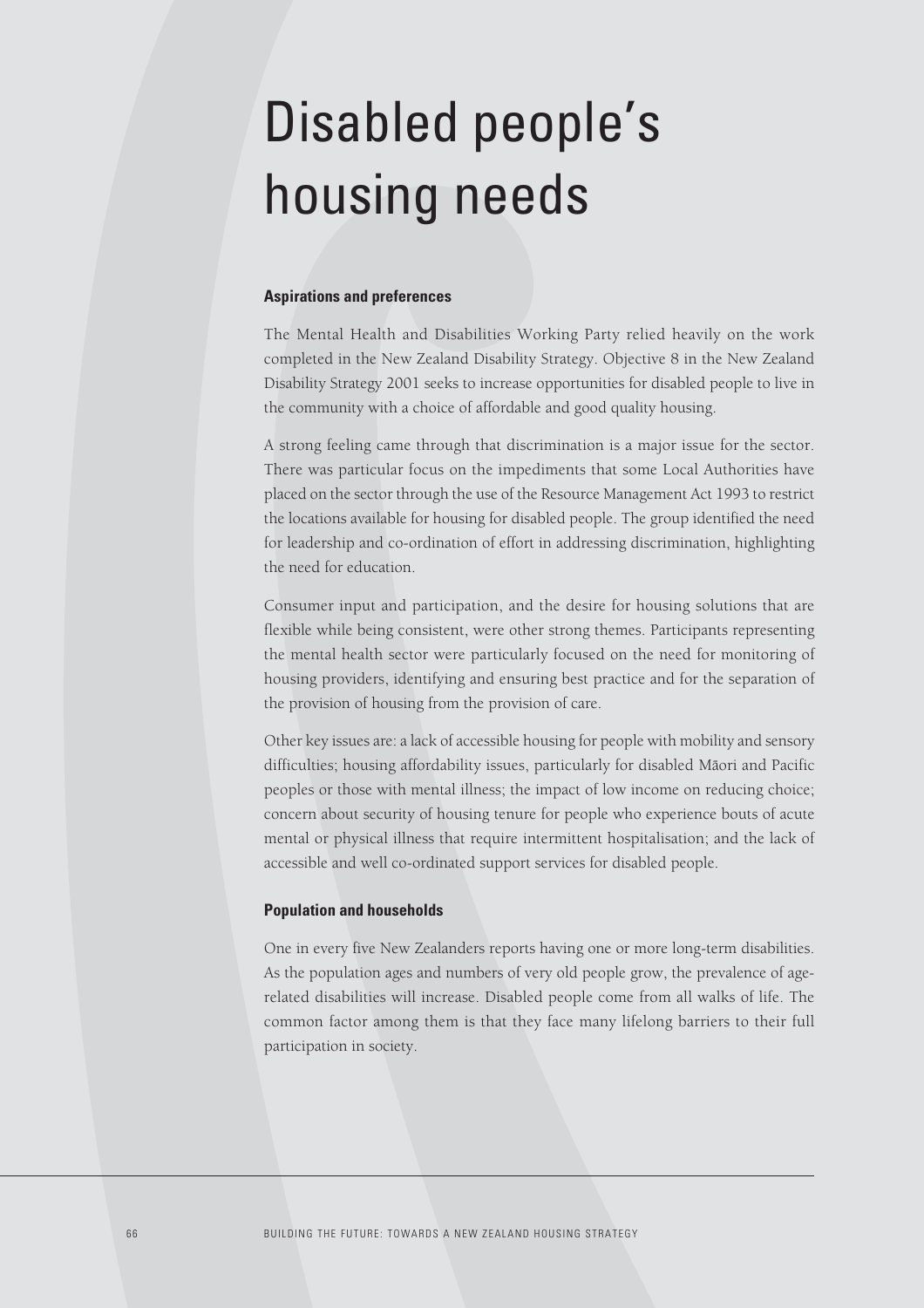# Disabled people's housing needs

### Aspirations and preferences

The Mental Health and Disabilities Working Party relied heavily on the work completed in the New Zealand Disability Strategy. Objective 8 in the New Zealand Disability Strategy 2001 seeks to increase opportunities for disabled people to live in the community with a choice of affordable and good quality housing.

A strong feeling came through that discrimination is a major issue for the sector. There was particular focus on the impediments that some Local Authorities have placed on the sector through the use of the Resource Management Act 1993 to restrict the locations available for housing for disabled people. The group identified the need for leadership and co-ordination of effort in addressing discrimination, highlighting the need for education.

Consumer input and participation, and the desire for housing solutions that are flexible while being consistent, were other strong themes. Participants representing the mental health sector were particularly focused on the need for monitoring of housing providers, identifying and ensuring best practice and for the separation of the provision of housing from the provision of care.

Other key issues are: a lack of accessible housing for people with mobility and sensory difficulties; housing affordability issues, particularly for disabled Māori and Pacific peoples or those with mental illness; the impact of low income on reducing choice; concern about security of housing tenure for people who experience bouts of acute mental or physical illness that require intermittent hospitalisation; and the lack of accessible and well co-ordinated support services for disabled people.

### Population and households

One in every five New Zealanders reports having one or more long-term disabilities. As the population ages and numbers of very old people grow, the prevalence of age-related disabilities will increase. Disabled people come from all walks of life. The common factor among them is that they face many lifelong barriers to their full participation in society.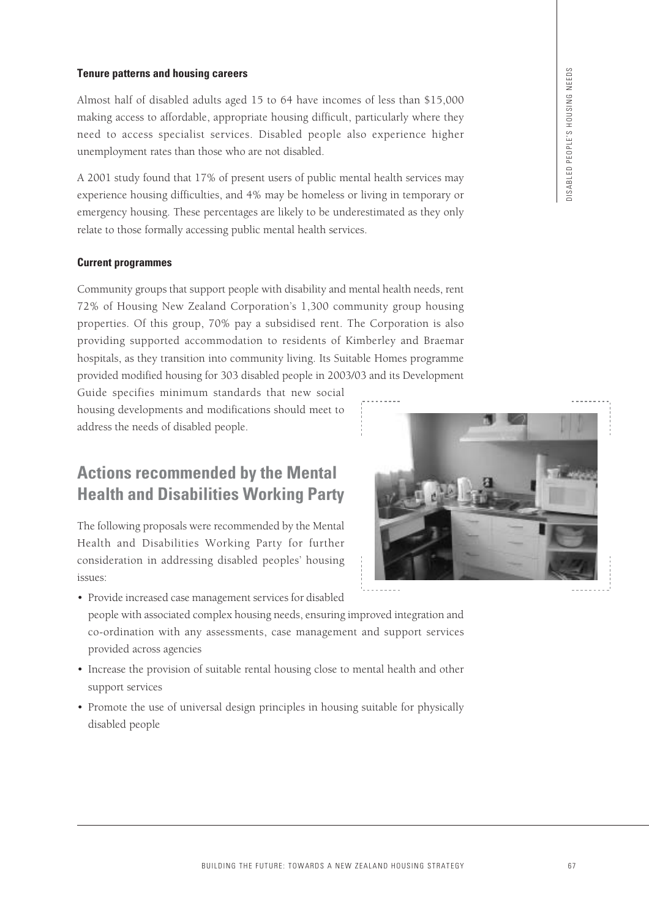### Tenure patterns and housing careers

Almost half of disabled adults aged 15 to 64 have incomes of less than $15,000 making access to affordable, appropriate housing difficult, particularly where they need to access specialist services. Disabled people also experience higher unemployment rates than those who are not disabled.

A 2001 study found that 17% of present users of public mental health services may experience housing difficulties, and 4% may be homeless or living in temporary or emergency housing. These percentages are likely to be underestimated as they only relate to those formally accessing public mental health services.

### Current programmes

Community groups that support people with disability and mental health needs, rent 72% of Housing New Zealand Corporation's 1,300 community group housing properties. Of this group, 70% pay a subsidised rent. The Corporation is also providing supported accommodation to residents of Kimberley and Braemar hospitals, as they transition into community living. Its Suitable Homes programme provided modified housing for 303 disabled people in 2003/03 and its Development Guide specifies minimum standards that new social housing developments and modifications should meet to address the needs of disabled people.

## Actions recommended by the Mental Health and Disabilities Working Party

The following proposals were recommended by the Mental Health and Disabilities Working Party for further consideration in addressing disabled peoples' housing issues:

- Provide increased case management services for disabled people with associated complex housing needs, ensuring improved integration and co-ordination with any assessments, case management and support services provided across agencies
- Increase the provision of suitable rental housing close to mental health and other support services
- Promote the use of universal design principles in housing suitable for physically disabled people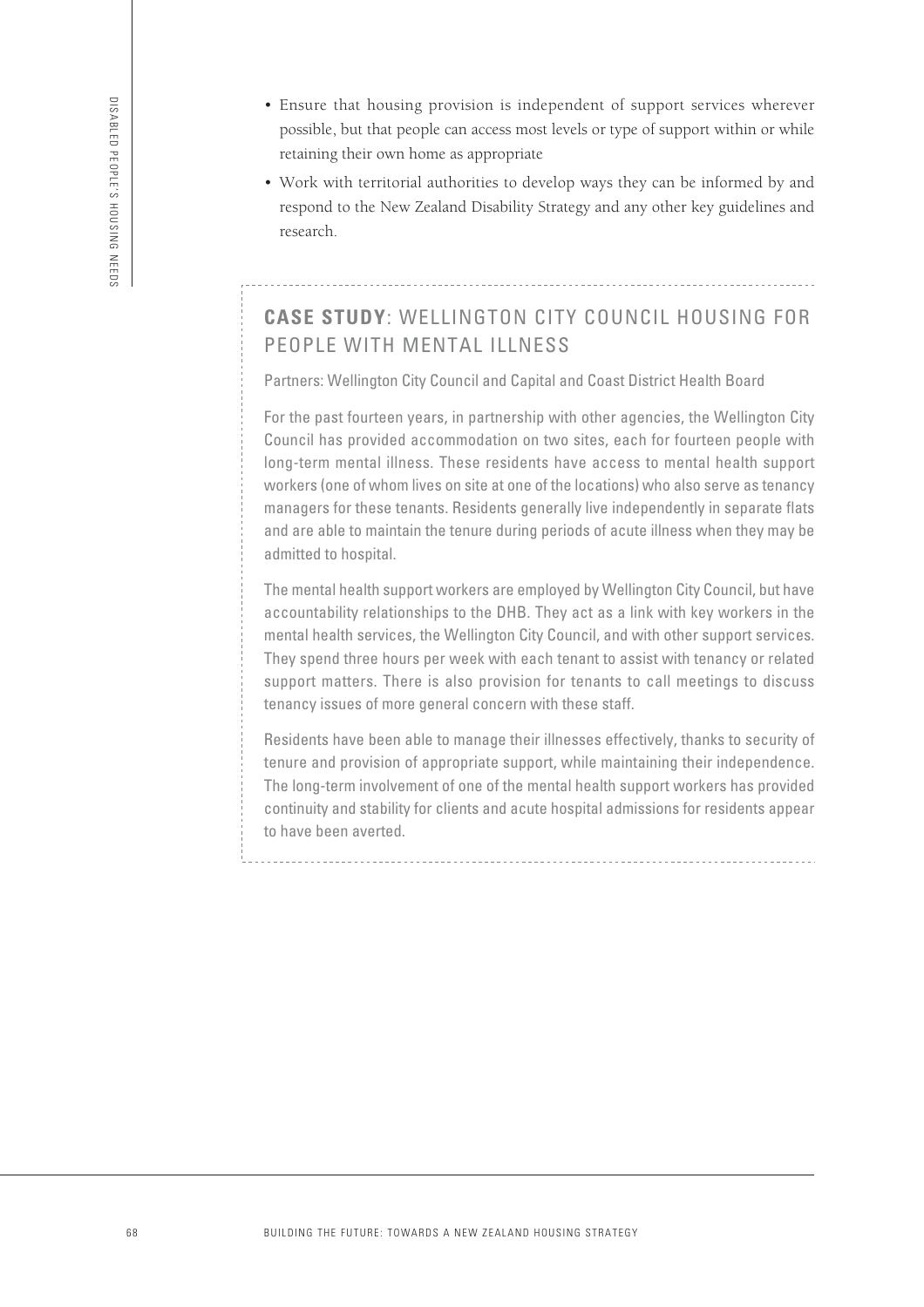- Ensure that housing provision is independent of support services wherever possible, but that people can access most levels or type of support within or while retaining their own home as appropriate
- Work with territorial authorities to develop ways they can be informed by and respond to the New Zealand Disability Strategy and any other key guidelines and research.

## **CASE STUDY**: WELLINGTON CITY COUNCIL HOUSING FOR PEOPLE WITH MENTAL ILLNESS

Partners: Wellington City Council and Capital and Coast District Health Board

For the past fourteen years, in partnership with other agencies, the Wellington City Council has provided accommodation on two sites, each for fourteen people with long-term mental illness. These residents have access to mental health support workers (one of whom lives on site at one of the locations) who also serve as tenancy managers for these tenants. Residents generally live independently in separate flats and are able to maintain the tenure during periods of acute illness when they may be admitted to hospital.

The mental health support workers are employed by Wellington City Council, but have accountability relationships to the DHB. They act as a link with key workers in the mental health services, the Wellington City Council, and with other support services. They spend three hours per week with each tenant to assist with tenancy or related support matters. There is also provision for tenants to call meetings to discuss tenancy issues of more general concern with these staff.

Residents have been able to manage their illnesses effectively, thanks to security of tenure and provision of appropriate support, while maintaining their independence. The long-term involvement of one of the mental health support workers has provided continuity and stability for clients and acute hospital admissions for residents appear to have been averted.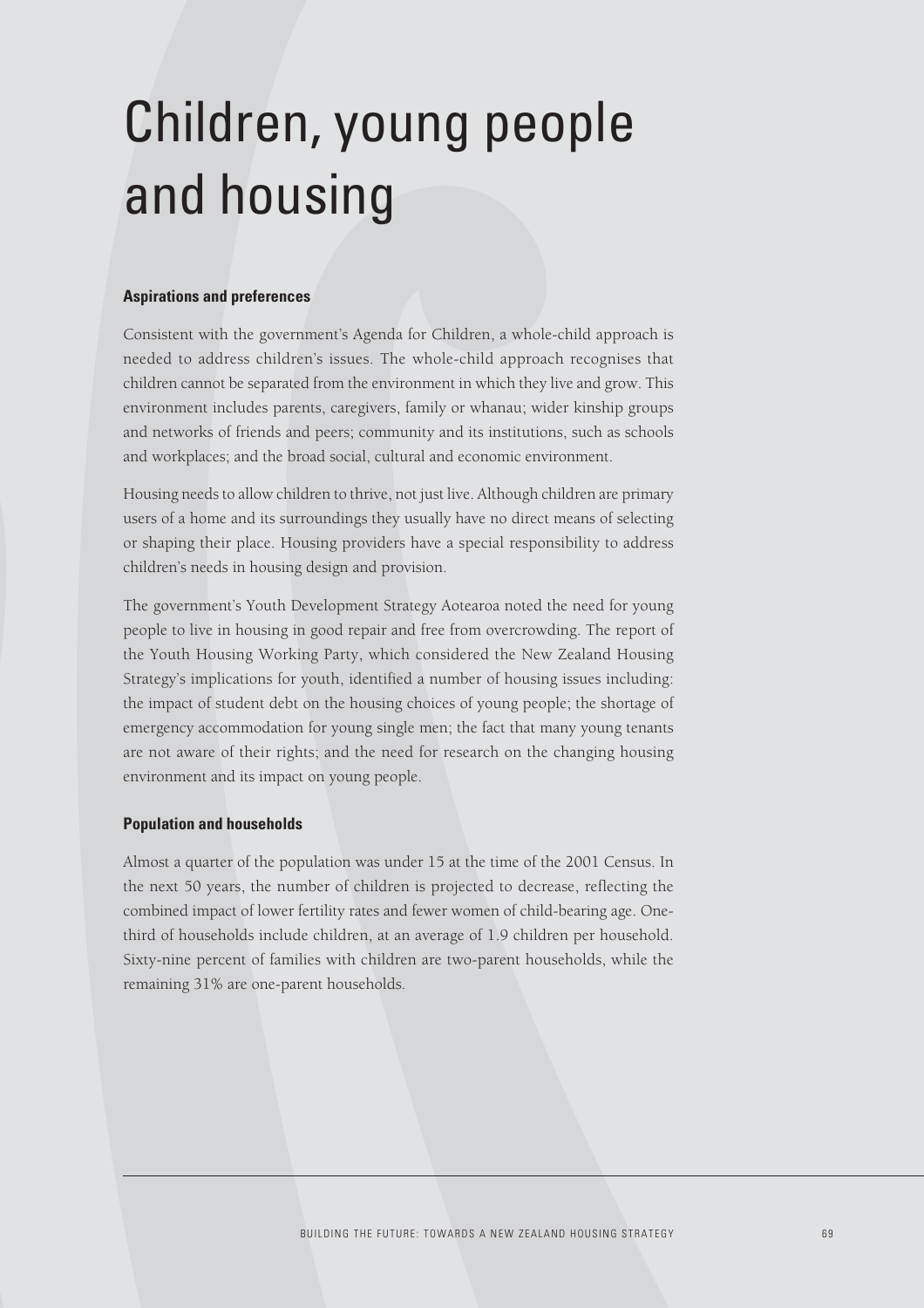# Children, young people and housing

### Aspirations and preferences

Consistent with the government's Agenda for Children, a whole-child approach is needed to address children's issues. The whole-child approach recognises that children cannot be separated from the environment in which they live and grow. This environment includes parents, caregivers, family or whanau; wider kinship groups and networks of friends and peers; community and its institutions, such as schools and workplaces; and the broad social, cultural and economic environment.

Housing needs to allow children to thrive, not just live. Although children are primary users of a home and its surroundings they usually have no direct means of selecting or shaping their place. Housing providers have a special responsibility to address children's needs in housing design and provision.

The government's Youth Development Strategy Aotearoa noted the need for young people to live in housing in good repair and free from overcrowding. The report of the Youth Housing Working Party, which considered the New Zealand Housing Strategy's implications for youth, identified a number of housing issues including: the impact of student debt on the housing choices of young people; the shortage of emergency accommodation for young single men; the fact that many young tenants are not aware of their rights; and the need for research on the changing housing environment and its impact on young people.

### Population and households

Almost a quarter of the population was under 15 at the time of the 2001 Census. In the next 50 years, the number of children is projected to decrease, reflecting the combined impact of lower fertility rates and fewer women of child-bearing age. One-third of households include children, at an average of 1.9 children per household. Sixty-nine percent of families with children are two-parent households, while the remaining 31% are one-parent households.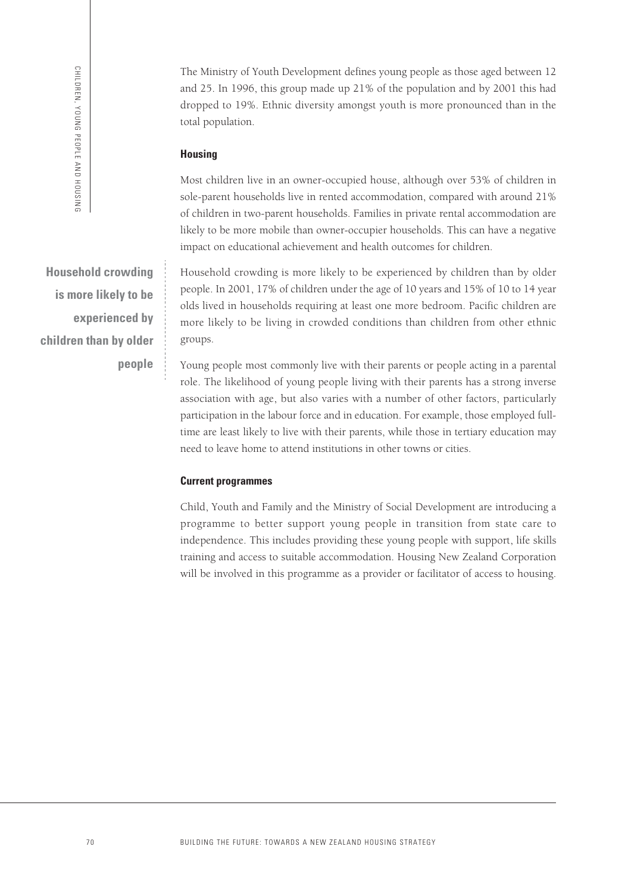The Ministry of Youth Development defines young people as those aged between 12 and 25. In 1996, this group made up 21% of the population and by 2001 this had dropped to 19%. Ethnic diversity amongst youth is more pronounced than in the total population.

### Housing

Most children live in an owner-occupied house, although over 53% of children in sole-parent households live in rented accommodation, compared with around 21% of children in two-parent households. Families in private rental accommodation are likely to be more mobile than owner-occupier households. This can have a negative impact on educational achievement and health outcomes for children.

**Household crowding is more likely to be experienced by children than by older people**

Household crowding is more likely to be experienced by children than by older people. In 2001, 17% of children under the age of 10 years and 15% of 10 to 14 year olds lived in households requiring at least one more bedroom. Pacific children are more likely to be living in crowded conditions than children from other ethnic groups.

Young people most commonly live with their parents or people acting in a parental role. The likelihood of young people living with their parents has a strong inverse association with age, but also varies with a number of other factors, particularly participation in the labour force and in education. For example, those employed full-time are least likely to live with their parents, while those in tertiary education may need to leave home to attend institutions in other towns or cities.

### Current programmes

Child, Youth and Family and the Ministry of Social Development are introducing a programme to better support young people in transition from state care to independence. This includes providing these young people with support, life skills training and access to suitable accommodation. Housing New Zealand Corporation will be involved in this programme as a provider or facilitator of access to housing.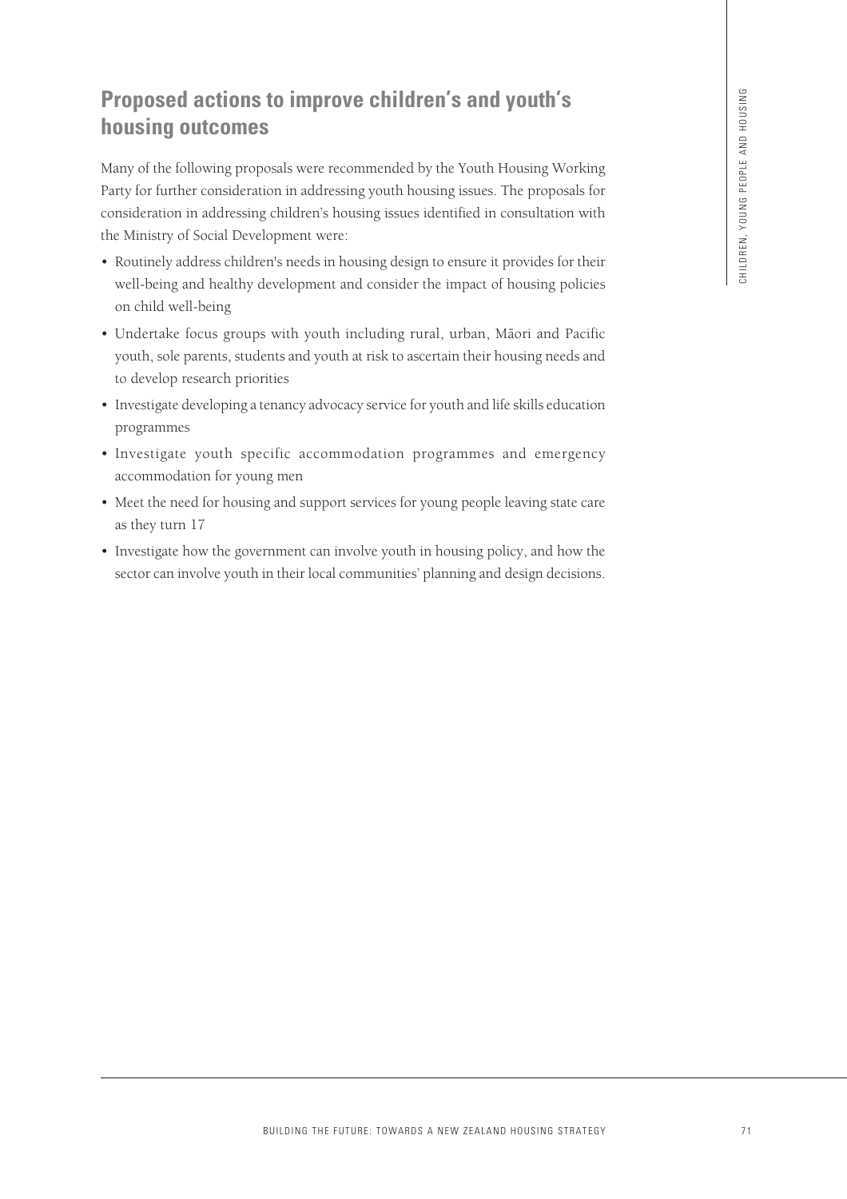## Proposed actions to improve children's and youth's housing outcomes

Many of the following proposals were recommended by the Youth Housing Working Party for further consideration in addressing youth housing issues. The proposals for consideration in addressing children's housing issues identified in consultation with the Ministry of Social Development were:

- Routinely address children's needs in housing design to ensure it provides for their well-being and healthy development and consider the impact of housing policies on child well-being
- Undertake focus groups with youth including rural, urban, Māori and Pacific youth, sole parents, students and youth at risk to ascertain their housing needs and to develop research priorities
- Investigate developing a tenancy advocacy service for youth and life skills education programmes
- Investigate youth specific accommodation programmes and emergency accommodation for young men
- Meet the need for housing and support services for young people leaving state care as they turn 17
- Investigate how the government can involve youth in housing policy, and how the sector can involve youth in their local communities' planning and design decisions.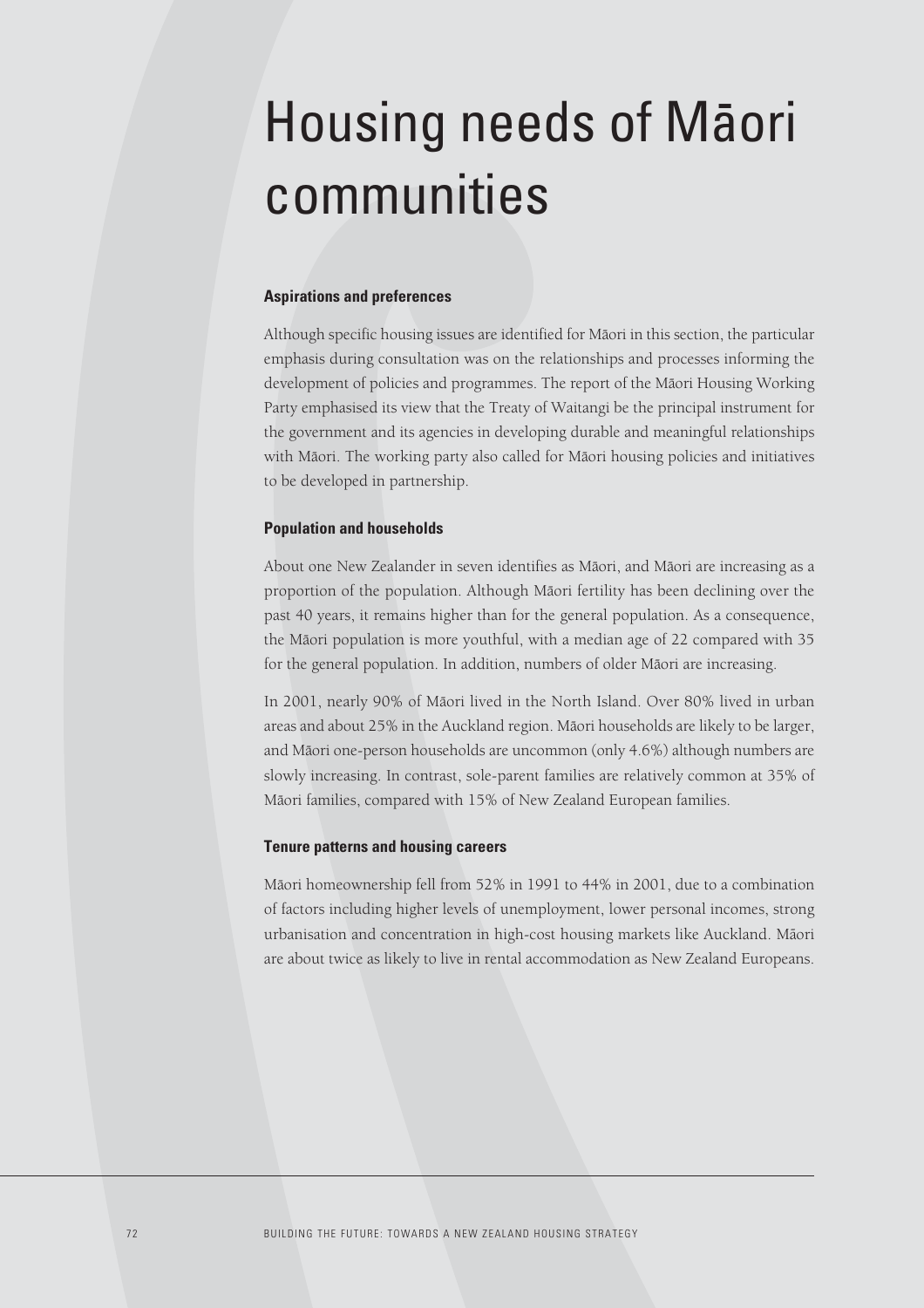# Housing needs of Māori communities

### Aspirations and preferences

Although specific housing issues are identified for Māori in this section, the particular emphasis during consultation was on the relationships and processes informing the development of policies and programmes. The report of the Māori Housing Working Party emphasised its view that the Treaty of Waitangi be the principal instrument for the government and its agencies in developing durable and meaningful relationships with Māori. The working party also called for Māori housing policies and initiatives to be developed in partnership.

### Population and households

About one New Zealander in seven identifies as Māori, and Māori are increasing as a proportion of the population. Although Māori fertility has been declining over the past 40 years, it remains higher than for the general population. As a consequence, the Māori population is more youthful, with a median age of 22 compared with 35 for the general population. In addition, numbers of older Māori are increasing.

In 2001, nearly 90% of Māori lived in the North Island. Over 80% lived in urban areas and about 25% in the Auckland region. Māori households are likely to be larger, and Māori one-person households are uncommon (only 4.6%) although numbers are slowly increasing. In contrast, sole-parent families are relatively common at 35% of Māori families, compared with 15% of New Zealand European families.

### Tenure patterns and housing careers

Māori homeownership fell from 52% in 1991 to 44% in 2001, due to a combination of factors including higher levels of unemployment, lower personal incomes, strong urbanisation and concentration in high-cost housing markets like Auckland. Māori are about twice as likely to live in rental accommodation as New Zealand Europeans.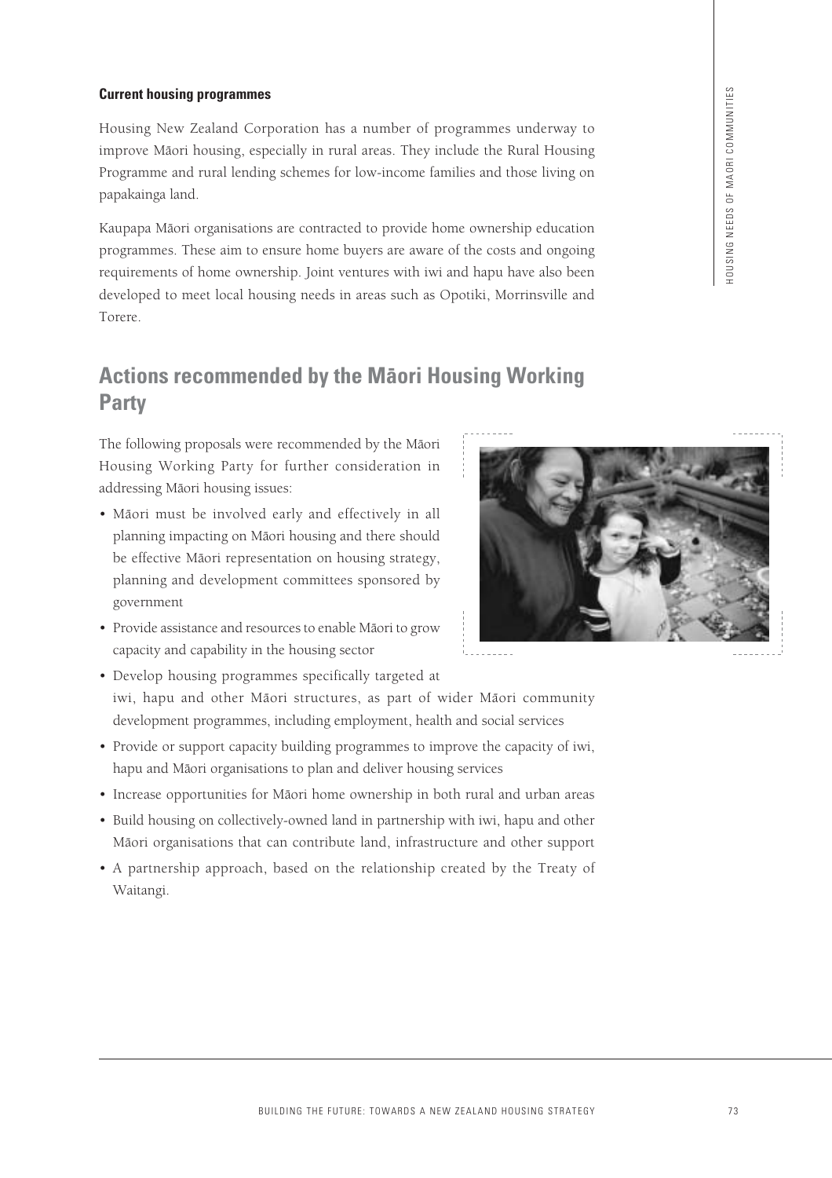**Current housing programmes**

Housing New Zealand Corporation has a number of programmes underway to improve Māori housing, especially in rural areas. They include the Rural Housing Programme and rural lending schemes for low-income families and those living on papakainga land.

Kaupapa Māori organisations are contracted to provide home ownership education programmes. These aim to ensure home buyers are aware of the costs and ongoing requirements of home ownership. Joint ventures with iwi and hapu have also been developed to meet local housing needs in areas such as Opotiki, Morrinsville and Torere.

## Actions recommended by the Māori Housing Working Party

The following proposals were recommended by the Māori Housing Working Party for further consideration in addressing Māori housing issues:

- Māori must be involved early and effectively in all planning impacting on Māori housing and there should be effective Māori representation on housing strategy, planning and development committees sponsored by government
- Provide assistance and resources to enable Māori to grow capacity and capability in the housing sector
- Develop housing programmes specifically targeted at iwi, hapu and other Māori structures, as part of wider Māori community development programmes, including employment, health and social services
- Provide or support capacity building programmes to improve the capacity of iwi, hapu and Māori organisations to plan and deliver housing services
- Increase opportunities for Māori home ownership in both rural and urban areas
- Build housing on collectively-owned land in partnership with iwi, hapu and other Māori organisations that can contribute land, infrastructure and other support
- A partnership approach, based on the relationship created by the Treaty of Waitangi.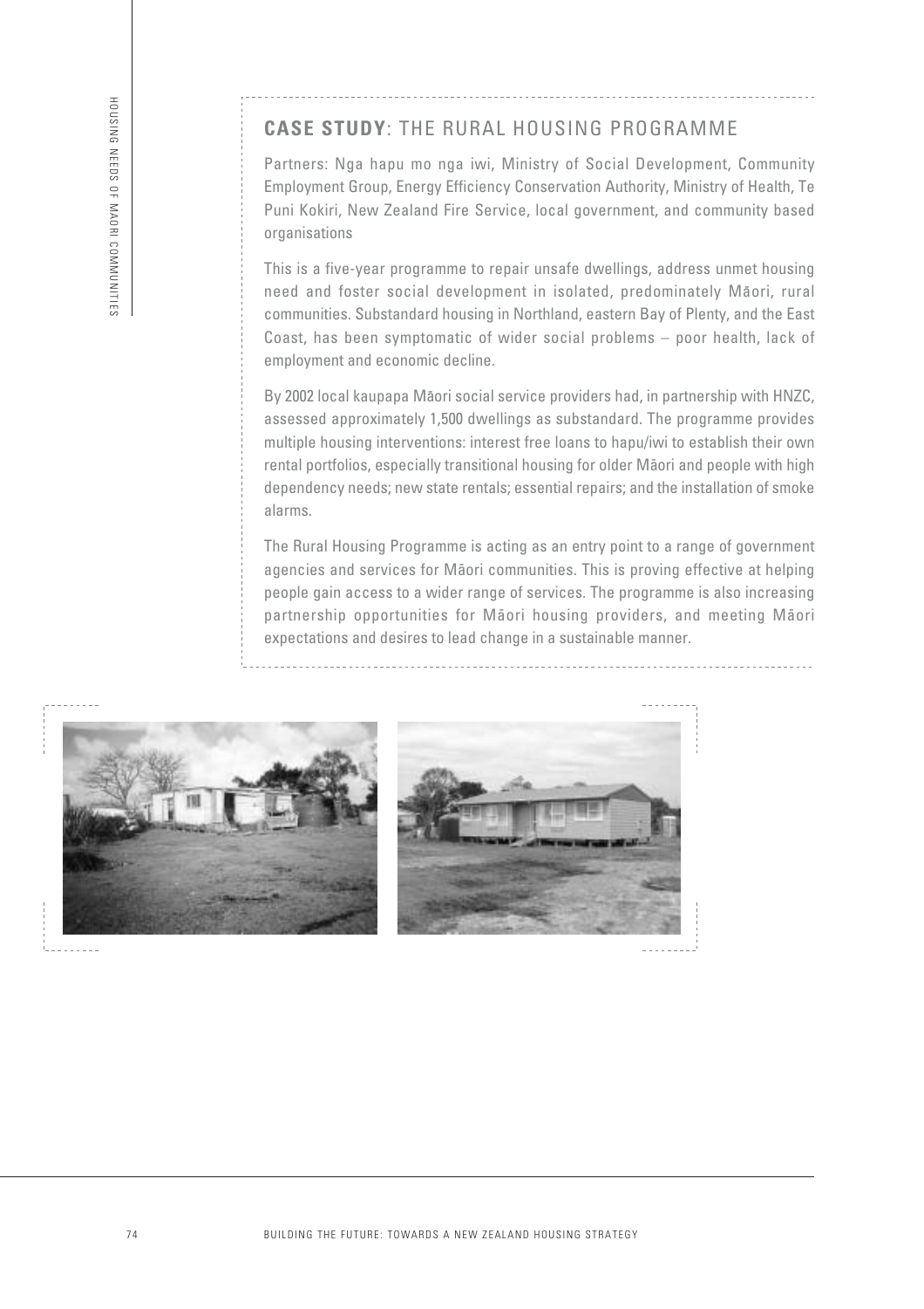## **CASE STUDY**: THE RURAL HOUSING PROGRAMME

Partners: Nga hapu mo nga iwi, Ministry of Social Development, Community Employment Group, Energy Efficiency Conservation Authority, Ministry of Health, Te Puni Kokiri, New Zealand Fire Service, local government, and community based organisations

This is a five-year programme to repair unsafe dwellings, address unmet housing need and foster social development in isolated, predominately Māori, rural communities. Substandard housing in Northland, eastern Bay of Plenty, and the East Coast, has been symptomatic of wider social problems – poor health, lack of employment and economic decline.

By 2002 local kaupapa Māori social service providers had, in partnership with HNZC, assessed approximately 1,500 dwellings as substandard. The programme provides multiple housing interventions: interest free loans to hapu/iwi to establish their own rental portfolios, especially transitional housing for older Māori and people with high dependency needs; new state rentals; essential repairs; and the installation of smoke alarms.

The Rural Housing Programme is acting as an entry point to a range of government agencies and services for Māori communities. This is proving effective at helping people gain access to a wider range of services. The programme is also increasing partnership opportunities for Māori housing providers, and meeting Māori expectations and desires to lead change in a sustainable manner.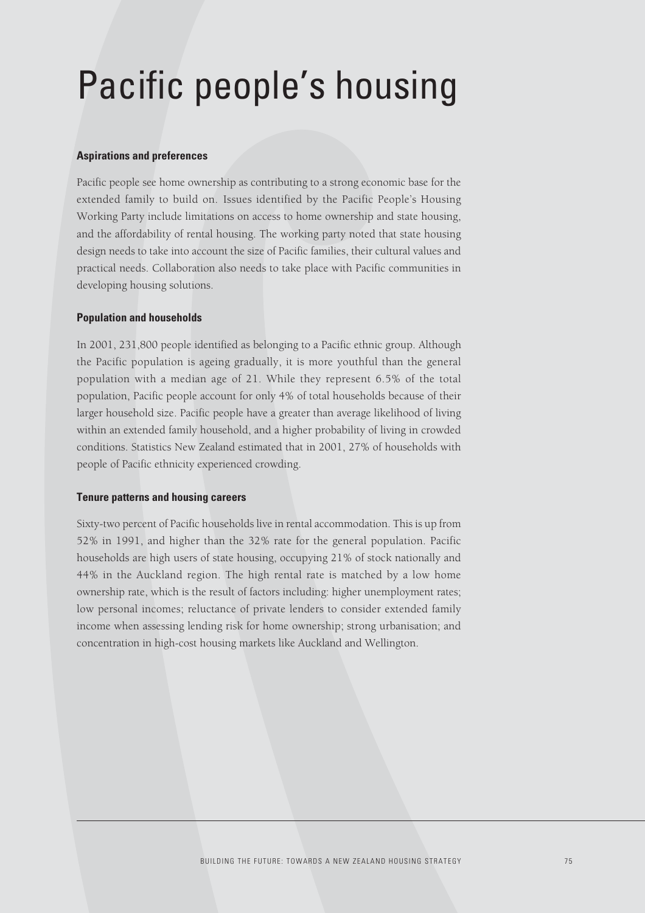# Pacific people's housing

### Aspirations and preferences

Pacific people see home ownership as contributing to a strong economic base for the extended family to build on. Issues identified by the Pacific People's Housing Working Party include limitations on access to home ownership and state housing, and the affordability of rental housing. The working party noted that state housing design needs to take into account the size of Pacific families, their cultural values and practical needs. Collaboration also needs to take place with Pacific communities in developing housing solutions.

### Population and households

In 2001, 231,800 people identified as belonging to a Pacific ethnic group. Although the Pacific population is ageing gradually, it is more youthful than the general population with a median age of 21. While they represent 6.5% of the total population, Pacific people account for only 4% of total households because of their larger household size. Pacific people have a greater than average likelihood of living within an extended family household, and a higher probability of living in crowded conditions. Statistics New Zealand estimated that in 2001, 27% of households with people of Pacific ethnicity experienced crowding.

### Tenure patterns and housing careers

Sixty-two percent of Pacific households live in rental accommodation. This is up from 52% in 1991, and higher than the 32% rate for the general population. Pacific households are high users of state housing, occupying 21% of stock nationally and 44% in the Auckland region. The high rental rate is matched by a low home ownership rate, which is the result of factors including: higher unemployment rates; low personal incomes; reluctance of private lenders to consider extended family income when assessing lending risk for home ownership; strong urbanisation; and concentration in high-cost housing markets like Auckland and Wellington.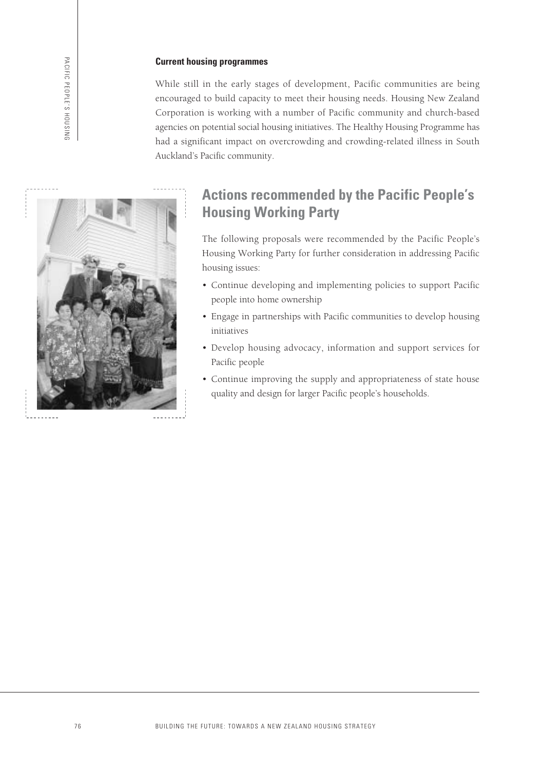### Current housing programmes

While still in the early stages of development, Pacific communities are being encouraged to build capacity to meet their housing needs. Housing New Zealand Corporation is working with a number of Pacific community and church-based agencies on potential social housing initiatives. The Healthy Housing Programme has had a significant impact on overcrowding and crowding-related illness in South Auckland's Pacific community.

## Actions recommended by the Pacific People's Housing Working Party

The following proposals were recommended by the Pacific People's Housing Working Party for further consideration in addressing Pacific housing issues:

- Continue developing and implementing policies to support Pacific people into home ownership
- Engage in partnerships with Pacific communities to develop housing initiatives
- Develop housing advocacy, information and support services for Pacific people
- Continue improving the supply and appropriateness of state house quality and design for larger Pacific people's households.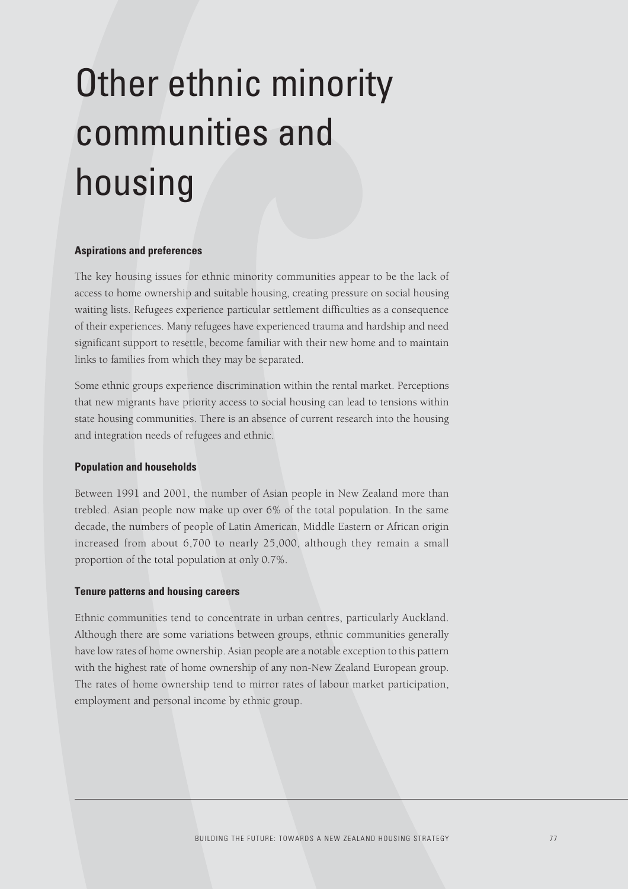# Other ethnic minority communities and housing

### Aspirations and preferences

The key housing issues for ethnic minority communities appear to be the lack of access to home ownership and suitable housing, creating pressure on social housing waiting lists. Refugees experience particular settlement difficulties as a consequence of their experiences. Many refugees have experienced trauma and hardship and need significant support to resettle, become familiar with their new home and to maintain links to families from which they may be separated.

Some ethnic groups experience discrimination within the rental market. Perceptions that new migrants have priority access to social housing can lead to tensions within state housing communities. There is an absence of current research into the housing and integration needs of refugees and ethnic.

### Population and households

Between 1991 and 2001, the number of Asian people in New Zealand more than trebled. Asian people now make up over 6% of the total population. In the same decade, the numbers of people of Latin American, Middle Eastern or African origin increased from about 6,700 to nearly 25,000, although they remain a small proportion of the total population at only 0.7%.

### Tenure patterns and housing careers

Ethnic communities tend to concentrate in urban centres, particularly Auckland. Although there are some variations between groups, ethnic communities generally have low rates of home ownership. Asian people are a notable exception to this pattern with the highest rate of home ownership of any non-New Zealand European group. The rates of home ownership tend to mirror rates of labour market participation, employment and personal income by ethnic group.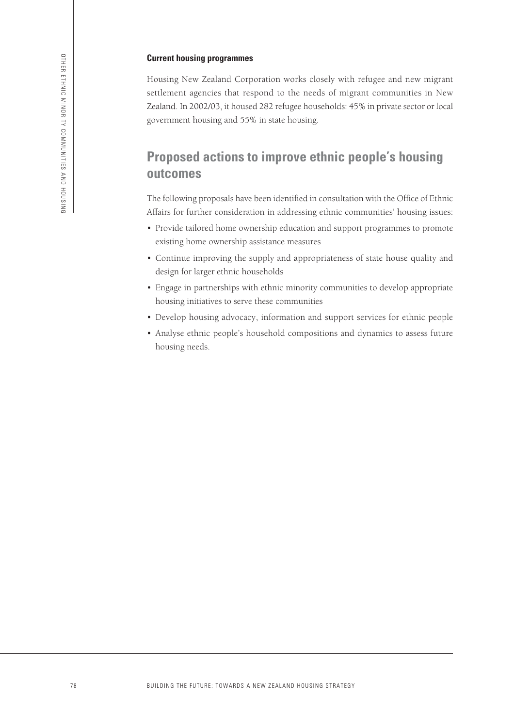**Current housing programmes**

Housing New Zealand Corporation works closely with refugee and new migrant settlement agencies that respond to the needs of migrant communities in New Zealand. In 2002/03, it housed 282 refugee households: 45% in private sector or local government housing and 55% in state housing.

## Proposed actions to improve ethnic people's housing outcomes

The following proposals have been identified in consultation with the Office of Ethnic Affairs for further consideration in addressing ethnic communities' housing issues:

- Provide tailored home ownership education and support programmes to promote existing home ownership assistance measures
- Continue improving the supply and appropriateness of state house quality and design for larger ethnic households
- Engage in partnerships with ethnic minority communities to develop appropriate housing initiatives to serve these communities
- Develop housing advocacy, information and support services for ethnic people
- Analyse ethnic people's household compositions and dynamics to assess future housing needs.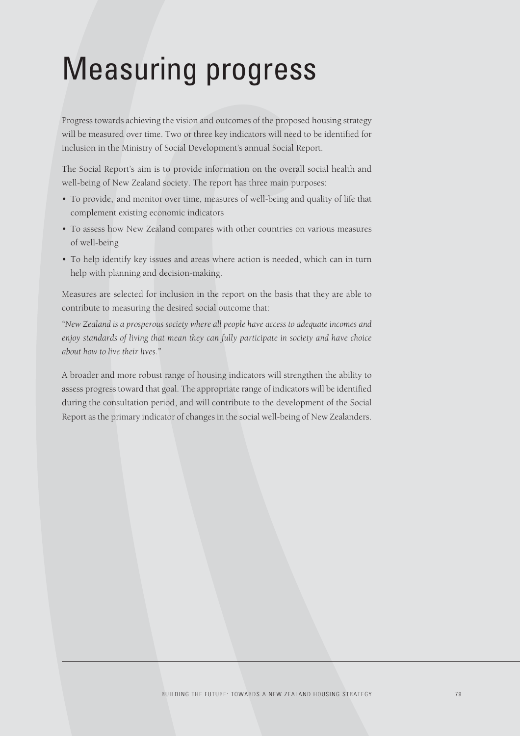# Measuring progress

Progress towards achieving the vision and outcomes of the proposed housing strategy will be measured over time. Two or three key indicators will need to be identified for inclusion in the Ministry of Social Development's annual Social Report.

The Social Report's aim is to provide information on the overall social health and well-being of New Zealand society. The report has three main purposes:

- To provide, and monitor over time, measures of well-being and quality of life that complement existing economic indicators
- To assess how New Zealand compares with other countries on various measures of well-being
- To help identify key issues and areas where action is needed, which can in turn help with planning and decision-making.

Measures are selected for inclusion in the report on the basis that they are able to contribute to measuring the desired social outcome that:

*"New Zealand is a prosperous society where all people have access to adequate incomes and enjoy standards of living that mean they can fully participate in society and have choice about how to live their lives."*

A broader and more robust range of housing indicators will strengthen the ability to assess progress toward that goal. The appropriate range of indicators will be identified during the consultation period, and will contribute to the development of the Social Report as the primary indicator of changes in the social well-being of New Zealanders.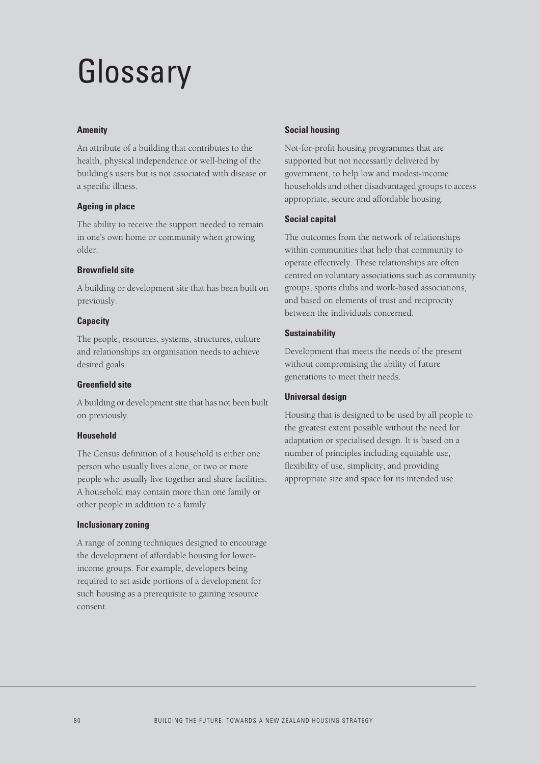# Glossary

### Amenity

An attribute of a building that contributes to the health, physical independence or well-being of the building's users but is not associated with disease or a specific illness.

### Ageing in place

The ability to receive the support needed to remain in one's own home or community when growing older.

### Brownfield site

A building or development site that has been built on previously.

### Capacity

The people, resources, systems, structures, culture and relationships an organisation needs to achieve desired goals.

### Greenfield site

A building or development site that has not been built on previously.

### Household

The Census definition of a household is either one person who usually lives alone, or two or more people who usually live together and share facilities. A household may contain more than one family or other people in addition to a family.

### Inclusionary zoning

A range of zoning techniques designed to encourage the development of affordable housing for lower-income groups. For example, developers being required to set aside portions of a development for such housing as a prerequisite to gaining resource consent.

### Social housing

Not-for-profit housing programmes that are supported but not necessarily delivered by government, to help low and modest-income households and other disadvantaged groups to access appropriate, secure and affordable housing.

### Social capital

The outcomes from the network of relationships within communities that help that community to operate effectively. These relationships are often centred on voluntary associations such as community groups, sports clubs and work-based associations, and based on elements of trust and reciprocity between the individuals concerned.

### Sustainability

Development that meets the needs of the present without compromising the ability of future generations to meet their needs.

### Universal design

Housing that is designed to be used by all people to the greatest extent possible without the need for adaptation or specialised design. It is based on a number of principles including equitable use, flexibility of use, simplicity, and providing appropriate size and space for its intended use.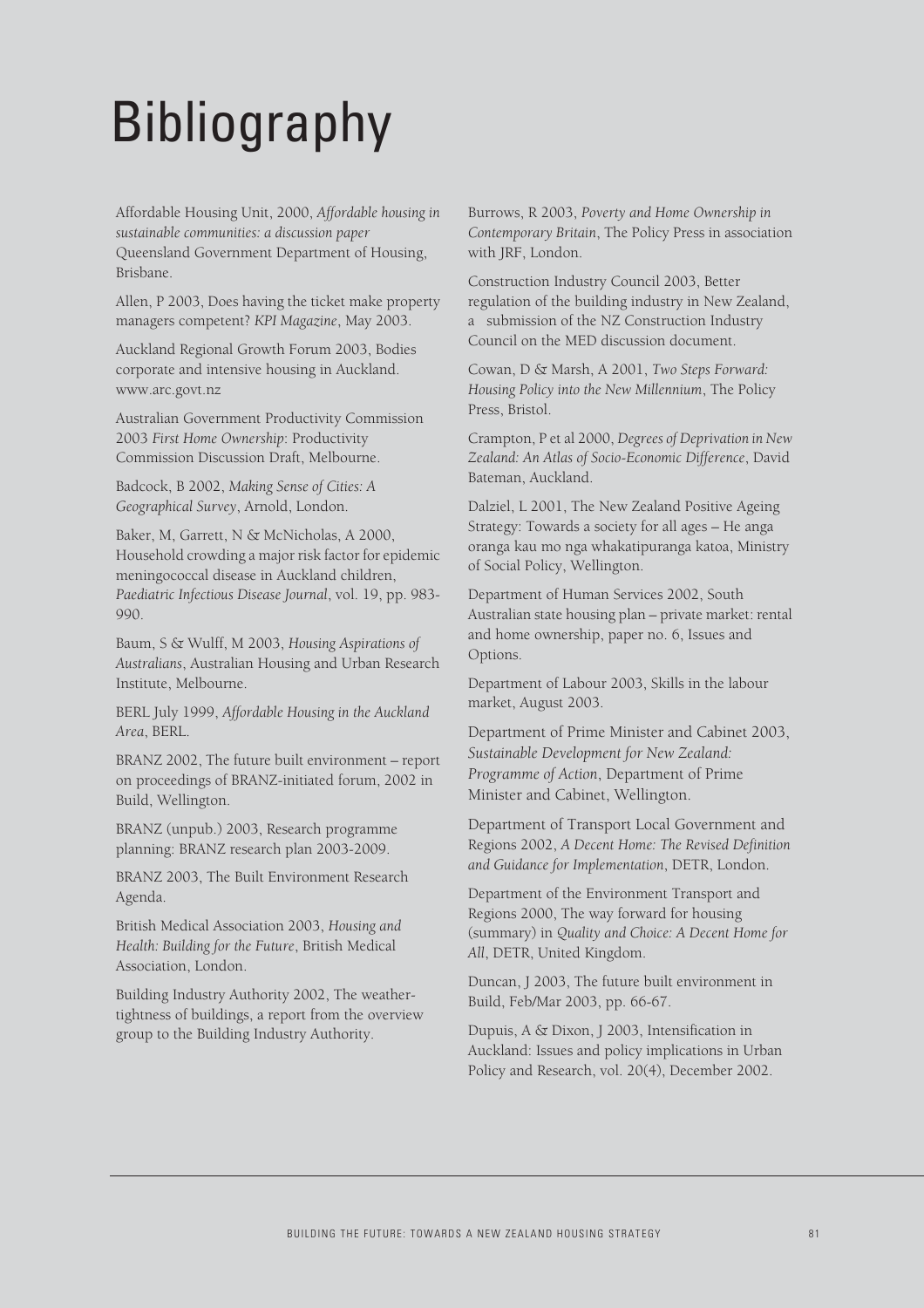# Bibliography

Affordable Housing Unit, 2000, *Affordable housing in sustainable communities: a discussion paper* Queensland Government Department of Housing, Brisbane.

Allen, P 2003, Does having the ticket make property managers competent? *KPI Magazine*, May 2003.

Auckland Regional Growth Forum 2003, Bodies corporate and intensive housing in Auckland. www.arc.govt.nz

Australian Government Productivity Commission 2003 *First Home Ownership*: Productivity Commission Discussion Draft, Melbourne.

Badcock, B 2002, *Making Sense of Cities: A Geographical Survey*, Arnold, London.

Baker, M, Garrett, N & McNicholas, A 2000, Household crowding a major risk factor for epidemic meningococcal disease in Auckland children, *Paediatric Infectious Disease Journal*, vol. 19, pp. 983-990.

Baum, S & Wulff, M 2003, *Housing Aspirations of Australians*, Australian Housing and Urban Research Institute, Melbourne.

BERL July 1999, *Affordable Housing in the Auckland Area*, BERL.

BRANZ 2002, The future built environment – report on proceedings of BRANZ-initiated forum, 2002 in Build, Wellington.

BRANZ (unpub.) 2003, Research programme planning: BRANZ research plan 2003-2009.

BRANZ 2003, The Built Environment Research Agenda.

British Medical Association 2003, *Housing and Health: Building for the Future*, British Medical Association, London.

Building Industry Authority 2002, The weathertightness of buildings, a report from the overview group to the Building Industry Authority.

Burrows, R 2003, *Poverty and Home Ownership in Contemporary Britain*, The Policy Press in association with JRF, London.

Construction Industry Council 2003, Better regulation of the building industry in New Zealand, a submission of the NZ Construction Industry Council on the MED discussion document.

Cowan, D & Marsh, A 2001, *Two Steps Forward: Housing Policy into the New Millennium*, The Policy Press, Bristol.

Crampton, P et al 2000, *Degrees of Deprivation in New Zealand: An Atlas of Socio-Economic Difference*, David Bateman, Auckland.

Dalziel, L 2001, The New Zealand Positive Ageing Strategy: Towards a society for all ages – He anga oranga kau mo nga whakatipuranga katoa, Ministry of Social Policy, Wellington.

Department of Human Services 2002, South Australian state housing plan – private market: rental and home ownership, paper no. 6, Issues and Options.

Department of Labour 2003, Skills in the labour market, August 2003.

Department of Prime Minister and Cabinet 2003, *Sustainable Development for New Zealand: Programme of Action*, Department of Prime Minister and Cabinet, Wellington.

Department of Transport Local Government and Regions 2002, *A Decent Home: The Revised Definition and Guidance for Implementation*, DETR, London.

Department of the Environment Transport and Regions 2000, The way forward for housing (summary) in *Quality and Choice: A Decent Home for All*, DETR, United Kingdom.

Duncan, J 2003, The future built environment in Build, Feb/Mar 2003, pp. 66-67.

Dupuis, A & Dixon, J 2003, Intensification in Auckland: Issues and policy implications in Urban Policy and Research, vol. 20(4), December 2002.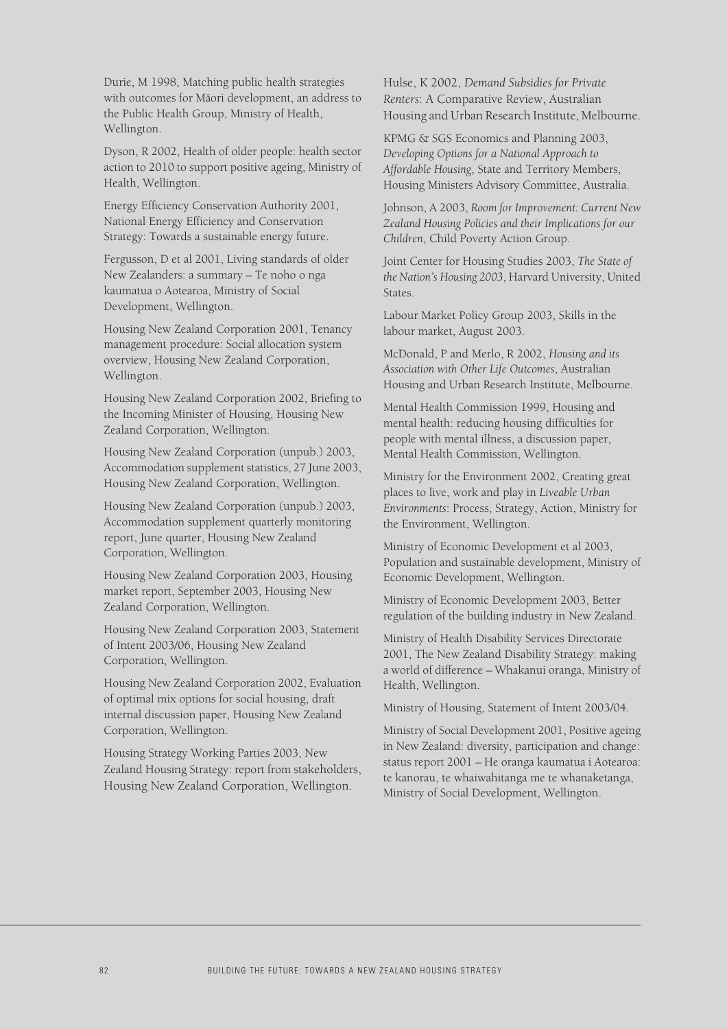Durie, M 1998, Matching public health strategies with outcomes for Māori development, an address to the Public Health Group, Ministry of Health, Wellington.

Dyson, R 2002, Health of older people: health sector action to 2010 to support positive ageing, Ministry of Health, Wellington.

Energy Efficiency Conservation Authority 2001, National Energy Efficiency and Conservation Strategy: Towards a sustainable energy future.

Fergusson, D et al 2001, Living standards of older New Zealanders: a summary – Te noho o nga kaumatua o Aotearoa, Ministry of Social Development, Wellington.

Housing New Zealand Corporation 2001, Tenancy management procedure: Social allocation system overview, Housing New Zealand Corporation, Wellington.

Housing New Zealand Corporation 2002, Briefing to the Incoming Minister of Housing, Housing New Zealand Corporation, Wellington.

Housing New Zealand Corporation (unpub.) 2003, Accommodation supplement statistics, 27 June 2003, Housing New Zealand Corporation, Wellington.

Housing New Zealand Corporation (unpub.) 2003, Accommodation supplement quarterly monitoring report, June quarter, Housing New Zealand Corporation, Wellington.

Housing New Zealand Corporation 2003, Housing market report, September 2003, Housing New Zealand Corporation, Wellington.

Housing New Zealand Corporation 2003, Statement of Intent 2003/06, Housing New Zealand Corporation, Wellington.

Housing New Zealand Corporation 2002, Evaluation of optimal mix options for social housing, draft internal discussion paper, Housing New Zealand Corporation, Wellington.

Housing Strategy Working Parties 2003, New Zealand Housing Strategy: report from stakeholders, Housing New Zealand Corporation, Wellington.

Hulse, K 2002, *Demand Subsidies for Private Renters*: A Comparative Review, Australian Housing and Urban Research Institute, Melbourne.

KPMG & SGS Economics and Planning 2003, *Developing Options for a National Approach to Affordable Housing*, State and Territory Members, Housing Ministers Advisory Committee, Australia.

Johnson, A 2003, *Room for Improvement: Current New Zealand Housing Policies and their Implications for our Children*, Child Poverty Action Group.

Joint Center for Housing Studies 2003, *The State of the Nation's Housing 2003*, Harvard University, United States.

Labour Market Policy Group 2003, Skills in the labour market, August 2003.

McDonald, P and Merlo, R 2002, *Housing and its Association with Other Life Outcomes*, Australian Housing and Urban Research Institute, Melbourne.

Mental Health Commission 1999, Housing and mental health: reducing housing difficulties for people with mental illness, a discussion paper, Mental Health Commission, Wellington.

Ministry for the Environment 2002, Creating great places to live, work and play in *Liveable Urban Environments*: Process, Strategy, Action, Ministry for the Environment, Wellington.

Ministry of Economic Development et al 2003, Population and sustainable development, Ministry of Economic Development, Wellington.

Ministry of Economic Development 2003, Better regulation of the building industry in New Zealand.

Ministry of Health Disability Services Directorate 2001, The New Zealand Disability Strategy: making a world of difference – Whakanui oranga, Ministry of Health, Wellington.

Ministry of Housing, Statement of Intent 2003/04.

Ministry of Social Development 2001, Positive ageing in New Zealand: diversity, participation and change: status report 2001 – He oranga kaumatua i Aotearoa: te kanorau, te whaiwahitanga me te whanaketanga, Ministry of Social Development, Wellington.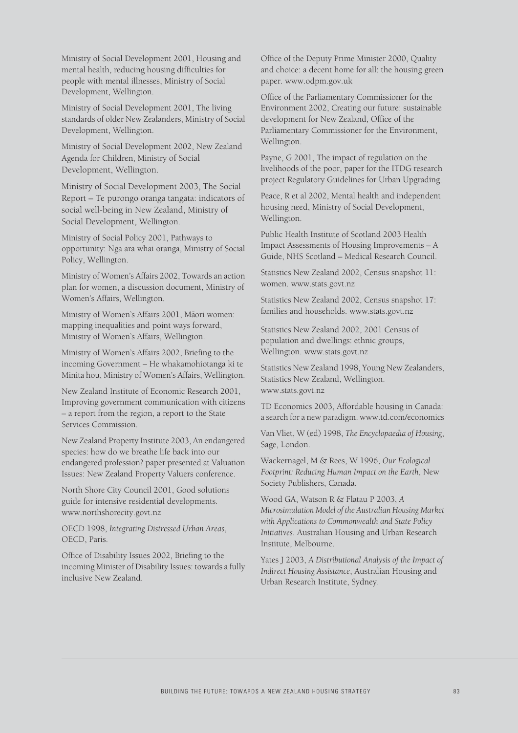Ministry of Social Development 2001, Housing and mental health, reducing housing difficulties for people with mental illnesses, Ministry of Social Development, Wellington.

Ministry of Social Development 2001, The living standards of older New Zealanders, Ministry of Social Development, Wellington.

Ministry of Social Development 2002, New Zealand Agenda for Children, Ministry of Social Development, Wellington.

Ministry of Social Development 2003, The Social Report – Te purongo oranga tangata: indicators of social well-being in New Zealand, Ministry of Social Development, Wellington.

Ministry of Social Policy 2001, Pathways to opportunity: Nga ara whai oranga, Ministry of Social Policy, Wellington.

Ministry of Women's Affairs 2002, Towards an action plan for women, a discussion document, Ministry of Women's Affairs, Wellington.

Ministry of Women's Affairs 2001, Māori women: mapping inequalities and point ways forward, Ministry of Women's Affairs, Wellington.

Ministry of Women's Affairs 2002, Briefing to the incoming Government – He whakamohiotanga ki te Minita hou, Ministry of Women's Affairs, Wellington.

New Zealand Institute of Economic Research 2001, Improving government communication with citizens – a report from the region, a report to the State Services Commission.

New Zealand Property Institute 2003, An endangered species: how do we breathe life back into our endangered profession? paper presented at Valuation Issues: New Zealand Property Valuers conference.

North Shore City Council 2001, Good solutions guide for intensive residential developments. www.northshorecity.govt.nz

OECD 1998, *Integrating Distressed Urban Areas*, OECD, Paris.

Office of Disability Issues 2002, Briefing to the incoming Minister of Disability Issues: towards a fully inclusive New Zealand.

Office of the Deputy Prime Minister 2000, Quality and choice: a decent home for all: the housing green paper. www.odpm.gov.uk

Office of the Parliamentary Commissioner for the Environment 2002, Creating our future: sustainable development for New Zealand, Office of the Parliamentary Commissioner for the Environment, Wellington.

Payne, G 2001, The impact of regulation on the livelihoods of the poor, paper for the ITDG research project Regulatory Guidelines for Urban Upgrading.

Peace, R et al 2002, Mental health and independent housing need, Ministry of Social Development, Wellington.

Public Health Institute of Scotland 2003 Health Impact Assessments of Housing Improvements – A Guide, NHS Scotland – Medical Research Council.

Statistics New Zealand 2002, Census snapshot 11: women. www.stats.govt.nz

Statistics New Zealand 2002, Census snapshot 17: families and households. www.stats.govt.nz

Statistics New Zealand 2002, 2001 Census of population and dwellings: ethnic groups, Wellington. www.stats.govt.nz

Statistics New Zealand 1998, Young New Zealanders, Statistics New Zealand, Wellington. www.stats.govt.nz

TD Economics 2003, Affordable housing in Canada: a search for a new paradigm. www.td.com/economics

Van Vliet, W (ed) 1998, *The Encyclopaedia of Housing*, Sage, London.

Wackernagel, M & Rees, W 1996, *Our Ecological Footprint: Reducing Human Impact on the Earth*, New Society Publishers, Canada.

Wood GA, Watson R & Flatau P 2003, *A Microsimulation Model of the Australian Housing Market with Applications to Commonwealth and State Policy Initiatives*. Australian Housing and Urban Research Institute, Melbourne.

Yates J 2003, *A Distributional Analysis of the Impact of Indirect Housing Assistance*, Australian Housing and Urban Research Institute, Sydney.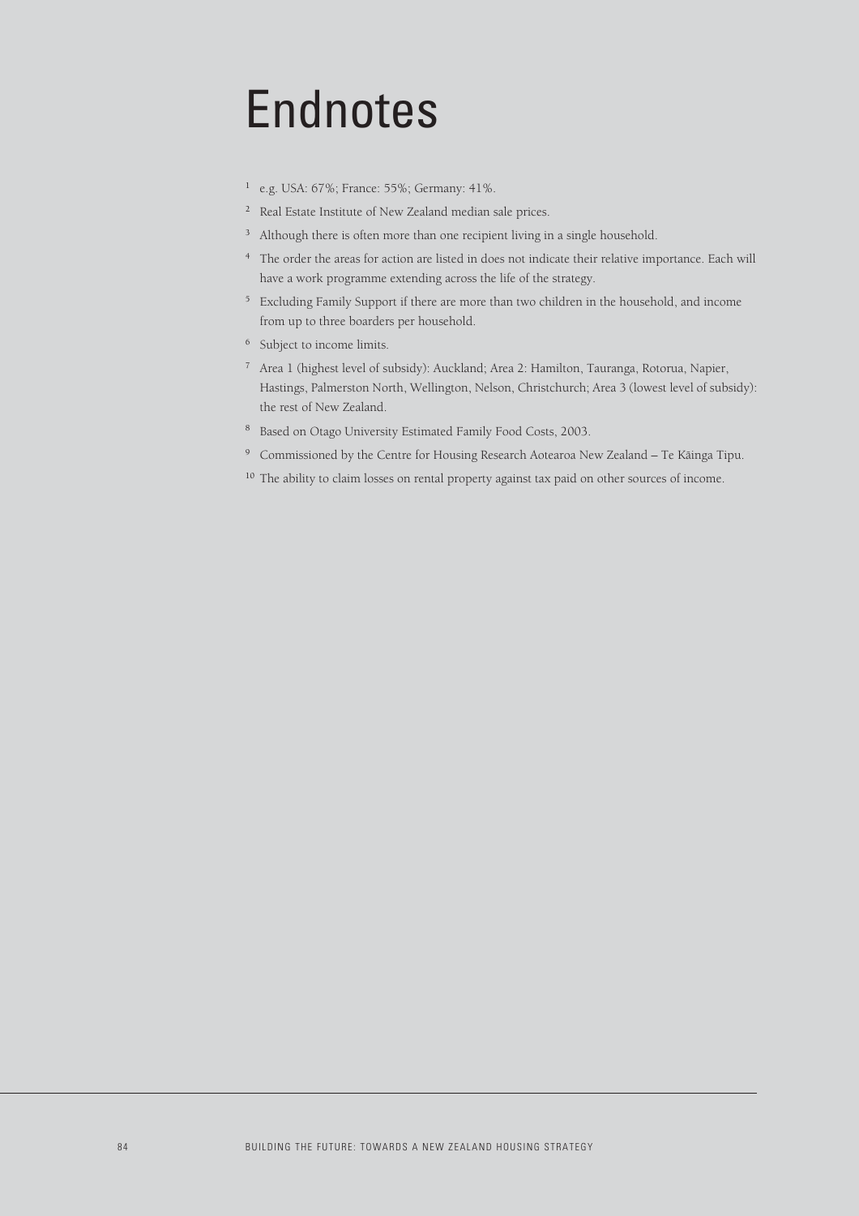# Endnotes

[1] e.g. USA: 67%; France: 55%; Germany: 41%.

[2] Real Estate Institute of New Zealand median sale prices.

[3] Although there is often more than one recipient living in a single household.

[4] The order the areas for action are listed in does not indicate their relative importance. Each will have a work programme extending across the life of the strategy.

[5] Excluding Family Support if there are more than two children in the household, and income from up to three boarders per household.

[6] Subject to income limits.

[7] Area 1 (highest level of subsidy): Auckland; Area 2: Hamilton, Tauranga, Rotorua, Napier, Hastings, Palmerston North, Wellington, Nelson, Christchurch; Area 3 (lowest level of subsidy): the rest of New Zealand.

[8] Based on Otago University Estimated Family Food Costs, 2003.

[9] Commissioned by the Centre for Housing Research Aotearoa New Zealand – Te Kāinga Tipu.

[10] The ability to claim losses on rental property against tax paid on other sources of income.